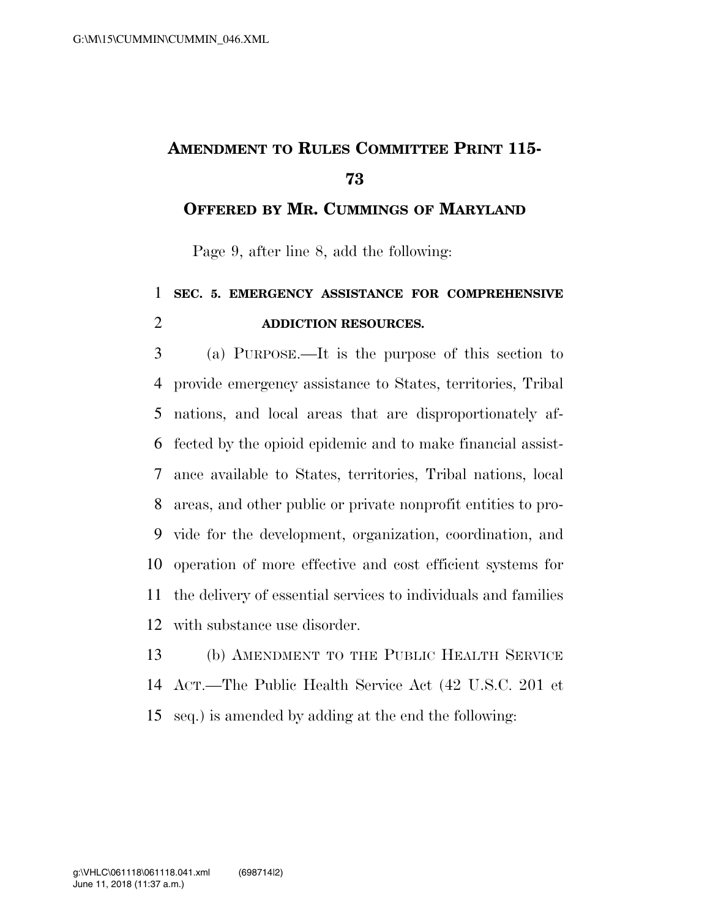# AMENDMENT TO RULES COMMITTEE PRINT 115-73

## OFFERED BY MR. CUMMINGS OF MARYLAND

Page 9, after line 8, add the following:

**SEC. 5. EMERGENCY ASSISTANCE FOR COMPREHENSIVE ADDICTION RESOURCES.**

(a) PURPOSE.—It is the purpose of this section to provide emergency assistance to States, territories, Tribal nations, and local areas that are disproportionately affected by the opioid epidemic and to make financial assistance available to States, territories, Tribal nations, local areas, and other public or private nonprofit entities to provide for the development, organization, coordination, and operation of more effective and cost efficient systems for the delivery of essential services to individuals and families with substance use disorder.

(b) AMENDMENT TO THE PUBLIC HEALTH SERVICE ACT.—The Public Health Service Act (42 U.S.C. 201 et seq.) is amended by adding at the end the following: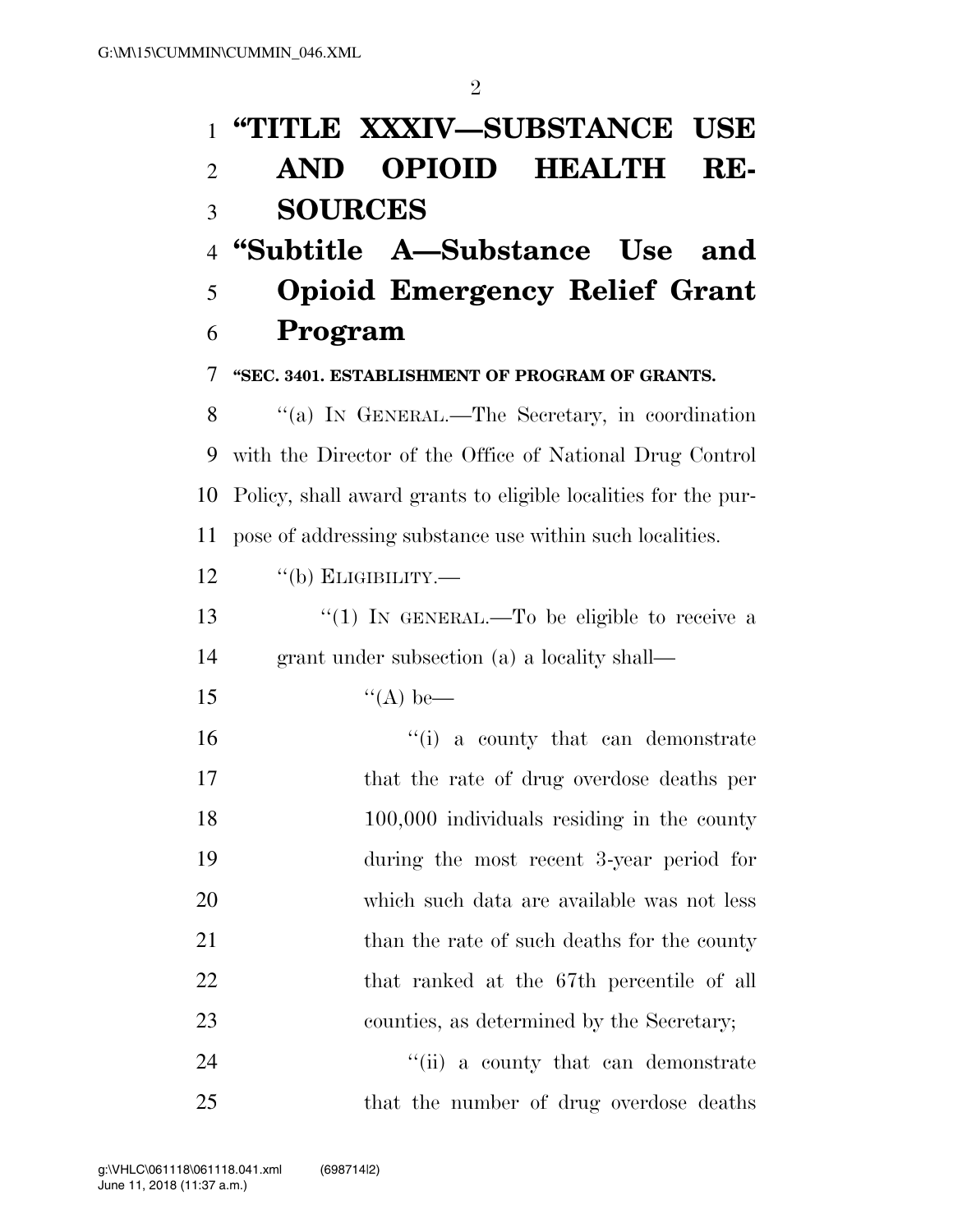# "TITLE XXXIV—SUBSTANCE USE AND OPIOID HEALTH RESOURCES

## "Subtitle A—Substance Use and Opioid Emergency Relief Grant Program

### "SEC. 3401. ESTABLISHMENT OF PROGRAM OF GRANTS.

"(a) IN GENERAL.—The Secretary, in coordination with the Director of the Office of National Drug Control Policy, shall award grants to eligible localities for the purpose of addressing substance use within such localities.

"(b) ELIGIBILITY.—

"(1) IN GENERAL.—To be eligible to receive a grant under subsection (a) a locality shall—

"(A) be—

"(i) a county that can demonstrate that the rate of drug overdose deaths per 100,000 individuals residing in the county during the most recent 3-year period for which such data are available was not less than the rate of such deaths for the county that ranked at the 67th percentile of all counties, as determined by the Secretary;

"(ii) a county that can demonstrate that the number of drug overdose deaths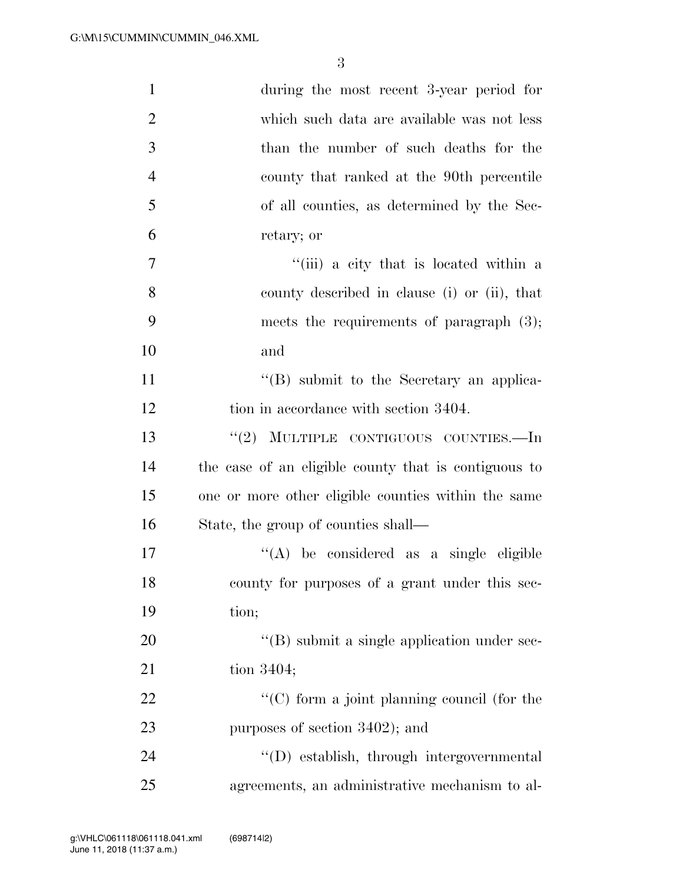during the most recent 3-year period for which such data are available was not less than the number of such deaths for the county that ranked at the 90th percentile of all counties, as determined by the Secretary; or

"(iii) a city that is located within a county described in clause (i) or (ii), that meets the requirements of paragraph (3); and

"(B) submit to the Secretary an application in accordance with section 3404.

"(2) MULTIPLE CONTIGUOUS COUNTIES.—In the case of an eligible county that is contiguous to one or more other eligible counties within the same State, the group of counties shall—

"(A) be considered as a single eligible county for purposes of a grant under this section;

"(B) submit a single application under section 3404;

"(C) form a joint planning council (for the purposes of section 3402); and

"(D) establish, through intergovernmental agreements, an administrative mechanism to al-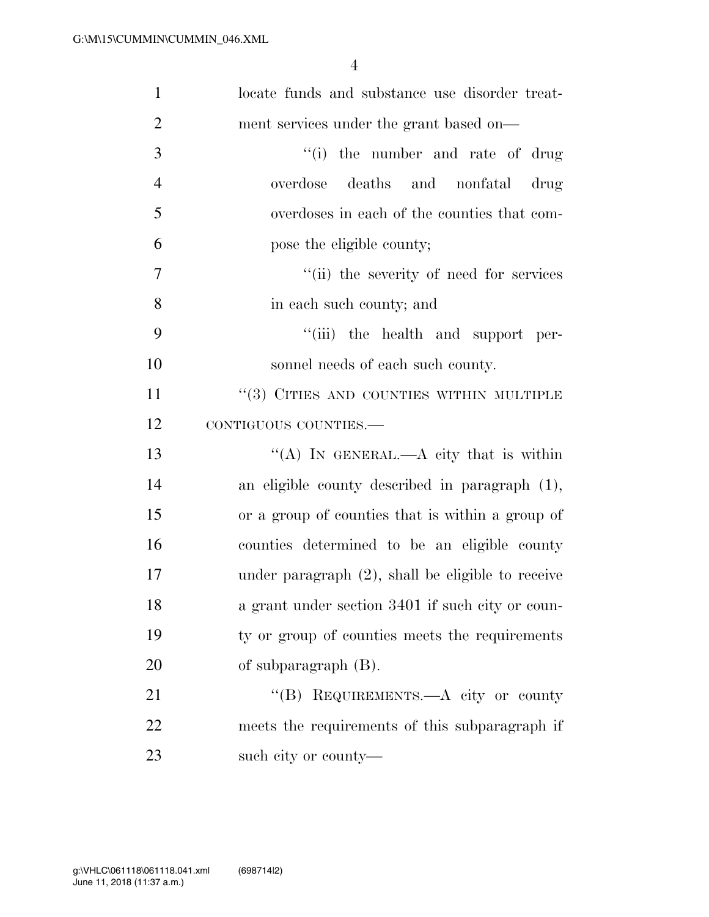locate funds and substance use disorder treatment services under the grant based on—

"(i) the number and rate of drug overdose deaths and nonfatal drug overdoses in each of the counties that compose the eligible county;

"(ii) the severity of need for services in each such county; and

"(iii) the health and support personnel needs of each such county.

"(3) CITIES AND COUNTIES WITHIN MULTIPLE CONTIGUOUS COUNTIES.—

"(A) IN GENERAL.—A city that is within an eligible county described in paragraph (1), or a group of counties that is within a group of counties determined to be an eligible county under paragraph (2), shall be eligible to receive a grant under section 3401 if such city or county or group of counties meets the requirements of subparagraph (B).

"(B) REQUIREMENTS.—A city or county meets the requirements of this subparagraph if such city or county—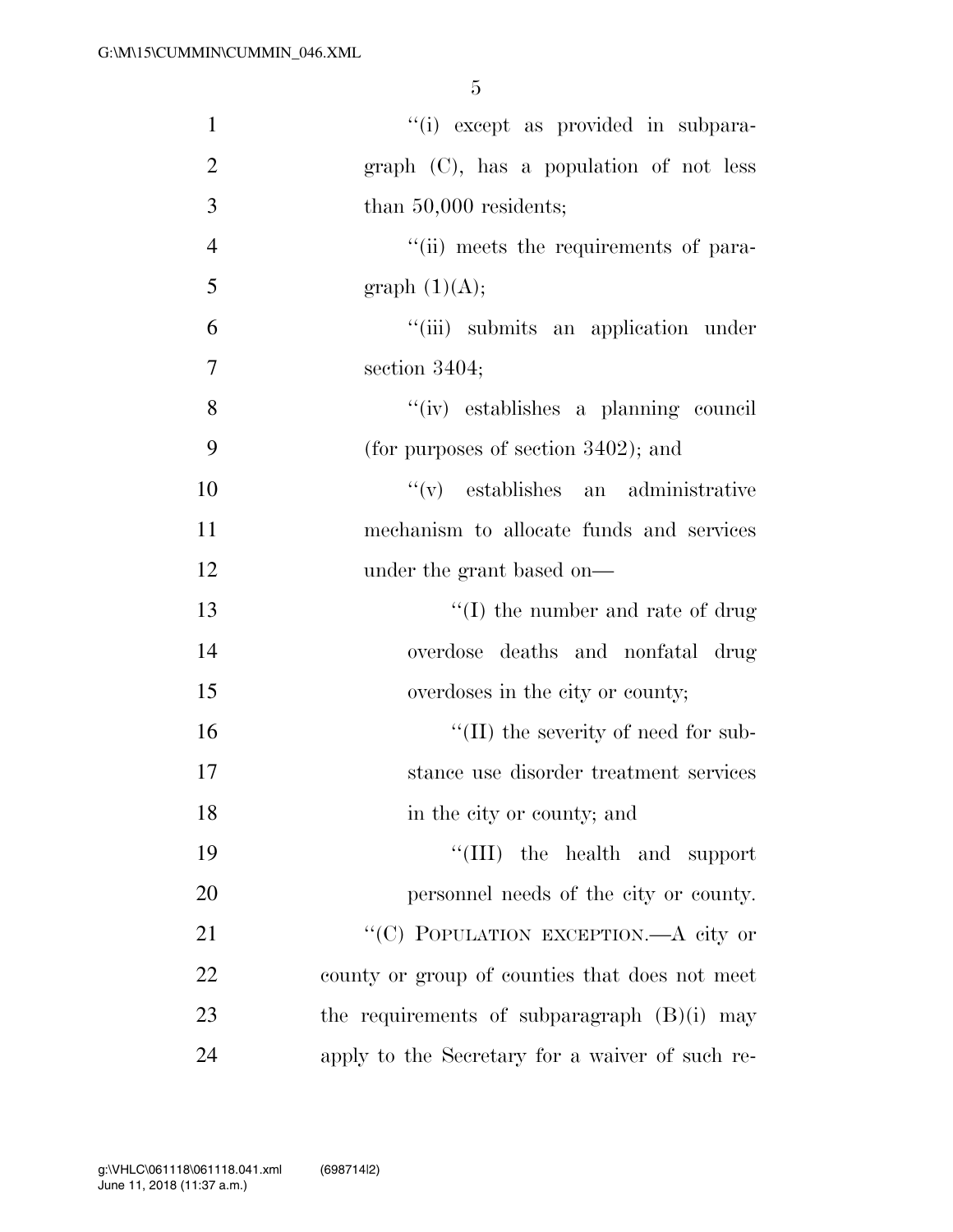"(i) except as provided in subparagraph (C), has a population of not less than 50,000 residents;

"(ii) meets the requirements of paragraph (1)(A);

"(iii) submits an application under section 3404;

"(iv) establishes a planning council (for purposes of section 3402); and

"(v) establishes an administrative mechanism to allocate funds and services under the grant based on—

"(I) the number and rate of drug overdose deaths and nonfatal drug overdoses in the city or county;

"(II) the severity of need for substance use disorder treatment services in the city or county; and

"(III) the health and support personnel needs of the city or county.

"(C) POPULATION EXCEPTION.—A city or county or group of counties that does not meet the requirements of subparagraph (B)(i) may apply to the Secretary for a waiver of such re-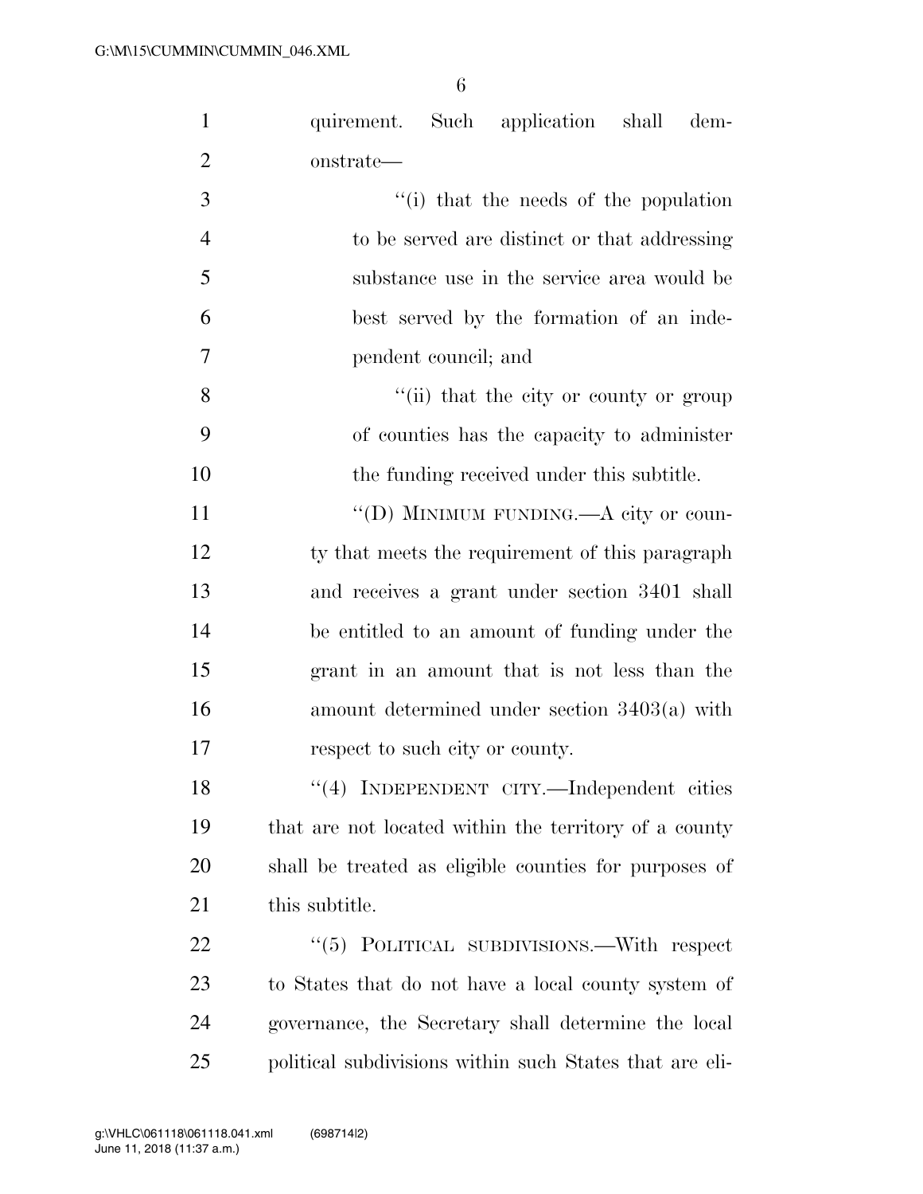quirement. Such application shall demonstrate—

''(i) that the needs of the population to be served are distinct or that addressing substance use in the service area would be best served by the formation of an independent council; and

''(ii) that the city or county or group of counties has the capacity to administer the funding received under this subtitle.

''(D) MINIMUM FUNDING.—A city or county that meets the requirement of this paragraph and receives a grant under section 3401 shall be entitled to an amount of funding under the grant in an amount that is not less than the amount determined under section 3403(a) with respect to such city or county.

''(4) INDEPENDENT CITY.—Independent cities that are not located within the territory of a county shall be treated as eligible counties for purposes of this subtitle.

''(5) POLITICAL SUBDIVISIONS.—With respect to States that do not have a local county system of governance, the Secretary shall determine the local political subdivisions within such States that are eli-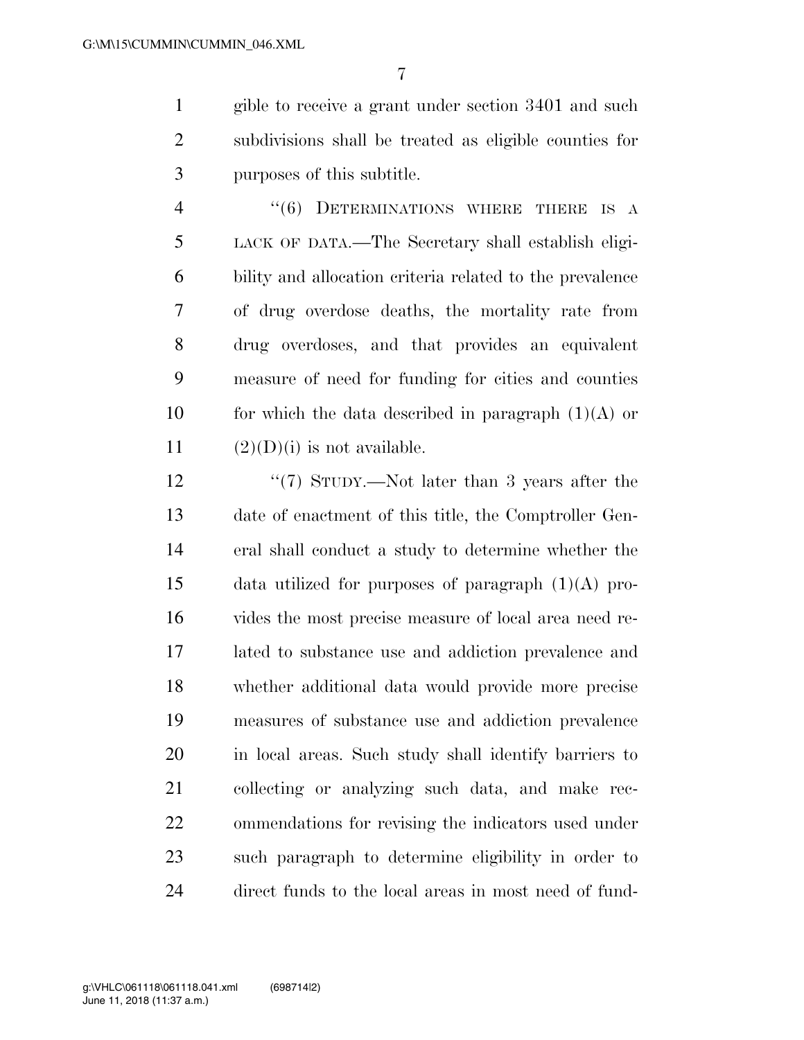gible to receive a grant under section 3401 and such subdivisions shall be treated as eligible counties for purposes of this subtitle.

"(6) DETERMINATIONS WHERE THERE IS A LACK OF DATA.—The Secretary shall establish eligibility and allocation criteria related to the prevalence of drug overdose deaths, the mortality rate from drug overdoses, and that provides an equivalent measure of need for funding for cities and counties for which the data described in paragraph (1)(A) or (2)(D)(i) is not available.

"(7) STUDY.—Not later than 3 years after the date of enactment of this title, the Comptroller General shall conduct a study to determine whether the data utilized for purposes of paragraph (1)(A) provides the most precise measure of local area need related to substance use and addiction prevalence and whether additional data would provide more precise measures of substance use and addiction prevalence in local areas. Such study shall identify barriers to collecting or analyzing such data, and make recommendations for revising the indicators used under such paragraph to determine eligibility in order to direct funds to the local areas in most need of fund-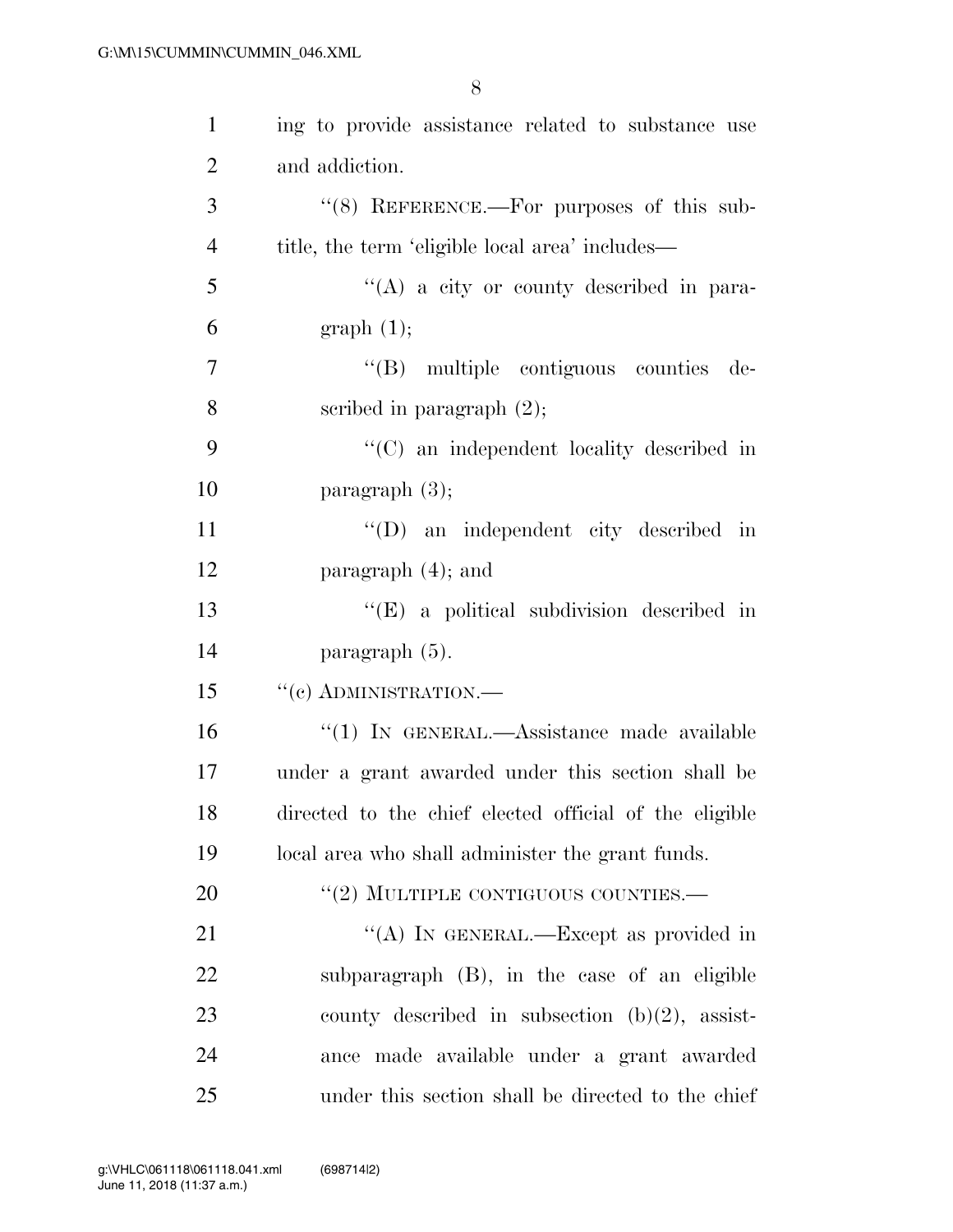ing to provide assistance related to substance use and addiction.

"(8) REFERENCE.—For purposes of this subtitle, the term 'eligible local area' includes—

"(A) a city or county described in paragraph (1);

"(B) multiple contiguous counties described in paragraph (2);

"(C) an independent locality described in paragraph (3);

"(D) an independent city described in paragraph (4); and

"(E) a political subdivision described in paragraph (5).

"(c) ADMINISTRATION.—

"(1) IN GENERAL.—Assistance made available under a grant awarded under this section shall be directed to the chief elected official of the eligible local area who shall administer the grant funds.

"(2) MULTIPLE CONTIGUOUS COUNTIES.—

"(A) IN GENERAL.—Except as provided in subparagraph (B), in the case of an eligible county described in subsection (b)(2), assistance made available under a grant awarded under this section shall be directed to the chief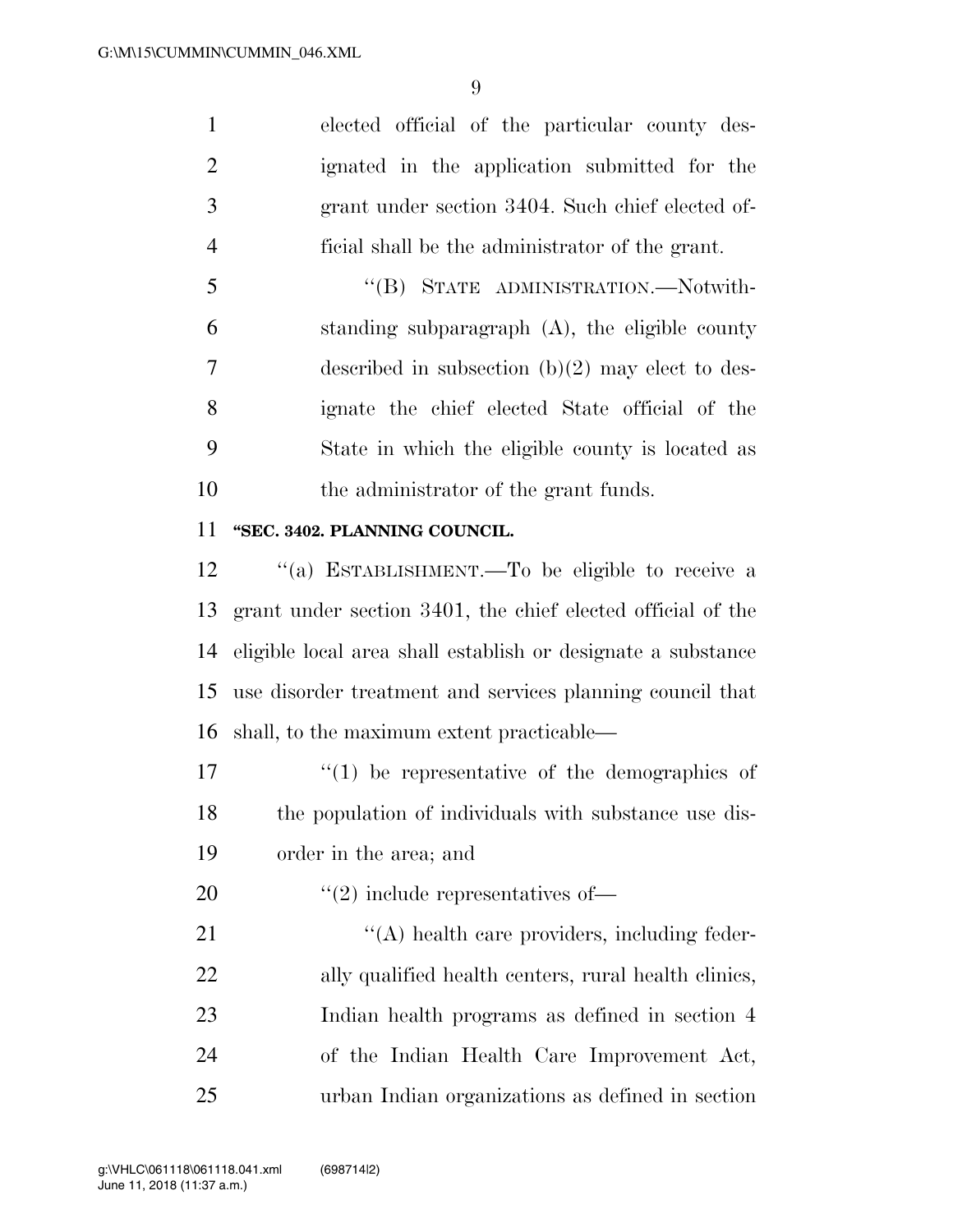elected official of the particular county designated in the application submitted for the grant under section 3404. Such chief elected official shall be the administrator of the grant.

"(B) STATE ADMINISTRATION.—Notwithstanding subparagraph (A), the eligible county described in subsection (b)(2) may elect to designate the chief elected State official of the State in which the eligible county is located as the administrator of the grant funds.

**"SEC. 3402. PLANNING COUNCIL.**

"(a) ESTABLISHMENT.—To be eligible to receive a grant under section 3401, the chief elected official of the eligible local area shall establish or designate a substance use disorder treatment and services planning council that shall, to the maximum extent practicable—

"(1) be representative of the demographics of the population of individuals with substance use disorder in the area; and

"(2) include representatives of—

"(A) health care providers, including federally qualified health centers, rural health clinics, Indian health programs as defined in section 4 of the Indian Health Care Improvement Act, urban Indian organizations as defined in section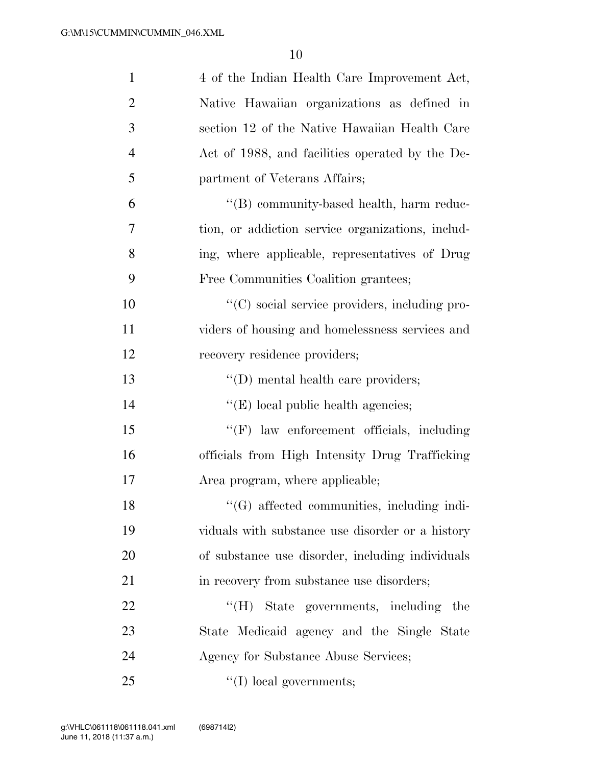4 of the Indian Health Care Improvement Act, Native Hawaiian organizations as defined in section 12 of the Native Hawaiian Health Care Act of 1988, and facilities operated by the Department of Veterans Affairs;

"(B) community-based health, harm reduction, or addiction service organizations, including, where applicable, representatives of Drug Free Communities Coalition grantees;

"(C) social service providers, including providers of housing and homelessness services and recovery residence providers;

"(D) mental health care providers;

"(E) local public health agencies;

"(F) law enforcement officials, including officials from High Intensity Drug Trafficking Area program, where applicable;

"(G) affected communities, including individuals with substance use disorder or a history of substance use disorder, including individuals in recovery from substance use disorders;

"(H) State governments, including the State Medicaid agency and the Single State Agency for Substance Abuse Services;

"(I) local governments;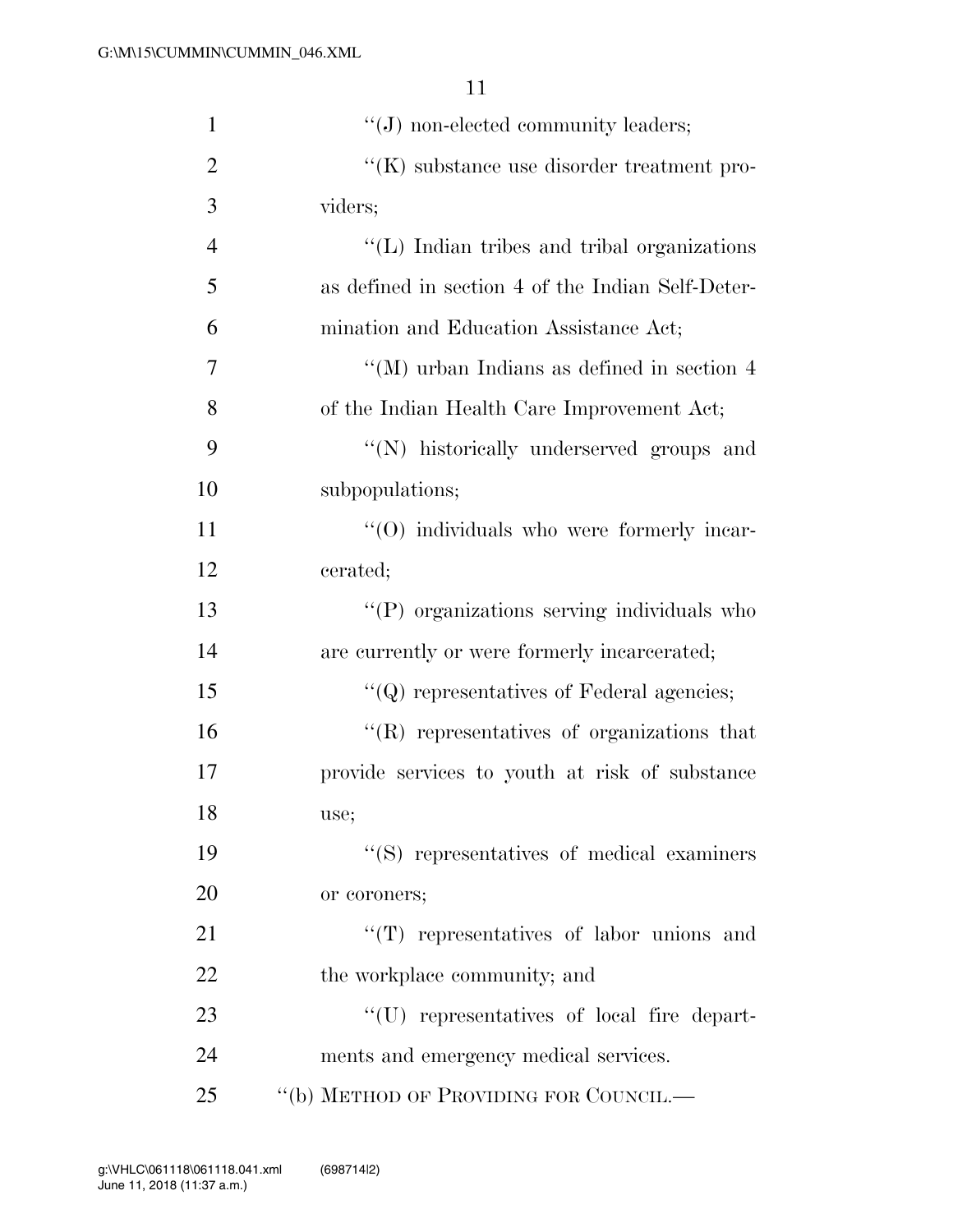''(J) non-elected community leaders;

''(K) substance use disorder treatment providers;

''(L) Indian tribes and tribal organizations as defined in section 4 of the Indian Self-Determination and Education Assistance Act;

''(M) urban Indians as defined in section 4 of the Indian Health Care Improvement Act;

''(N) historically underserved groups and subpopulations;

''(O) individuals who were formerly incarcerated;

''(P) organizations serving individuals who are currently or were formerly incarcerated;

''(Q) representatives of Federal agencies;

''(R) representatives of organizations that provide services to youth at risk of substance use;

''(S) representatives of medical examiners or coroners;

''(T) representatives of labor unions and the workplace community; and

''(U) representatives of local fire departments and emergency medical services.

''(b) METHOD OF PROVIDING FOR COUNCIL.—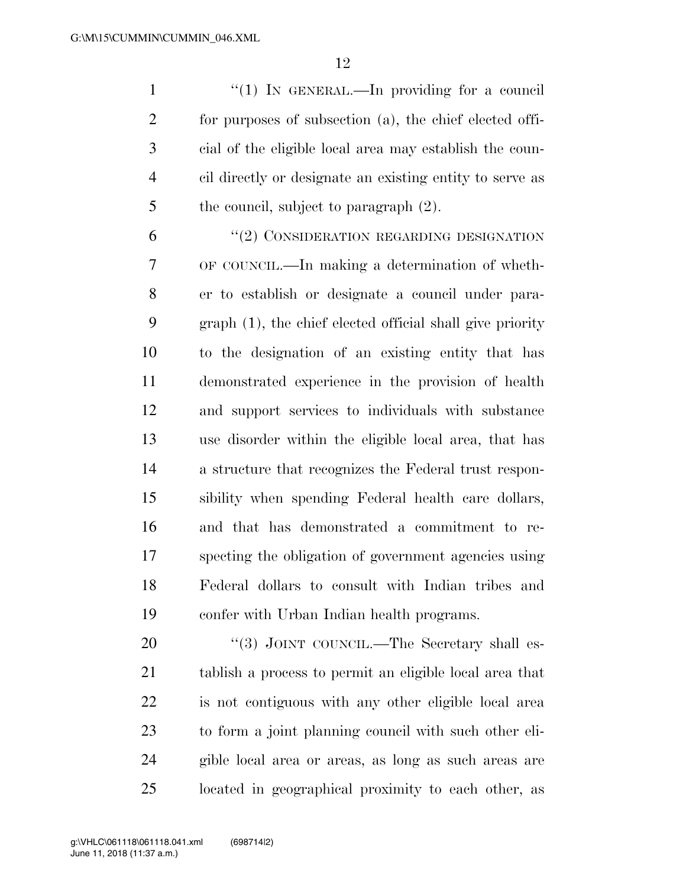"(1) IN GENERAL.—In providing for a council for purposes of subsection (a), the chief elected official of the eligible local area may establish the council directly or designate an existing entity to serve as the council, subject to paragraph (2).

"(2) CONSIDERATION REGARDING DESIGNATION OF COUNCIL.—In making a determination of whether to establish or designate a council under paragraph (1), the chief elected official shall give priority to the designation of an existing entity that has demonstrated experience in the provision of health and support services to individuals with substance use disorder within the eligible local area, that has a structure that recognizes the Federal trust responsibility when spending Federal health care dollars, and that has demonstrated a commitment to respecting the obligation of government agencies using Federal dollars to consult with Indian tribes and confer with Urban Indian health programs.

"(3) JOINT COUNCIL.—The Secretary shall establish a process to permit an eligible local area that is not contiguous with any other eligible local area to form a joint planning council with such other eligible local area or areas, as long as such areas are located in geographical proximity to each other, as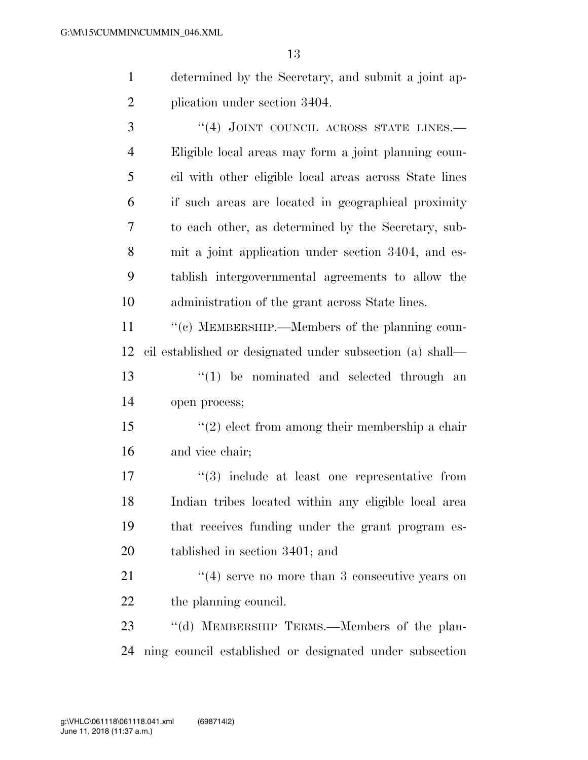determined by the Secretary, and submit a joint application under section 3404.

"(4) JOINT COUNCIL ACROSS STATE LINES.—Eligible local areas may form a joint planning council with other eligible local areas across State lines if such areas are located in geographical proximity to each other, as determined by the Secretary, submit a joint application under section 3404, and establish intergovernmental agreements to allow the administration of the grant across State lines.

"(c) MEMBERSHIP.—Members of the planning council established or designated under subsection (a) shall—

"(1) be nominated and selected through an open process;

"(2) elect from among their membership a chair and vice chair;

"(3) include at least one representative from Indian tribes located within any eligible local area that receives funding under the grant program established in section 3401; and

"(4) serve no more than 3 consecutive years on the planning council.

"(d) MEMBERSHIP TERMS.—Members of the planning council established or designated under subsection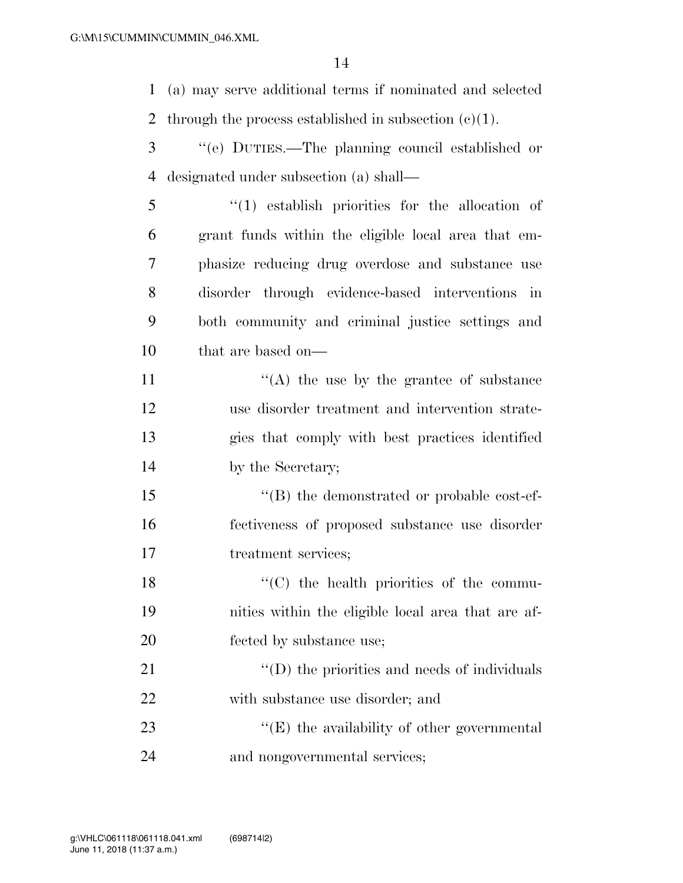(a) may serve additional terms if nominated and selected through the process established in subsection (c)(1).

"(e) DUTIES.—The planning council established or designated under subsection (a) shall—

"(1) establish priorities for the allocation of grant funds within the eligible local area that emphasize reducing drug overdose and substance use disorder through evidence-based interventions in both community and criminal justice settings and that are based on—

"(A) the use by the grantee of substance use disorder treatment and intervention strategies that comply with best practices identified by the Secretary;

"(B) the demonstrated or probable cost-effectiveness of proposed substance use disorder treatment services;

"(C) the health priorities of the communities within the eligible local area that are affected by substance use;

"(D) the priorities and needs of individuals with substance use disorder; and

"(E) the availability of other governmental and nongovernmental services;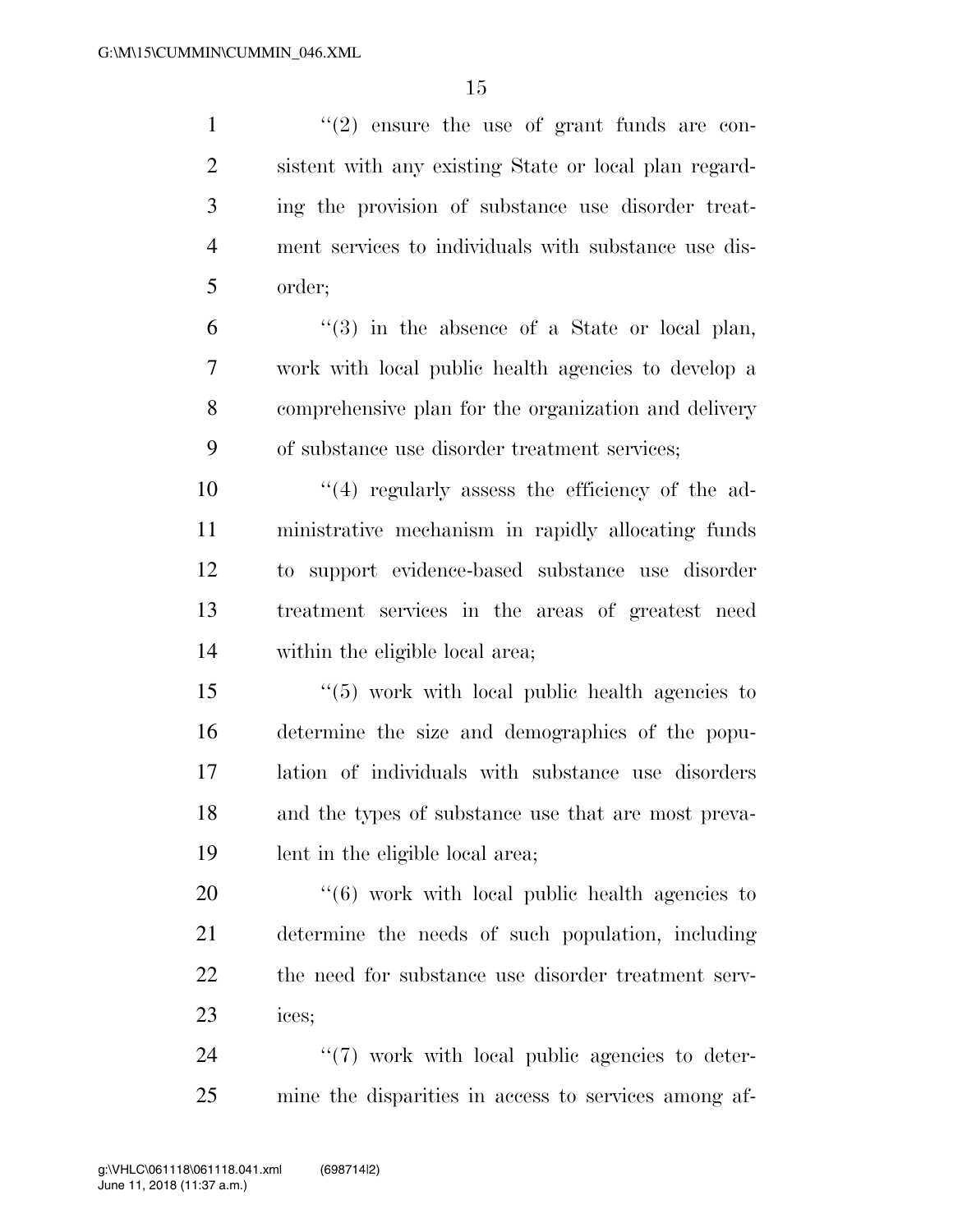"(2) ensure the use of grant funds are consistent with any existing State or local plan regarding the provision of substance use disorder treatment services to individuals with substance use disorder;

"(3) in the absence of a State or local plan, work with local public health agencies to develop a comprehensive plan for the organization and delivery of substance use disorder treatment services;

"(4) regularly assess the efficiency of the administrative mechanism in rapidly allocating funds to support evidence-based substance use disorder treatment services in the areas of greatest need within the eligible local area;

"(5) work with local public health agencies to determine the size and demographics of the population of individuals with substance use disorders and the types of substance use that are most prevalent in the eligible local area;

"(6) work with local public health agencies to determine the needs of such population, including the need for substance use disorder treatment services;

"(7) work with local public agencies to determine the disparities in access to services among af-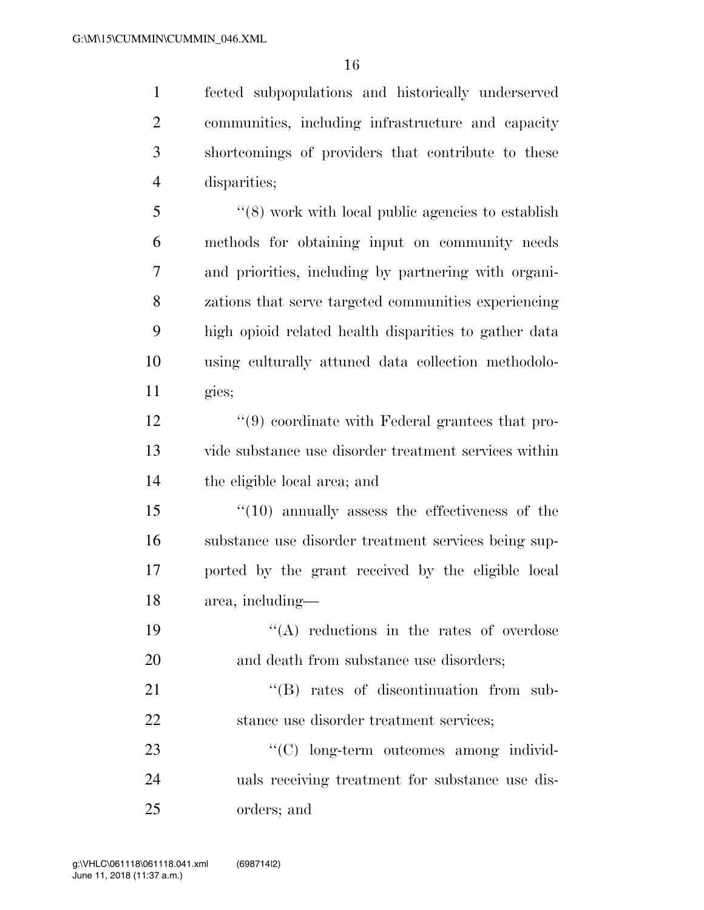fected subpopulations and historically underserved communities, including infrastructure and capacity shortcomings of providers that contribute to these disparities;

"(8) work with local public agencies to establish methods for obtaining input on community needs and priorities, including by partnering with organizations that serve targeted communities experiencing high opioid related health disparities to gather data using culturally attuned data collection methodologies;

"(9) coordinate with Federal grantees that provide substance use disorder treatment services within the eligible local area; and

"(10) annually assess the effectiveness of the substance use disorder treatment services being supported by the grant received by the eligible local area, including—

"(A) reductions in the rates of overdose and death from substance use disorders;

"(B) rates of discontinuation from substance use disorder treatment services;

"(C) long-term outcomes among individuals receiving treatment for substance use disorders; and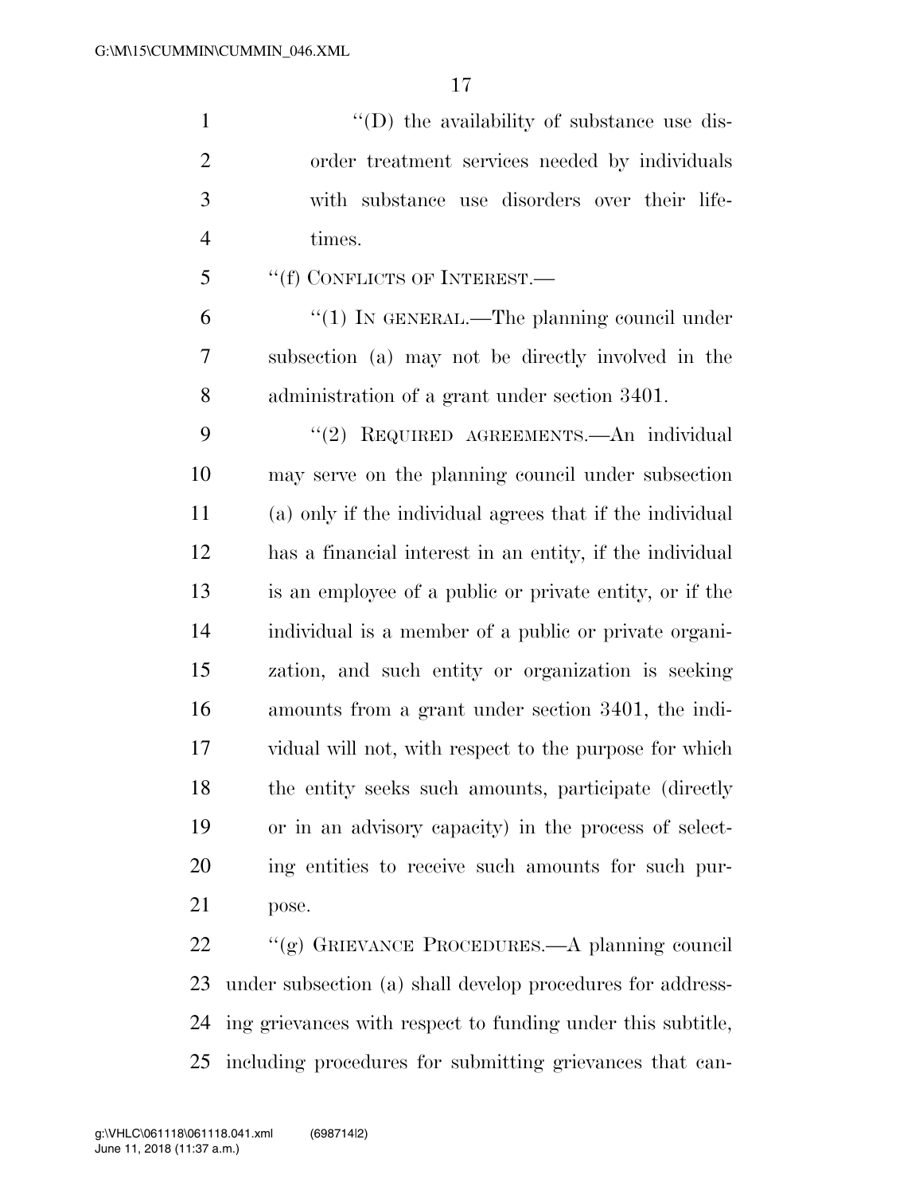"(D) the availability of substance use disorder treatment services needed by individuals with substance use disorders over their lifetimes.

"(f) CONFLICTS OF INTEREST.—

"(1) IN GENERAL.—The planning council under subsection (a) may not be directly involved in the administration of a grant under section 3401.

"(2) REQUIRED AGREEMENTS.—An individual may serve on the planning council under subsection (a) only if the individual agrees that if the individual has a financial interest in an entity, if the individual is an employee of a public or private entity, or if the individual is a member of a public or private organization, and such entity or organization is seeking amounts from a grant under section 3401, the individual will not, with respect to the purpose for which the entity seeks such amounts, participate (directly or in an advisory capacity) in the process of selecting entities to receive such amounts for such purpose.

"(g) GRIEVANCE PROCEDURES.—A planning council under subsection (a) shall develop procedures for addressing grievances with respect to funding under this subtitle, including procedures for submitting grievances that can-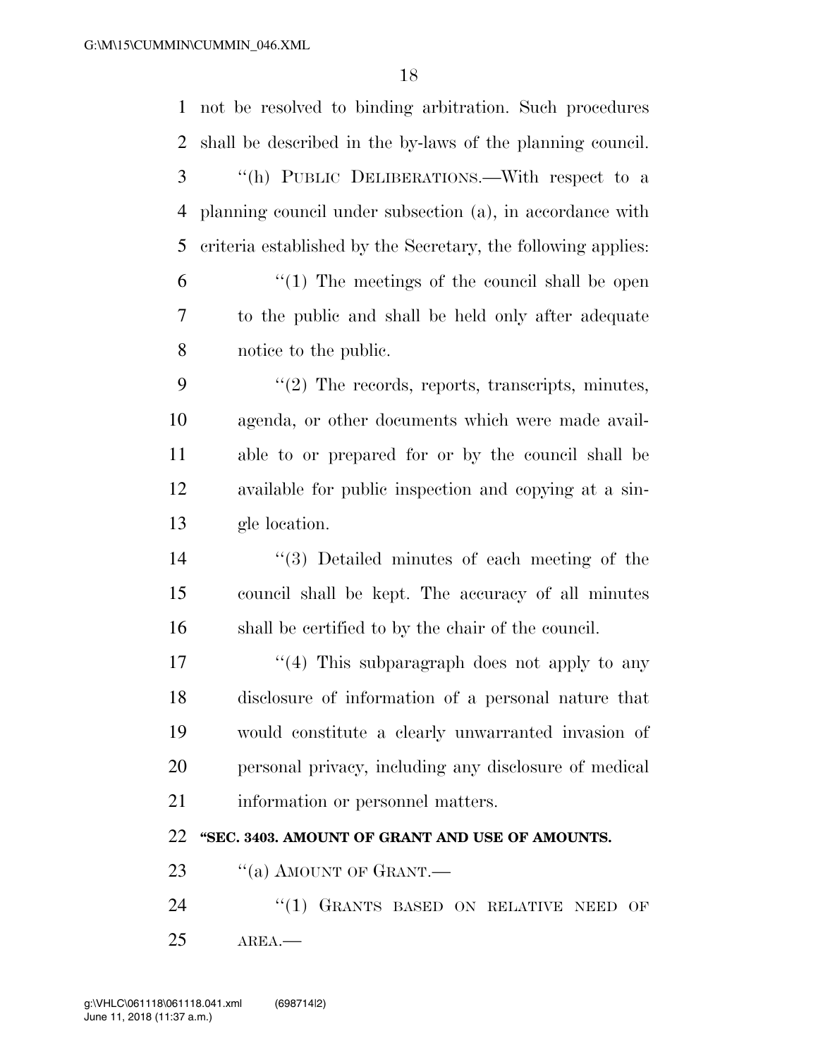not be resolved to binding arbitration. Such procedures shall be described in the by-laws of the planning council.

''(h) PUBLIC DELIBERATIONS.—With respect to a planning council under subsection (a), in accordance with criteria established by the Secretary, the following applies:

''(1) The meetings of the council shall be open to the public and shall be held only after adequate notice to the public.

''(2) The records, reports, transcripts, minutes, agenda, or other documents which were made available to or prepared for or by the council shall be available for public inspection and copying at a single location.

''(3) Detailed minutes of each meeting of the council shall be kept. The accuracy of all minutes shall be certified to by the chair of the council.

''(4) This subparagraph does not apply to any disclosure of information of a personal nature that would constitute a clearly unwarranted invasion of personal privacy, including any disclosure of medical information or personnel matters.

**''SEC. 3403. AMOUNT OF GRANT AND USE OF AMOUNTS.**

''(a) AMOUNT OF GRANT.—

''(1) GRANTS BASED ON RELATIVE NEED OF AREA.—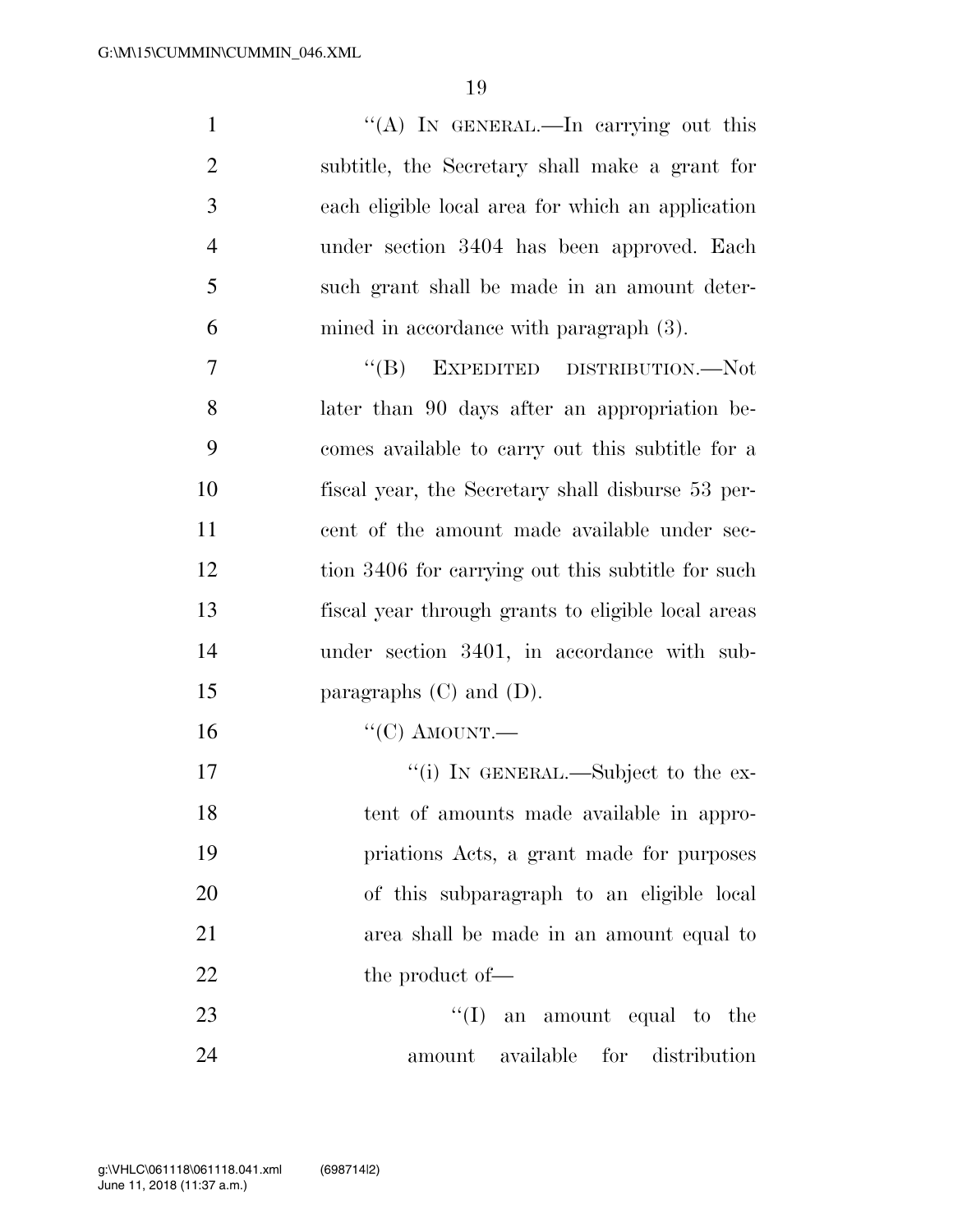''(A) IN GENERAL.—In carrying out this subtitle, the Secretary shall make a grant for each eligible local area for which an application under section 3404 has been approved. Each such grant shall be made in an amount determined in accordance with paragraph (3).

''(B) EXPEDITED DISTRIBUTION.—Not later than 90 days after an appropriation becomes available to carry out this subtitle for a fiscal year, the Secretary shall disburse 53 percent of the amount made available under section 3406 for carrying out this subtitle for such fiscal year through grants to eligible local areas under section 3401, in accordance with subparagraphs (C) and (D).

''(C) AMOUNT.—

''(i) IN GENERAL.—Subject to the extent of amounts made available in appropriations Acts, a grant made for purposes of this subparagraph to an eligible local area shall be made in an amount equal to the product of—

''(I) an amount equal to the amount available for distribution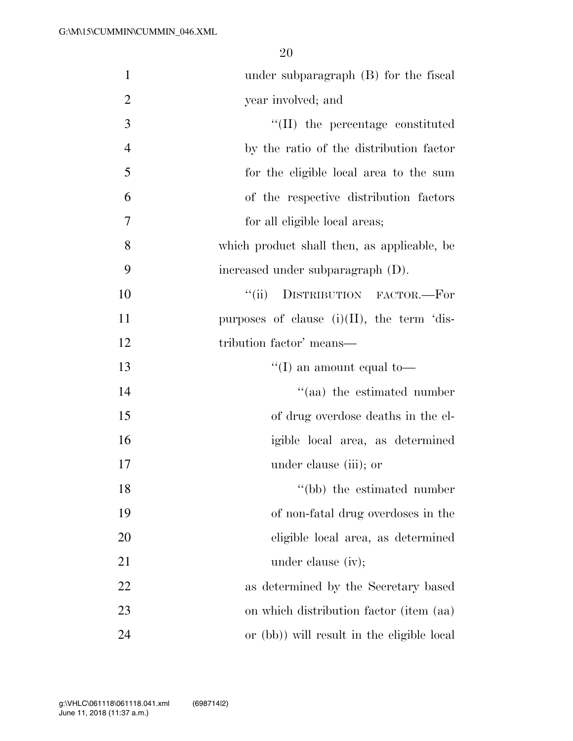under subparagraph (B) for the fiscal year involved; and

"(II) the percentage constituted by the ratio of the distribution factor for the eligible local area to the sum of the respective distribution factors for all eligible local areas;

which product shall then, as applicable, be increased under subparagraph (D).

"(ii) DISTRIBUTION FACTOR.—For purposes of clause (i)(II), the term 'distribution factor' means—

"(I) an amount equal to—

"(aa) the estimated number of drug overdose deaths in the eligible local area, as determined under clause (iii); or

"(bb) the estimated number of non-fatal drug overdoses in the eligible local area, as determined under clause (iv);

as determined by the Secretary based on which distribution factor (item (aa) or (bb)) will result in the eligible local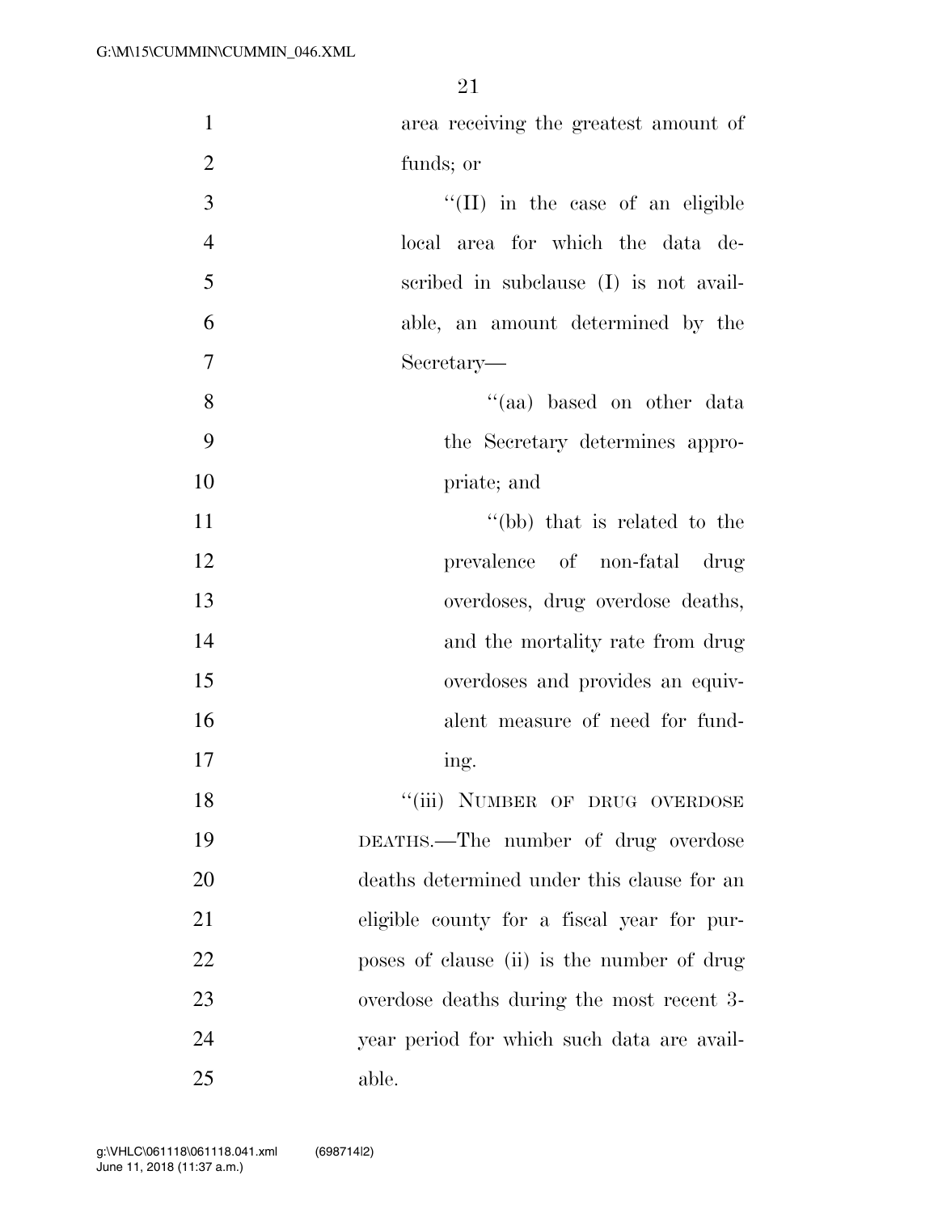area receiving the greatest amount of funds; or

"(II) in the case of an eligible local area for which the data described in subclause (I) is not available, an amount determined by the Secretary—

"(aa) based on other data the Secretary determines appropriate; and

"(bb) that is related to the prevalence of non-fatal drug overdoses, drug overdose deaths, and the mortality rate from drug overdoses and provides an equivalent measure of need for funding.

"(iii) NUMBER OF DRUG OVERDOSE DEATHS.—The number of drug overdose deaths determined under this clause for an eligible county for a fiscal year for purposes of clause (ii) is the number of drug overdose deaths during the most recent 3-year period for which such data are available.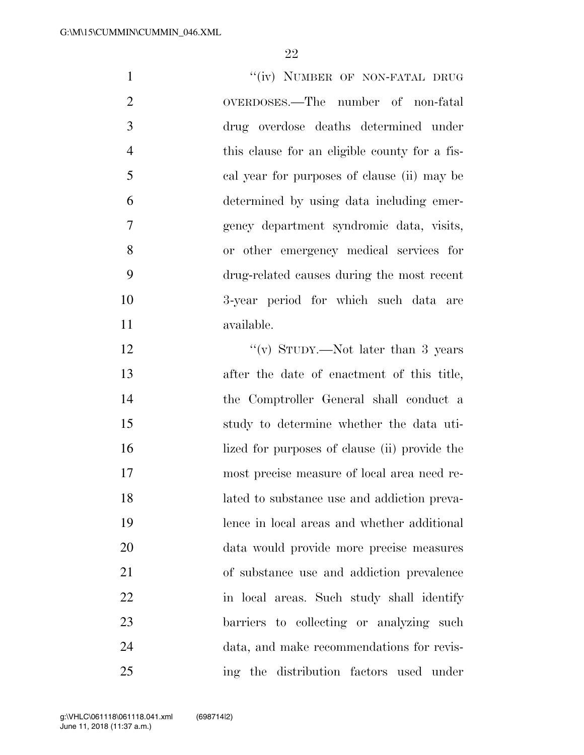"(iv) NUMBER OF NON-FATAL DRUG OVERDOSES.—The number of non-fatal drug overdose deaths determined under this clause for an eligible county for a fiscal year for purposes of clause (ii) may be determined by using data including emergency department syndromic data, visits, or other emergency medical services for drug-related causes during the most recent 3-year period for which such data are available.

"(v) STUDY.—Not later than 3 years after the date of enactment of this title, the Comptroller General shall conduct a study to determine whether the data utilized for purposes of clause (ii) provide the most precise measure of local area need related to substance use and addiction prevalence in local areas and whether additional data would provide more precise measures of substance use and addiction prevalence in local areas. Such study shall identify barriers to collecting or analyzing such data, and make recommendations for revising the distribution factors used under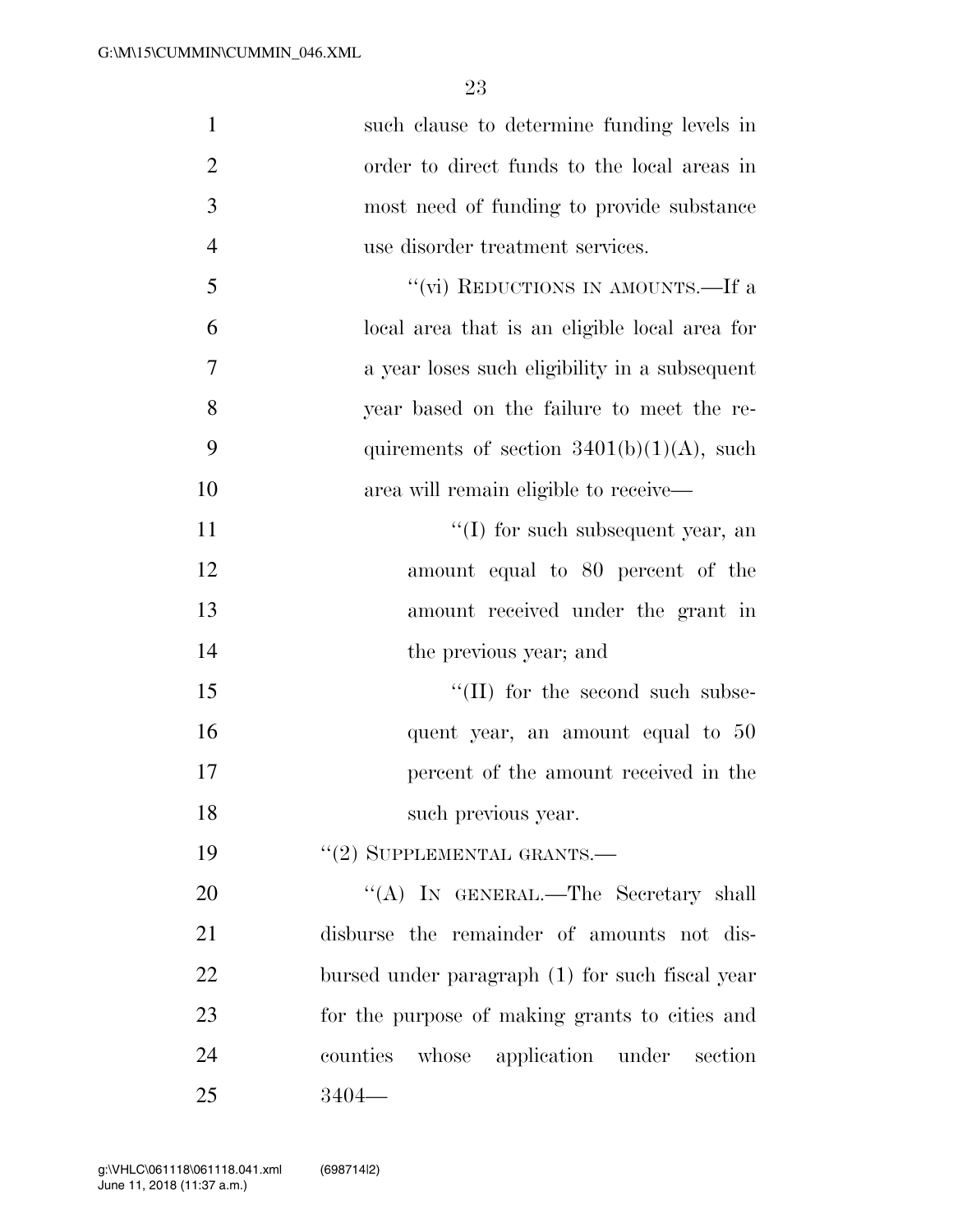such clause to determine funding levels in order to direct funds to the local areas in most need of funding to provide substance use disorder treatment services.

"(vi) REDUCTIONS IN AMOUNTS.—If a local area that is an eligible local area for a year loses such eligibility in a subsequent year based on the failure to meet the requirements of section 3401(b)(1)(A), such area will remain eligible to receive—

"(I) for such subsequent year, an amount equal to 80 percent of the amount received under the grant in the previous year; and

"(II) for the second such subsequent year, an amount equal to 50 percent of the amount received in the such previous year.

"(2) SUPPLEMENTAL GRANTS.—

"(A) IN GENERAL.—The Secretary shall disburse the remainder of amounts not disbursed under paragraph (1) for such fiscal year for the purpose of making grants to cities and counties whose application under section 3404—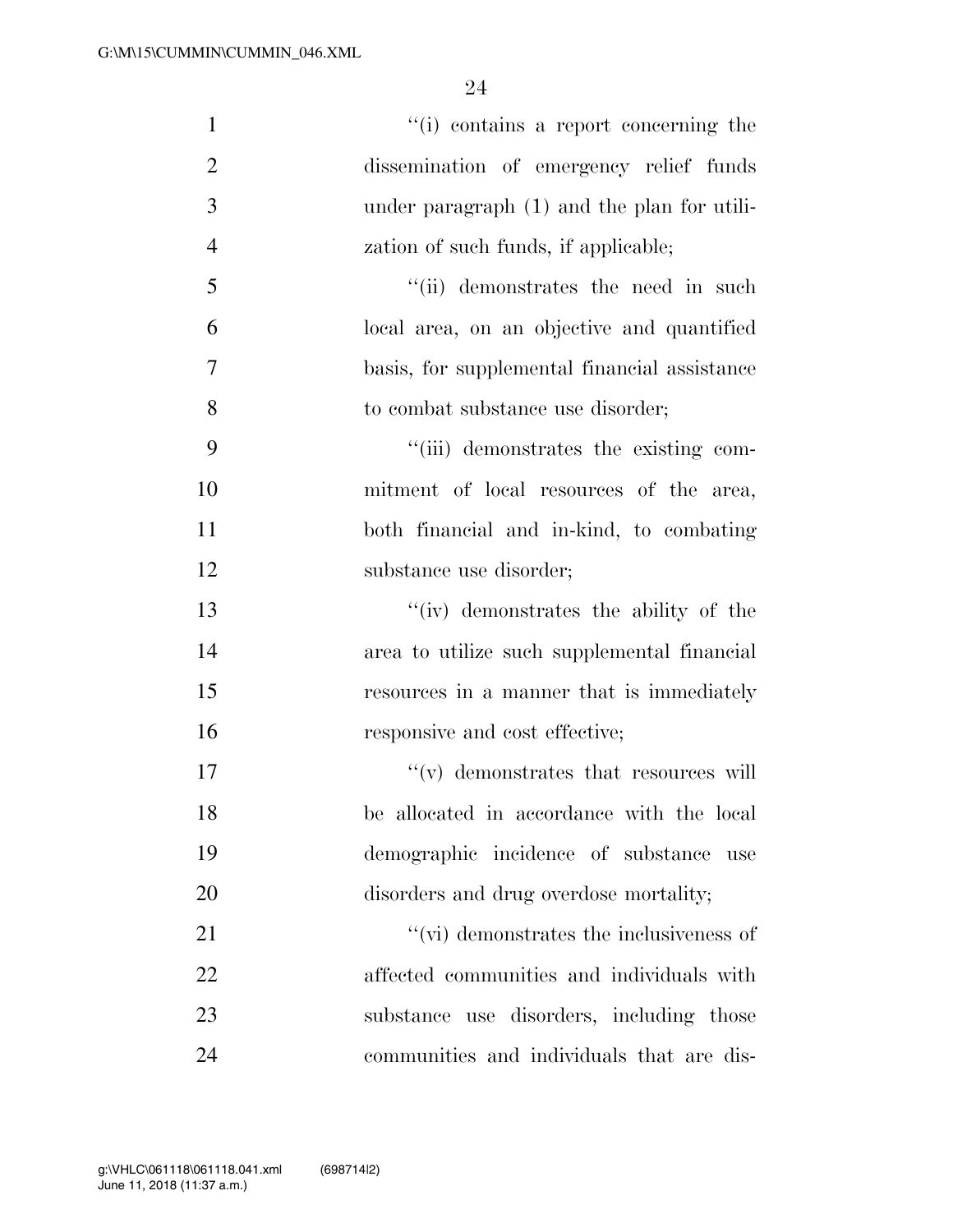''(i) contains a report concerning the dissemination of emergency relief funds under paragraph (1) and the plan for utilization of such funds, if applicable;

''(ii) demonstrates the need in such local area, on an objective and quantified basis, for supplemental financial assistance to combat substance use disorder;

''(iii) demonstrates the existing commitment of local resources of the area, both financial and in-kind, to combating substance use disorder;

''(iv) demonstrates the ability of the area to utilize such supplemental financial resources in a manner that is immediately responsive and cost effective;

''(v) demonstrates that resources will be allocated in accordance with the local demographic incidence of substance use disorders and drug overdose mortality;

''(vi) demonstrates the inclusiveness of affected communities and individuals with substance use disorders, including those communities and individuals that are dis-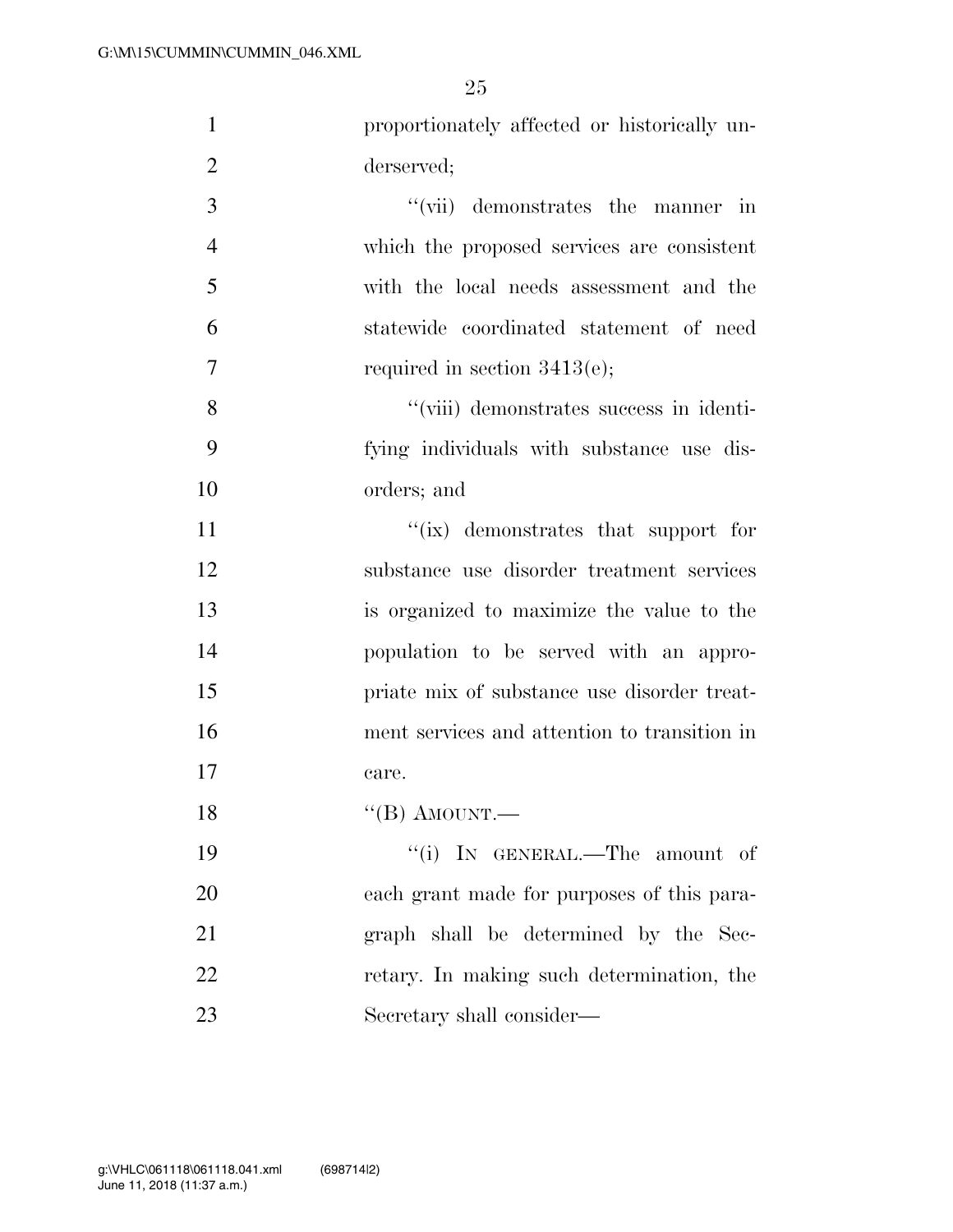proportionately affected or historically underserved;

''(vii) demonstrates the manner in which the proposed services are consistent with the local needs assessment and the statewide coordinated statement of need required in section 3413(e);

''(viii) demonstrates success in identifying individuals with substance use disorders; and

''(ix) demonstrates that support for substance use disorder treatment services is organized to maximize the value to the population to be served with an appropriate mix of substance use disorder treatment services and attention to transition in care.

''(B) AMOUNT.—

''(i) IN GENERAL.—The amount of each grant made for purposes of this paragraph shall be determined by the Secretary. In making such determination, the Secretary shall consider—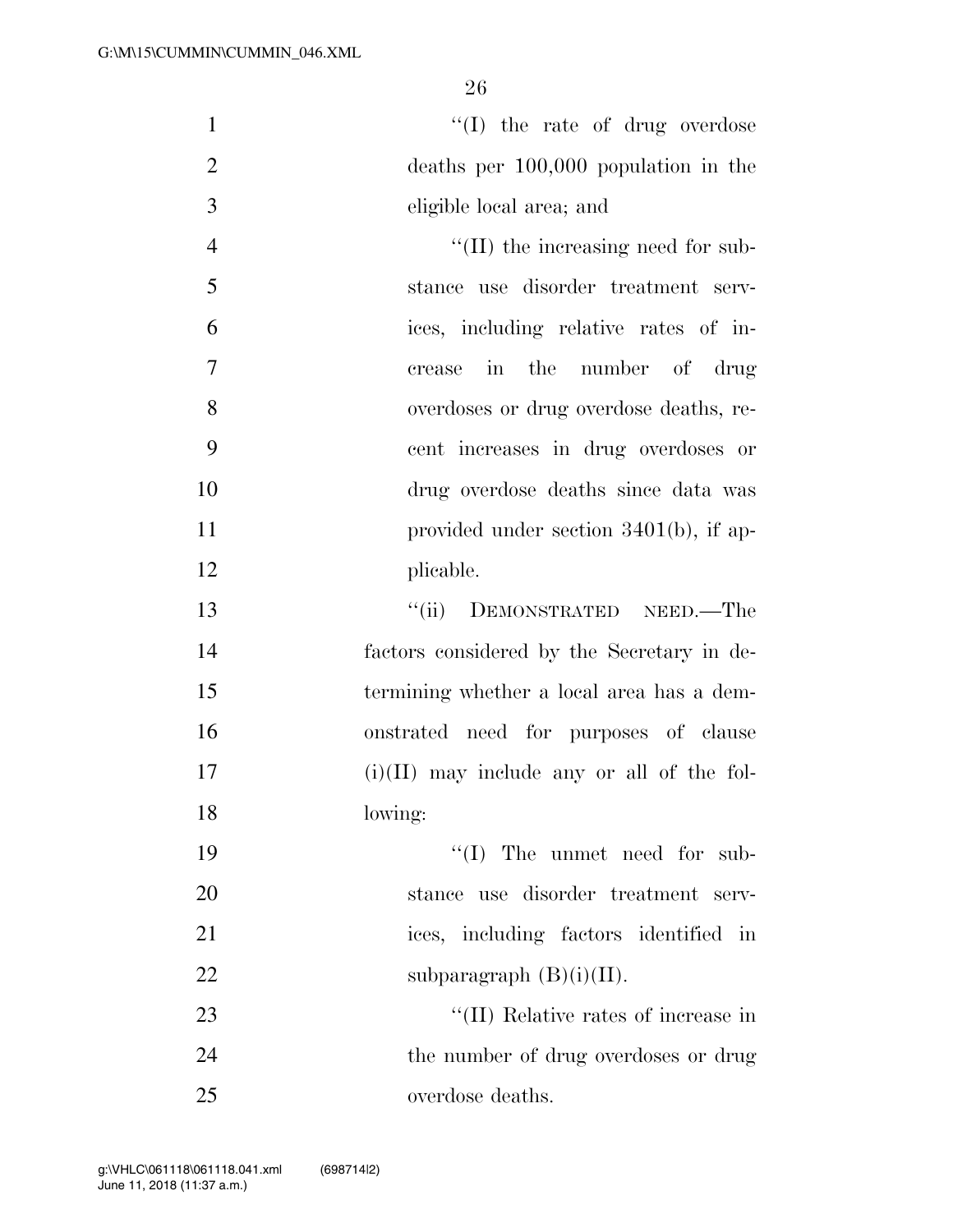"(I) the rate of drug overdose deaths per 100,000 population in the eligible local area; and

"(II) the increasing need for substance use disorder treatment services, including relative rates of increase in the number of drug overdoses or drug overdose deaths, recent increases in drug overdoses or drug overdose deaths since data was provided under section 3401(b), if applicable.

"(ii) DEMONSTRATED NEED.—The factors considered by the Secretary in determining whether a local area has a demonstrated need for purposes of clause (i)(II) may include any or all of the following:

"(I) The unmet need for substance use disorder treatment services, including factors identified in subparagraph (B)(i)(II).

"(II) Relative rates of increase in the number of drug overdoses or drug overdose deaths.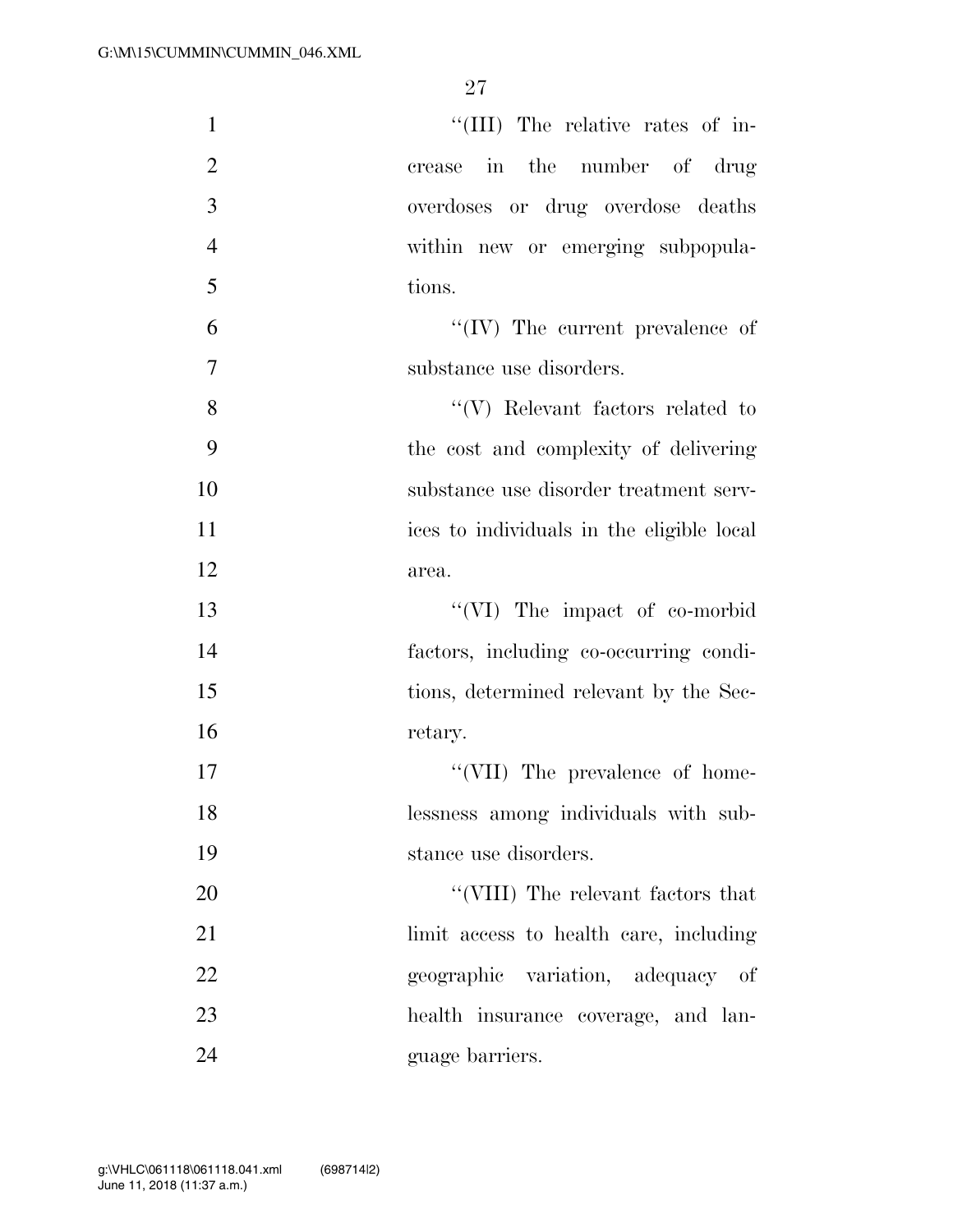''(III) The relative rates of increase in the number of drug overdoses or drug overdose deaths within new or emerging subpopulations.

''(IV) The current prevalence of substance use disorders.

''(V) Relevant factors related to the cost and complexity of delivering substance use disorder treatment services to individuals in the eligible local area.

''(VI) The impact of co-morbid factors, including co-occurring conditions, determined relevant by the Secretary.

''(VII) The prevalence of homelessness among individuals with substance use disorders.

''(VIII) The relevant factors that limit access to health care, including geographic variation, adequacy of health insurance coverage, and language barriers.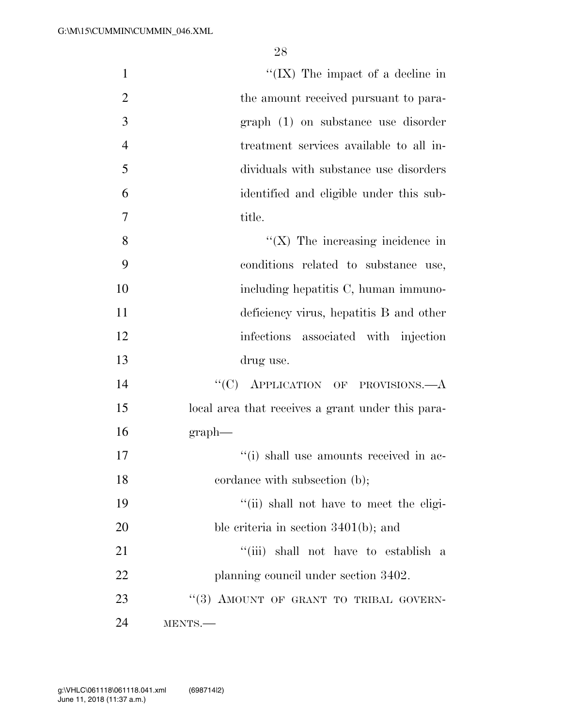"(IX) The impact of a decline in the amount received pursuant to paragraph (1) on substance use disorder treatment services available to all individuals with substance use disorders identified and eligible under this subtitle.

"(X) The increasing incidence in conditions related to substance use, including hepatitis C, human immunodeficiency virus, hepatitis B and other infections associated with injection drug use.

"(C) APPLICATION OF PROVISIONS.—A local area that receives a grant under this paragraph—

"(i) shall use amounts received in accordance with subsection (b);

"(ii) shall not have to meet the eligible criteria in section 3401(b); and

"(iii) shall not have to establish a planning council under section 3402.

"(3) AMOUNT OF GRANT TO TRIBAL GOVERNMENTS.—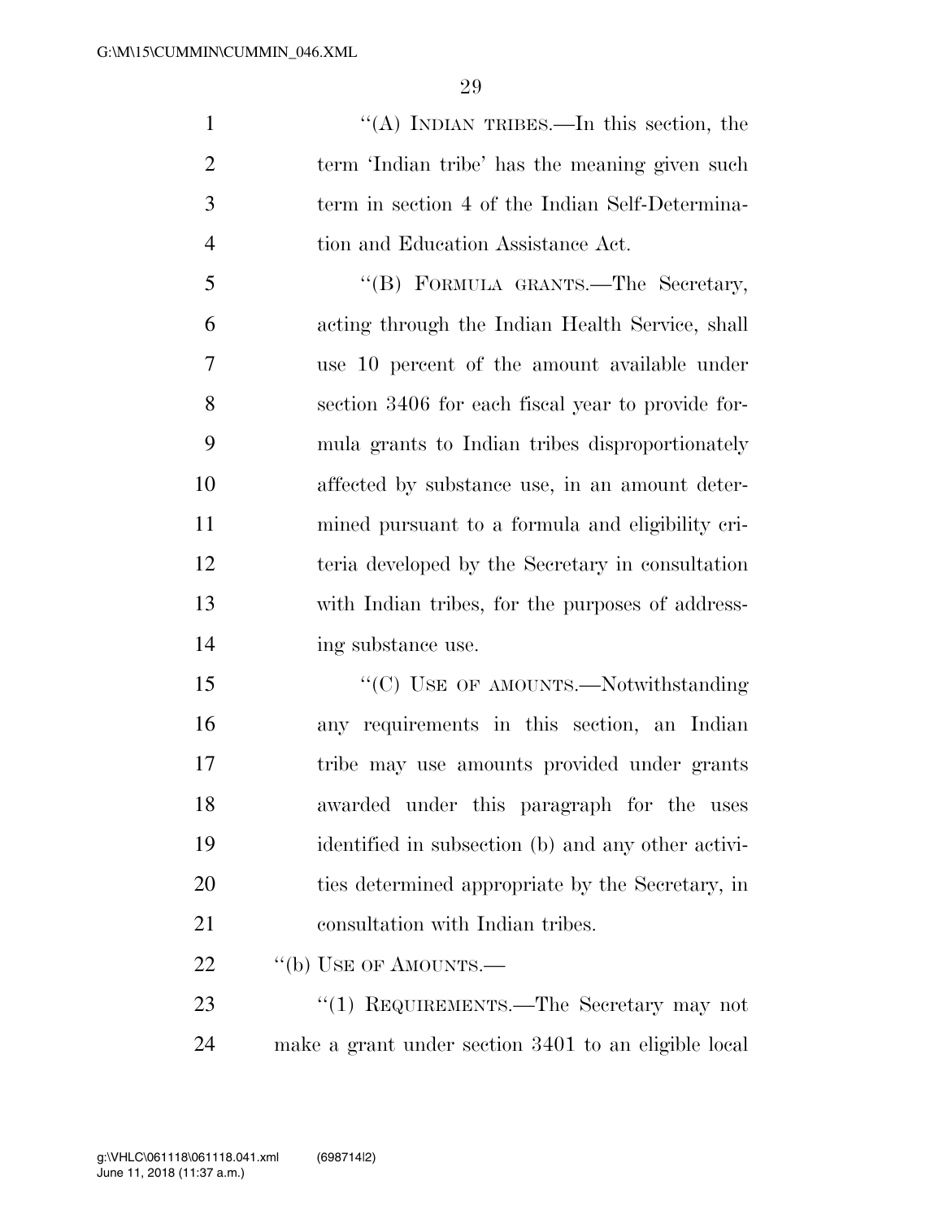"(A) INDIAN TRIBES.—In this section, the term 'Indian tribe' has the meaning given such term in section 4 of the Indian Self-Determination and Education Assistance Act.

"(B) FORMULA GRANTS.—The Secretary, acting through the Indian Health Service, shall use 10 percent of the amount available under section 3406 for each fiscal year to provide formula grants to Indian tribes disproportionately affected by substance use, in an amount determined pursuant to a formula and eligibility criteria developed by the Secretary in consultation with Indian tribes, for the purposes of addressing substance use.

"(C) USE OF AMOUNTS.—Notwithstanding any requirements in this section, an Indian tribe may use amounts provided under grants awarded under this paragraph for the uses identified in subsection (b) and any other activities determined appropriate by the Secretary, in consultation with Indian tribes.

"(b) USE OF AMOUNTS.—

"(1) REQUIREMENTS.—The Secretary may not make a grant under section 3401 to an eligible local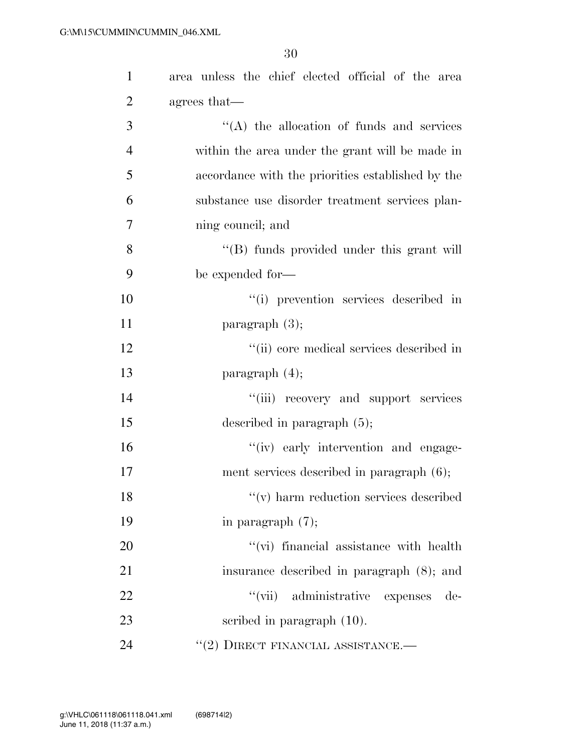area unless the chief elected official of the area agrees that—

"(A) the allocation of funds and services within the area under the grant will be made in accordance with the priorities established by the substance use disorder treatment services planning council; and

"(B) funds provided under this grant will be expended for—

"(i) prevention services described in paragraph (3);

"(ii) core medical services described in paragraph (4);

"(iii) recovery and support services described in paragraph (5);

"(iv) early intervention and engagement services described in paragraph (6);

"(v) harm reduction services described in paragraph (7);

"(vi) financial assistance with health insurance described in paragraph (8); and

"(vii) administrative expenses described in paragraph (10).

"(2) DIRECT FINANCIAL ASSISTANCE.—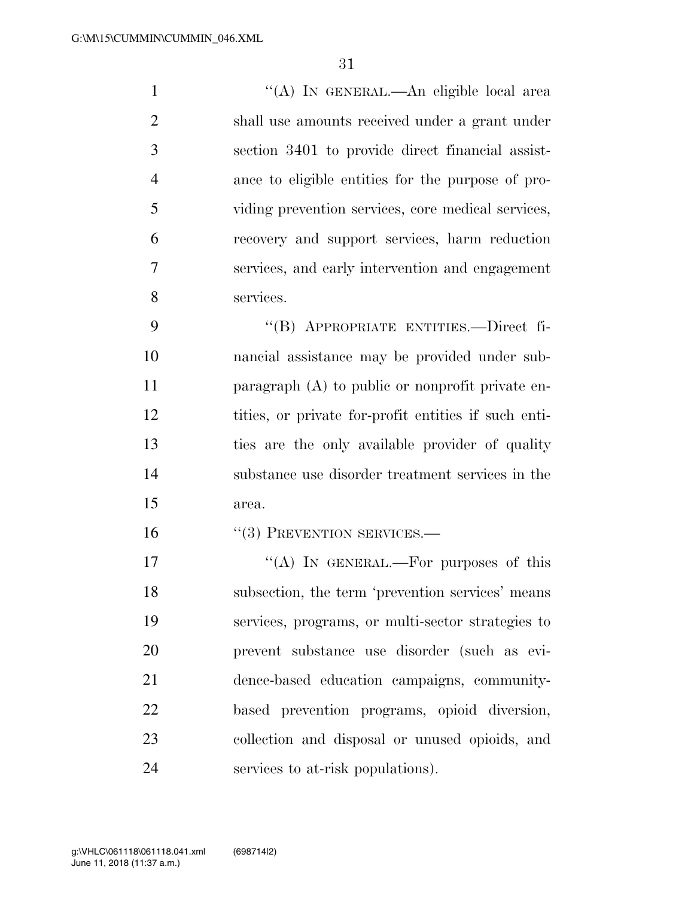"(A) IN GENERAL.—An eligible local area shall use amounts received under a grant under section 3401 to provide direct financial assistance to eligible entities for the purpose of providing prevention services, core medical services, recovery and support services, harm reduction services, and early intervention and engagement services.

"(B) APPROPRIATE ENTITIES.—Direct financial assistance may be provided under subparagraph (A) to public or nonprofit private entities, or private for-profit entities if such entities are the only available provider of quality substance use disorder treatment services in the area.

"(3) PREVENTION SERVICES.—

"(A) IN GENERAL.—For purposes of this subsection, the term 'prevention services' means services, programs, or multi-sector strategies to prevent substance use disorder (such as evidence-based education campaigns, community-based prevention programs, opioid diversion, collection and disposal or unused opioids, and services to at-risk populations).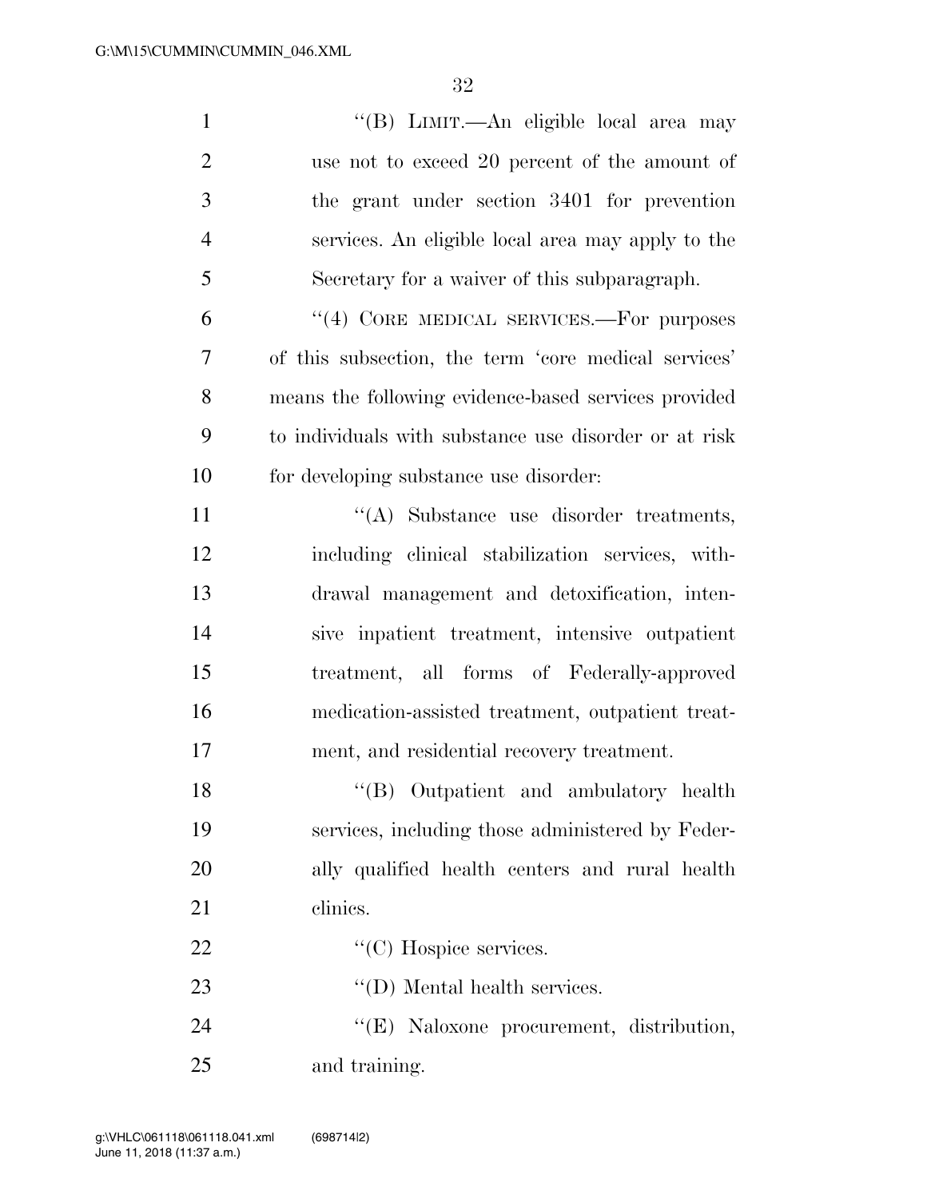''(B) LIMIT.—An eligible local area may use not to exceed 20 percent of the amount of the grant under section 3401 for prevention services. An eligible local area may apply to the Secretary for a waiver of this subparagraph.

''(4) CORE MEDICAL SERVICES.—For purposes of this subsection, the term 'core medical services' means the following evidence-based services provided to individuals with substance use disorder or at risk for developing substance use disorder:

''(A) Substance use disorder treatments, including clinical stabilization services, withdrawal management and detoxification, intensive inpatient treatment, intensive outpatient treatment, all forms of Federally-approved medication-assisted treatment, outpatient treatment, and residential recovery treatment.

''(B) Outpatient and ambulatory health services, including those administered by Federally qualified health centers and rural health clinics.

''(C) Hospice services.

''(D) Mental health services.

''(E) Naloxone procurement, distribution, and training.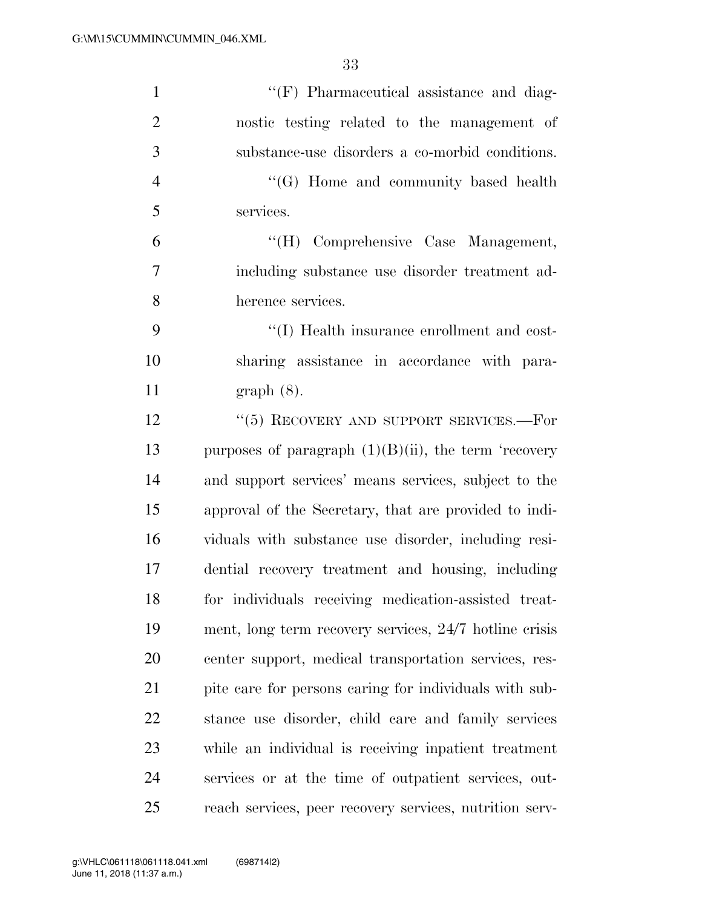"(F) Pharmaceutical assistance and diagnostic testing related to the management of substance-use disorders a co-morbid conditions.

"(G) Home and community based health services.

"(H) Comprehensive Case Management, including substance use disorder treatment adherence services.

"(I) Health insurance enrollment and cost-sharing assistance in accordance with paragraph (8).

"(5) RECOVERY AND SUPPORT SERVICES.—For purposes of paragraph (1)(B)(ii), the term 'recovery and support services' means services, subject to the approval of the Secretary, that are provided to individuals with substance use disorder, including residential recovery treatment and housing, including for individuals receiving medication-assisted treatment, long term recovery services, 24/7 hotline crisis center support, medical transportation services, respite care for persons caring for individuals with substance use disorder, child care and family services while an individual is receiving inpatient treatment services or at the time of outpatient services, outreach services, peer recovery services, nutrition serv-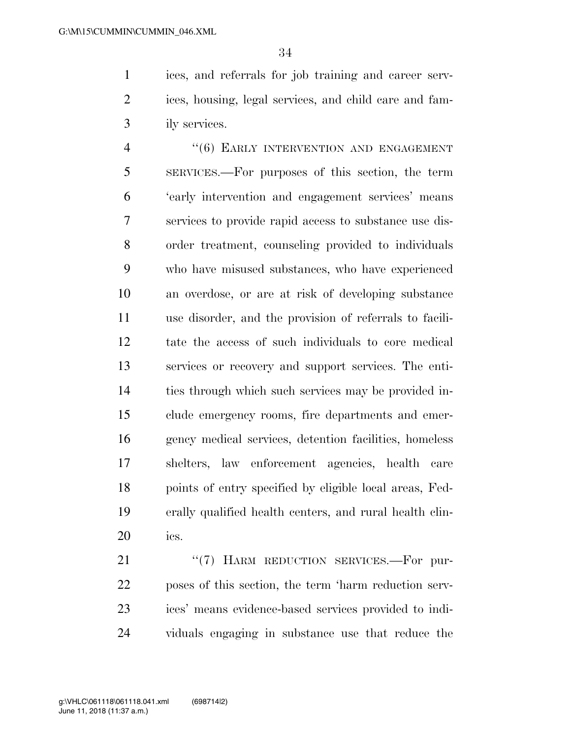ices, and referrals for job training and career services, housing, legal services, and child care and family services.

"(6) EARLY INTERVENTION AND ENGAGEMENT SERVICES.—For purposes of this section, the term 'early intervention and engagement services' means services to provide rapid access to substance use disorder treatment, counseling provided to individuals who have misused substances, who have experienced an overdose, or are at risk of developing substance use disorder, and the provision of referrals to facilitate the access of such individuals to core medical services or recovery and support services. The entities through which such services may be provided include emergency rooms, fire departments and emergency medical services, detention facilities, homeless shelters, law enforcement agencies, health care points of entry specified by eligible local areas, Federally qualified health centers, and rural health clinics.

"(7) HARM REDUCTION SERVICES.—For purposes of this section, the term 'harm reduction services' means evidence-based services provided to individuals engaging in substance use that reduce the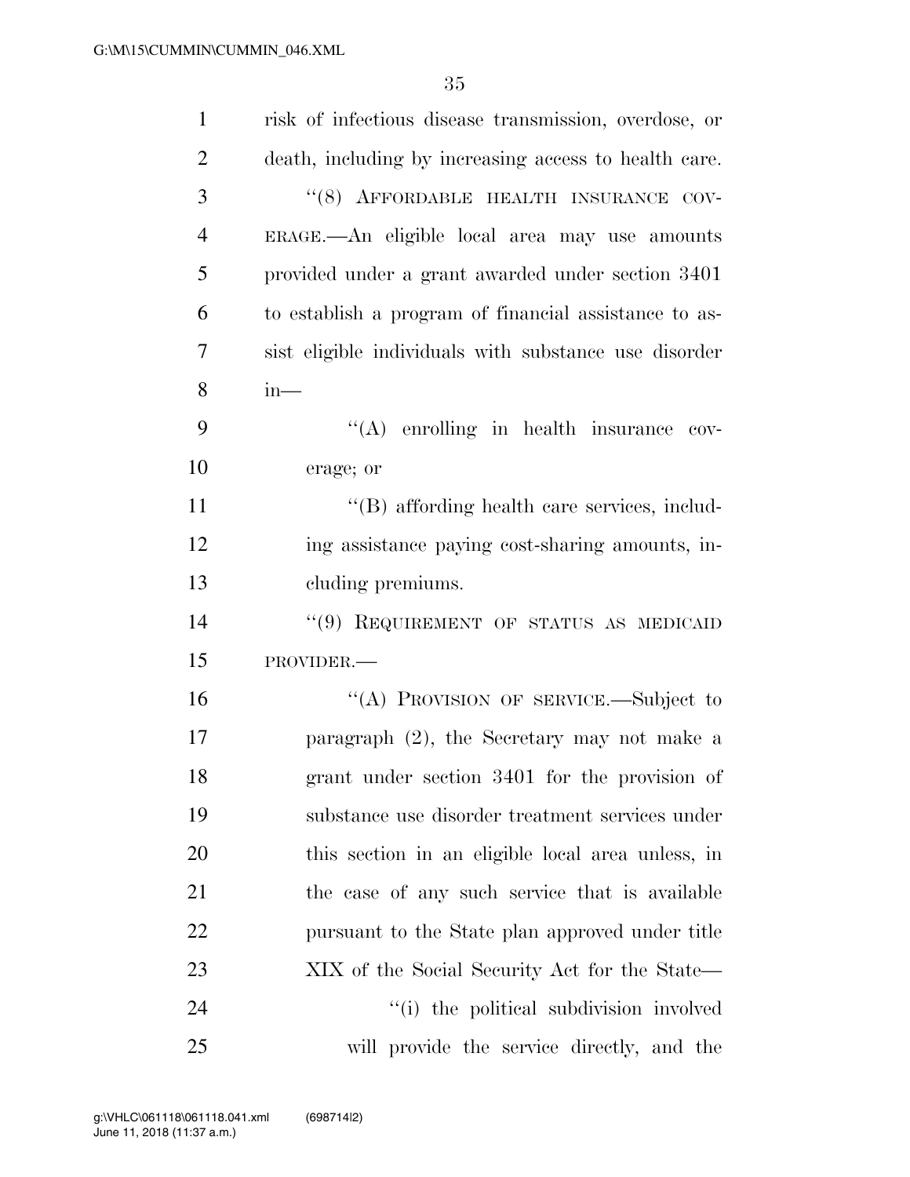risk of infectious disease transmission, overdose, or death, including by increasing access to health care.

"(8) AFFORDABLE HEALTH INSURANCE COVERAGE.—An eligible local area may use amounts provided under a grant awarded under section 3401 to establish a program of financial assistance to assist eligible individuals with substance use disorder in—

"(A) enrolling in health insurance coverage; or

"(B) affording health care services, including assistance paying cost-sharing amounts, including premiums.

"(9) REQUIREMENT OF STATUS AS MEDICAID PROVIDER.—

"(A) PROVISION OF SERVICE.—Subject to paragraph (2), the Secretary may not make a grant under section 3401 for the provision of substance use disorder treatment services under this section in an eligible local area unless, in the case of any such service that is available pursuant to the State plan approved under title XIX of the Social Security Act for the State—

"(i) the political subdivision involved will provide the service directly, and the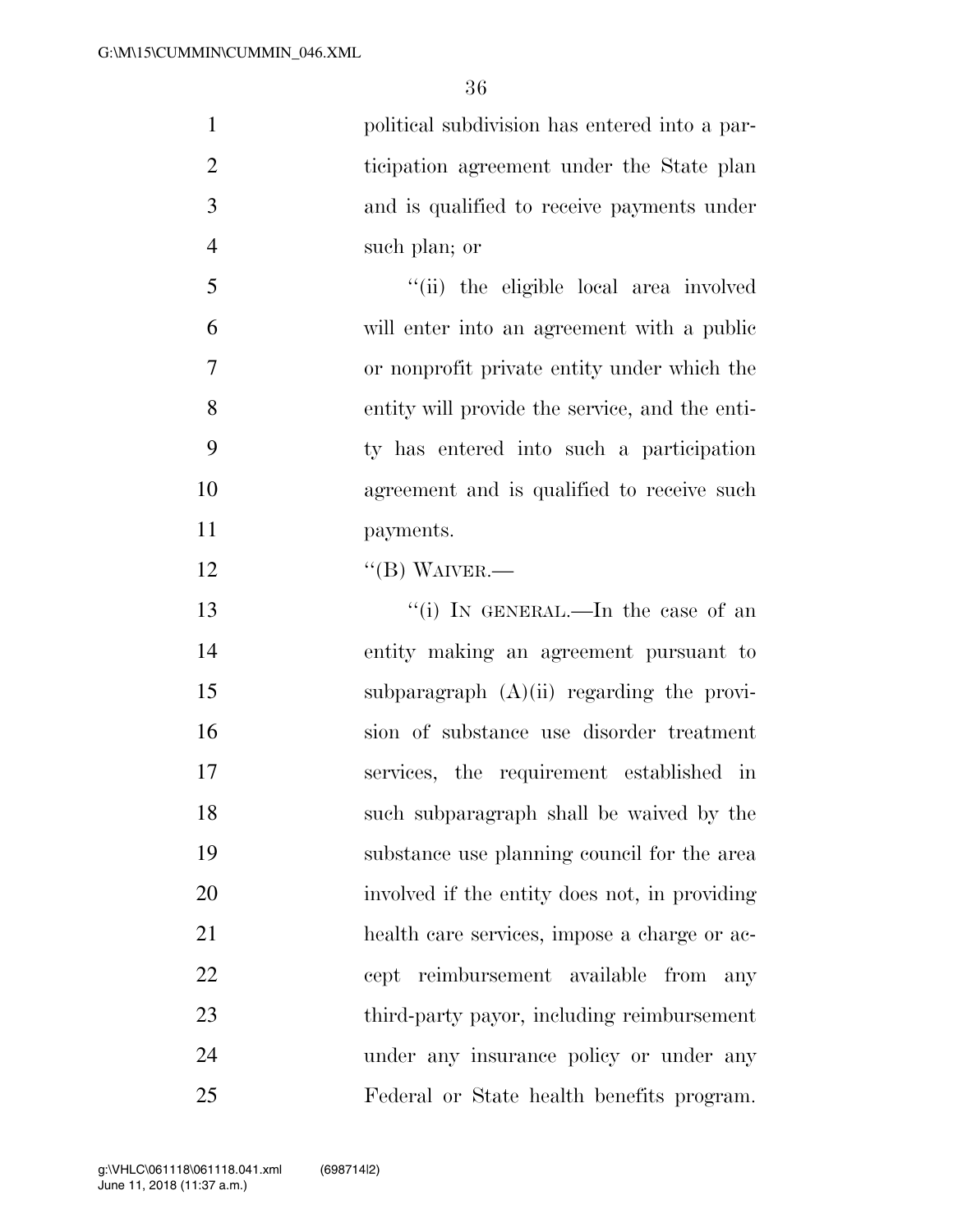political subdivision has entered into a participation agreement under the State plan and is qualified to receive payments under such plan; or

"(ii) the eligible local area involved will enter into an agreement with a public or nonprofit private entity under which the entity will provide the service, and the entity has entered into such a participation agreement and is qualified to receive such payments.

"(B) WAIVER.—

"(i) IN GENERAL.—In the case of an entity making an agreement pursuant to subparagraph (A)(ii) regarding the provision of substance use disorder treatment services, the requirement established in such subparagraph shall be waived by the substance use planning council for the area involved if the entity does not, in providing health care services, impose a charge or accept reimbursement available from any third-party payor, including reimbursement under any insurance policy or under any Federal or State health benefits program.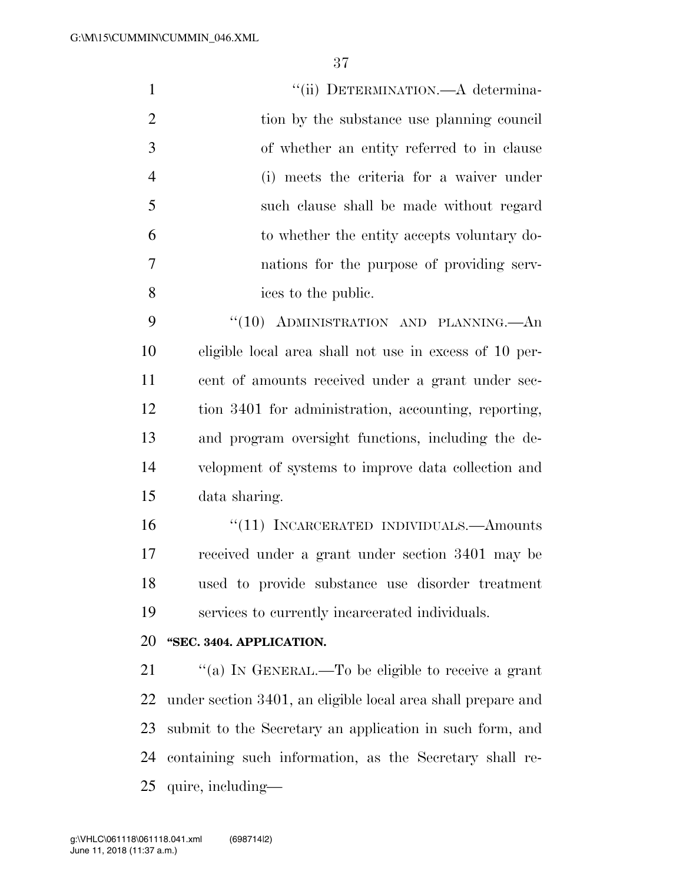"(ii) DETERMINATION.—A determination by the substance use planning council of whether an entity referred to in clause (i) meets the criteria for a waiver under such clause shall be made without regard to whether the entity accepts voluntary donations for the purpose of providing services to the public.

"(10) ADMINISTRATION AND PLANNING.—An eligible local area shall not use in excess of 10 percent of amounts received under a grant under section 3401 for administration, accounting, reporting, and program oversight functions, including the development of systems to improve data collection and data sharing.

"(11) INCARCERATED INDIVIDUALS.—Amounts received under a grant under section 3401 may be used to provide substance use disorder treatment services to currently incarcerated individuals.

**"SEC. 3404. APPLICATION.**

"(a) IN GENERAL.—To be eligible to receive a grant under section 3401, an eligible local area shall prepare and submit to the Secretary an application in such form, and containing such information, as the Secretary shall require, including—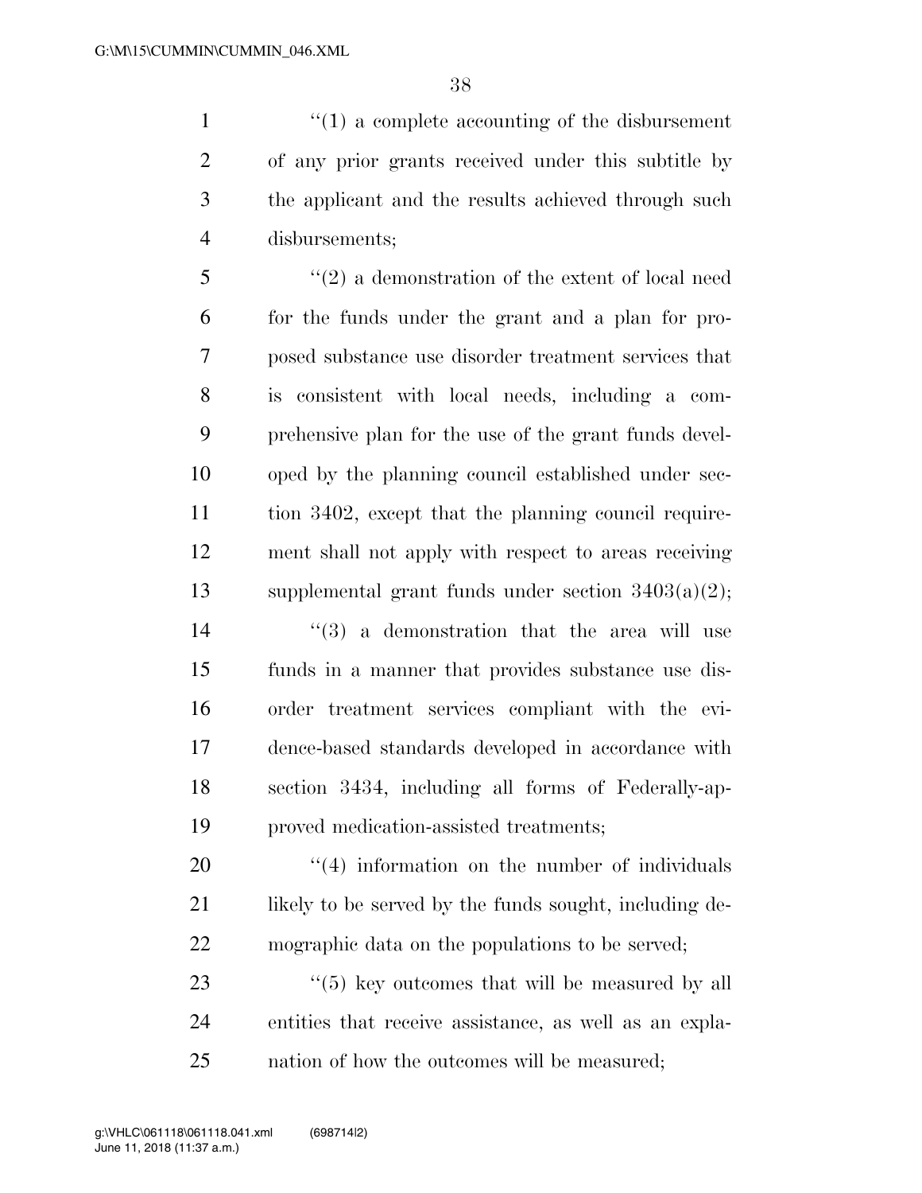''(1) a complete accounting of the disbursement of any prior grants received under this subtitle by the applicant and the results achieved through such disbursements;

''(2) a demonstration of the extent of local need for the funds under the grant and a plan for proposed substance use disorder treatment services that is consistent with local needs, including a comprehensive plan for the use of the grant funds developed by the planning council established under section 3402, except that the planning council requirement shall not apply with respect to areas receiving supplemental grant funds under section 3403(a)(2);

''(3) a demonstration that the area will use funds in a manner that provides substance use disorder treatment services compliant with the evidence-based standards developed in accordance with section 3434, including all forms of Federally-approved medication-assisted treatments;

''(4) information on the number of individuals likely to be served by the funds sought, including demographic data on the populations to be served;

''(5) key outcomes that will be measured by all entities that receive assistance, as well as an explanation of how the outcomes will be measured;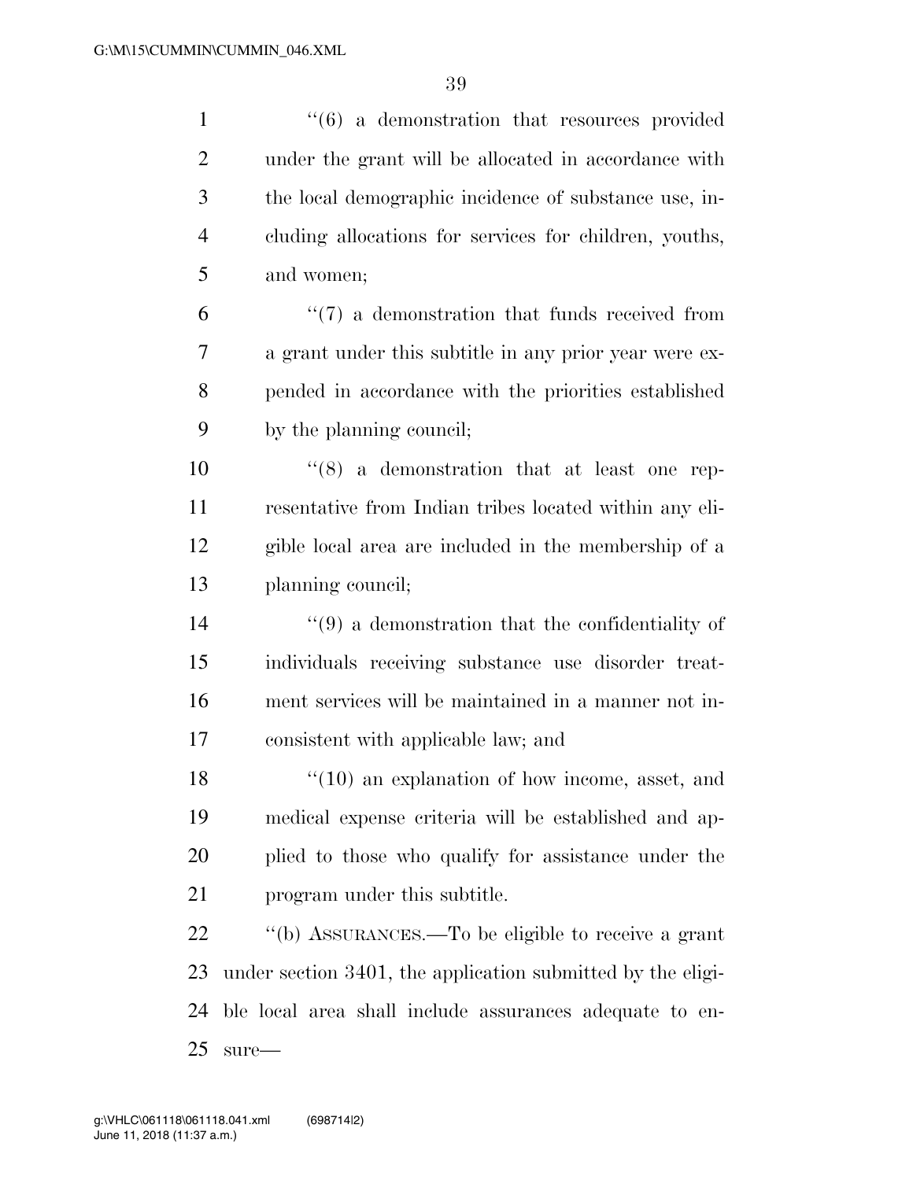''(6) a demonstration that resources provided under the grant will be allocated in accordance with the local demographic incidence of substance use, including allocations for services for children, youths, and women;

''(7) a demonstration that funds received from a grant under this subtitle in any prior year were expended in accordance with the priorities established by the planning council;

''(8) a demonstration that at least one representative from Indian tribes located within any eligible local area are included in the membership of a planning council;

''(9) a demonstration that the confidentiality of individuals receiving substance use disorder treatment services will be maintained in a manner not inconsistent with applicable law; and

''(10) an explanation of how income, asset, and medical expense criteria will be established and applied to those who qualify for assistance under the program under this subtitle.

''(b) ASSURANCES.—To be eligible to receive a grant under section 3401, the application submitted by the eligible local area shall include assurances adequate to ensure—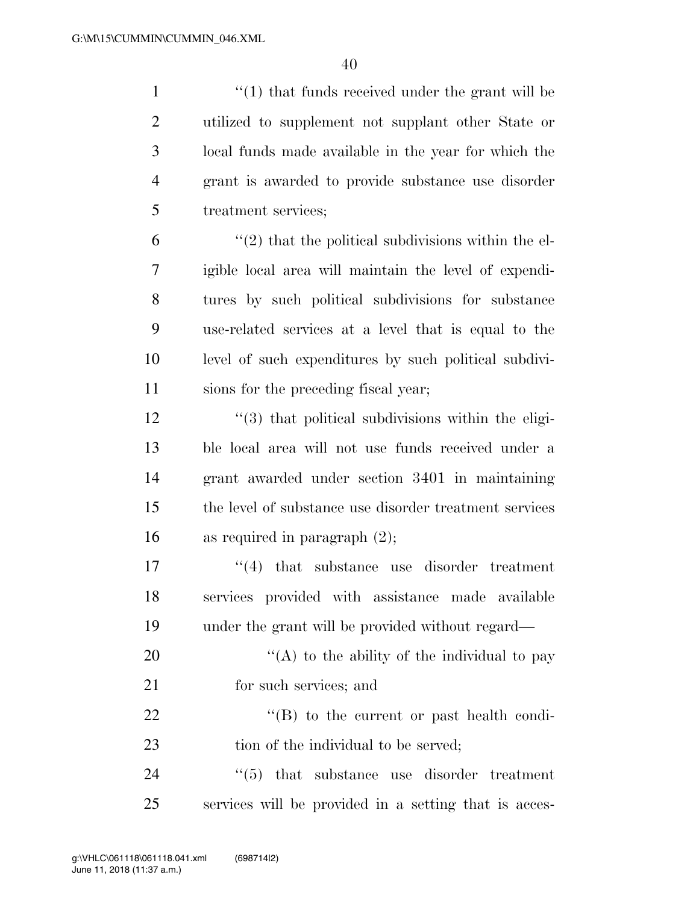''(1) that funds received under the grant will be utilized to supplement not supplant other State or local funds made available in the year for which the grant is awarded to provide substance use disorder treatment services;

''(2) that the political subdivisions within the eligible local area will maintain the level of expenditures by such political subdivisions for substance use-related services at a level that is equal to the level of such expenditures by such political subdivisions for the preceding fiscal year;

''(3) that political subdivisions within the eligible local area will not use funds received under a grant awarded under section 3401 in maintaining the level of substance use disorder treatment services as required in paragraph (2);

''(4) that substance use disorder treatment services provided with assistance made available under the grant will be provided without regard—

''(A) to the ability of the individual to pay for such services; and

''(B) to the current or past health condition of the individual to be served;

''(5) that substance use disorder treatment services will be provided in a setting that is acces-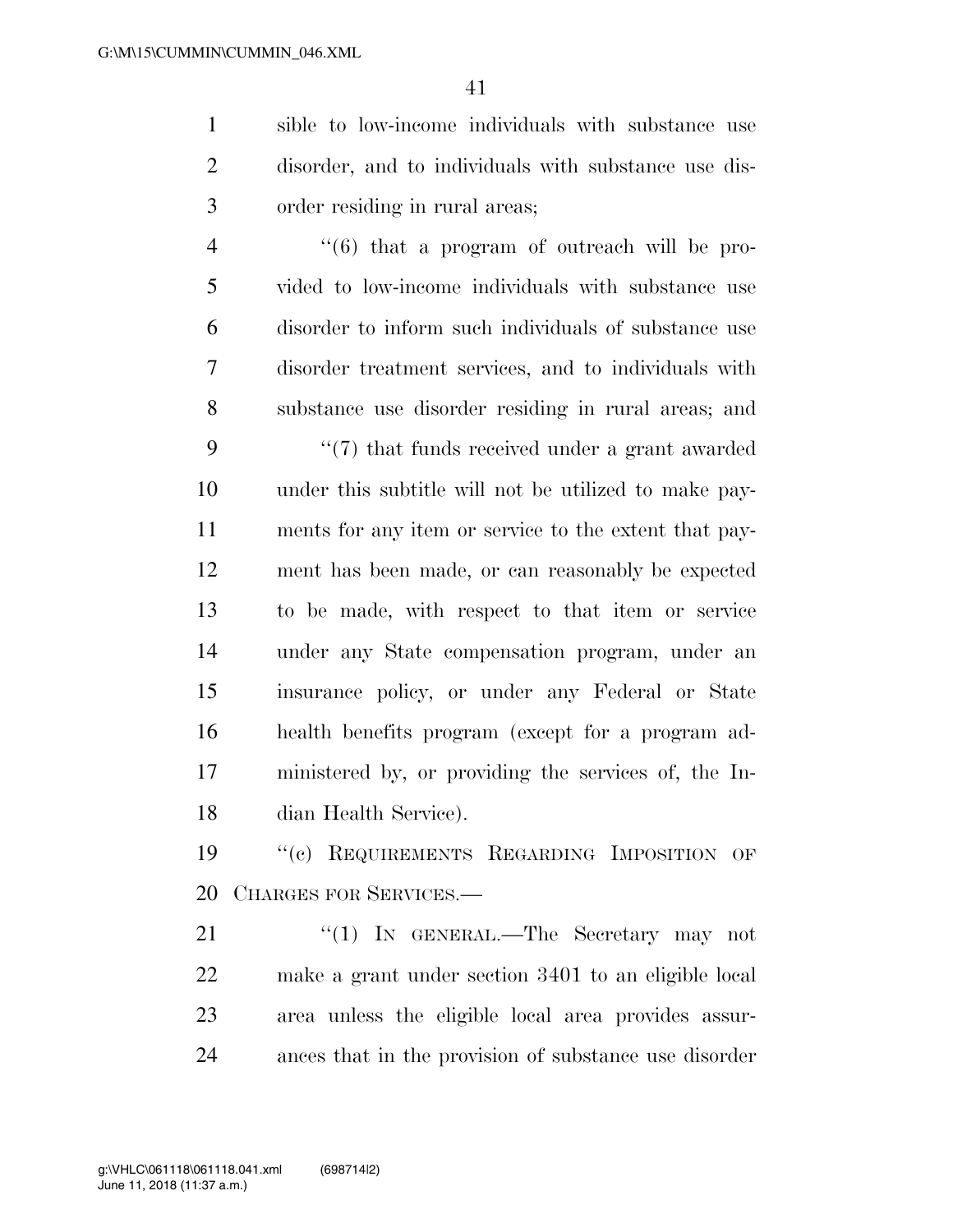sible to low-income individuals with substance use disorder, and to individuals with substance use disorder residing in rural areas;

"(6) that a program of outreach will be provided to low-income individuals with substance use disorder to inform such individuals of substance use disorder treatment services, and to individuals with substance use disorder residing in rural areas; and

"(7) that funds received under a grant awarded under this subtitle will not be utilized to make payments for any item or service to the extent that payment has been made, or can reasonably be expected to be made, with respect to that item or service under any State compensation program, under an insurance policy, or under any Federal or State health benefits program (except for a program administered by, or providing the services of, the Indian Health Service).

"(c) REQUIREMENTS REGARDING IMPOSITION OF CHARGES FOR SERVICES.—

"(1) IN GENERAL.—The Secretary may not make a grant under section 3401 to an eligible local area unless the eligible local area provides assurances that in the provision of substance use disorder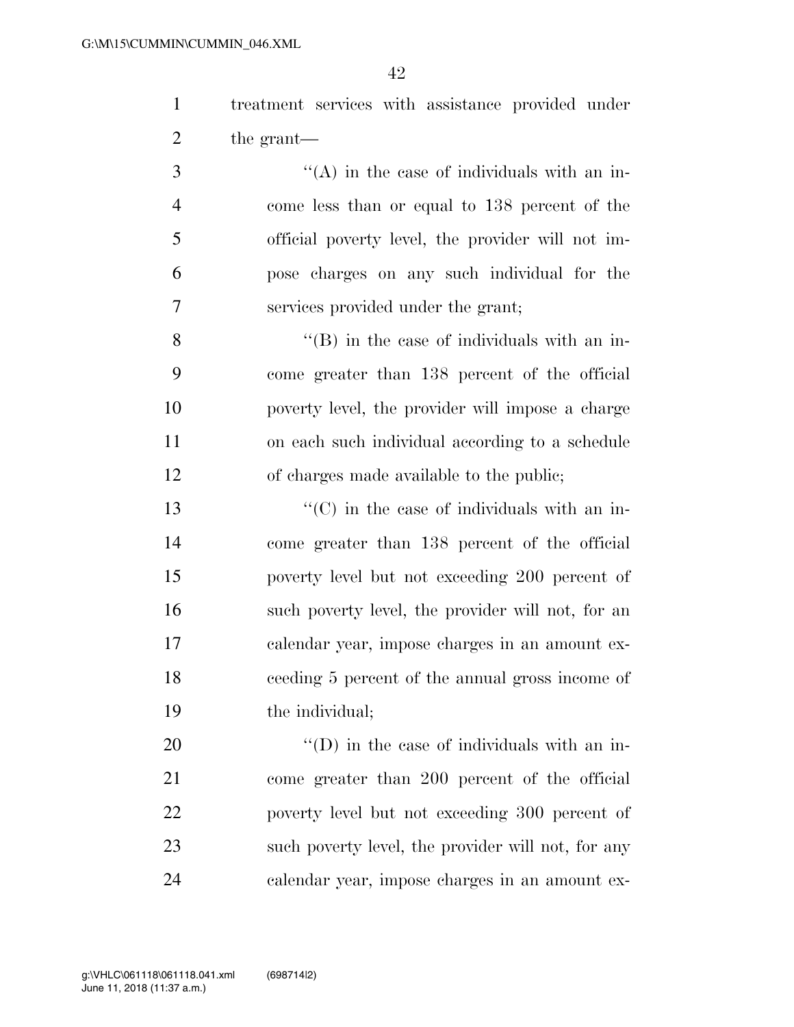treatment services with assistance provided under the grant—

''(A) in the case of individuals with an income less than or equal to 138 percent of the official poverty level, the provider will not impose charges on any such individual for the services provided under the grant;

''(B) in the case of individuals with an income greater than 138 percent of the official poverty level, the provider will impose a charge on each such individual according to a schedule of charges made available to the public;

''(C) in the case of individuals with an income greater than 138 percent of the official poverty level but not exceeding 200 percent of such poverty level, the provider will not, for an calendar year, impose charges in an amount exceeding 5 percent of the annual gross income of the individual;

''(D) in the case of individuals with an income greater than 200 percent of the official poverty level but not exceeding 300 percent of such poverty level, the provider will not, for any calendar year, impose charges in an amount ex-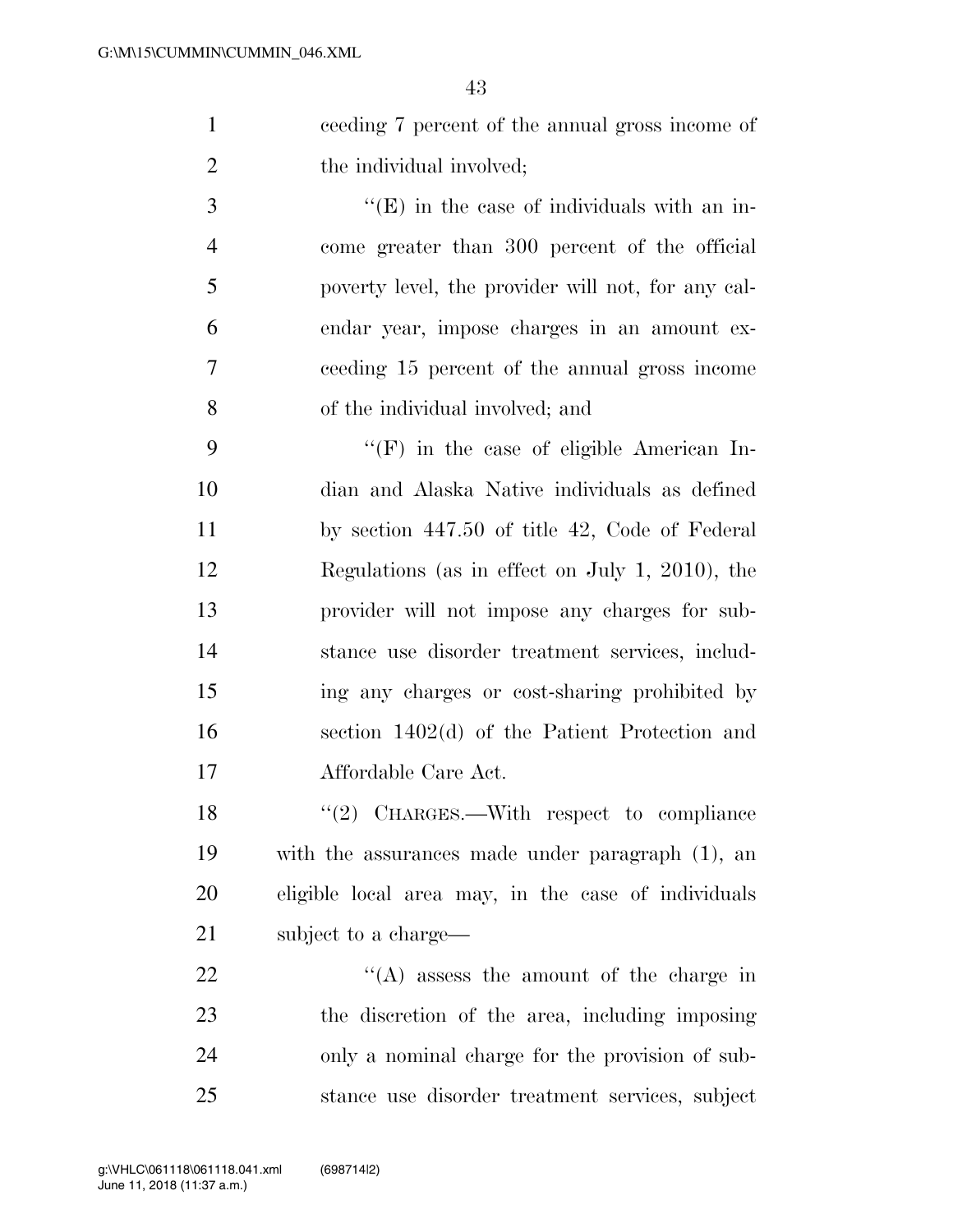ceeding 7 percent of the annual gross income of the individual involved;

"(E) in the case of individuals with an income greater than 300 percent of the official poverty level, the provider will not, for any calendar year, impose charges in an amount exceeding 15 percent of the annual gross income of the individual involved; and

"(F) in the case of eligible American Indian and Alaska Native individuals as defined by section 447.50 of title 42, Code of Federal Regulations (as in effect on July 1, 2010), the provider will not impose any charges for substance use disorder treatment services, including any charges or cost-sharing prohibited by section 1402(d) of the Patient Protection and Affordable Care Act.

"(2) CHARGES.—With respect to compliance with the assurances made under paragraph (1), an eligible local area may, in the case of individuals subject to a charge—

"(A) assess the amount of the charge in the discretion of the area, including imposing only a nominal charge for the provision of substance use disorder treatment services, subject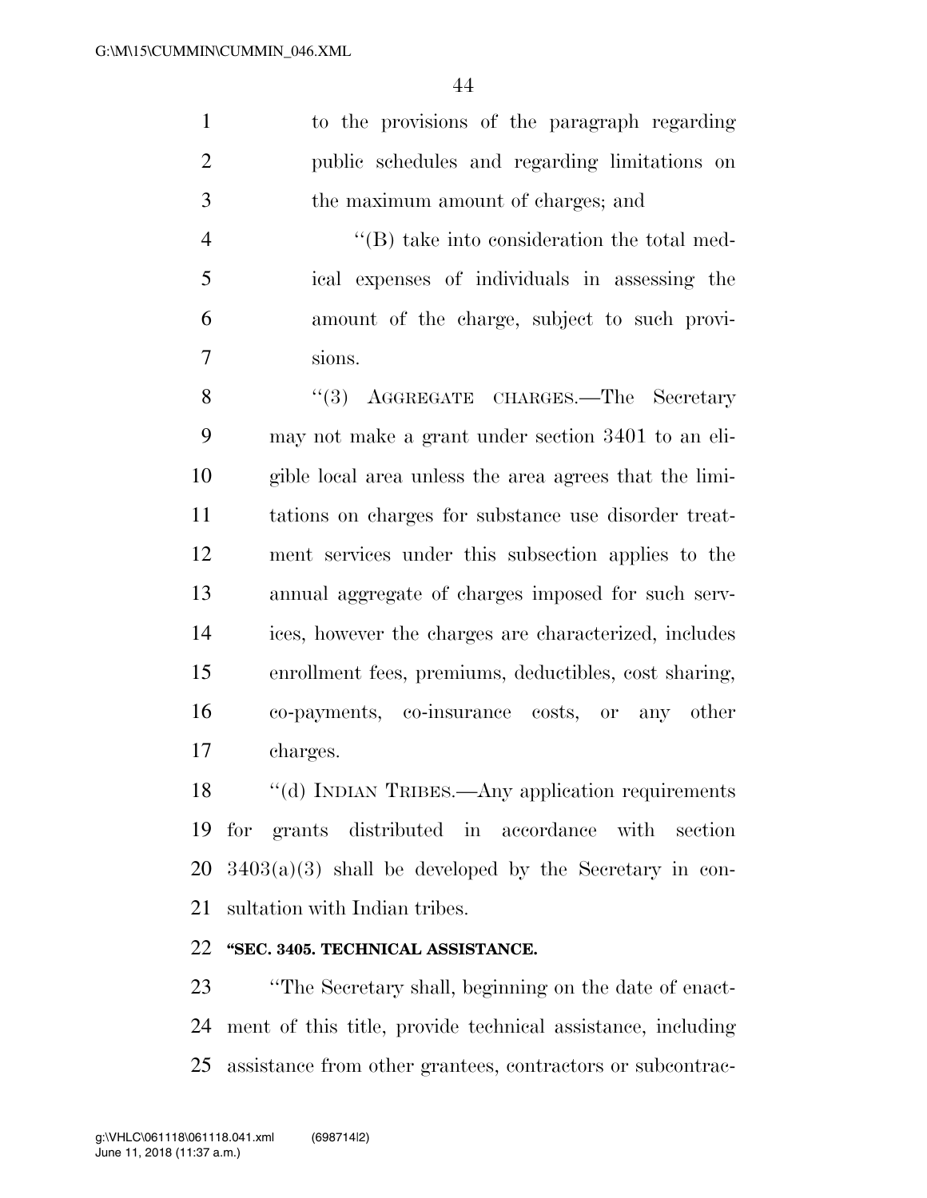to the provisions of the paragraph regarding public schedules and regarding limitations on the maximum amount of charges; and

"(B) take into consideration the total medical expenses of individuals in assessing the amount of the charge, subject to such provisions.

"(3) AGGREGATE CHARGES.—The Secretary may not make a grant under section 3401 to an eligible local area unless the area agrees that the limitations on charges for substance use disorder treatment services under this subsection applies to the annual aggregate of charges imposed for such services, however the charges are characterized, includes enrollment fees, premiums, deductibles, cost sharing, co-payments, co-insurance costs, or any other charges.

"(d) INDIAN TRIBES.—Any application requirements for grants distributed in accordance with section 3403(a)(3) shall be developed by the Secretary in consultation with Indian tribes.

**"SEC. 3405. TECHNICAL ASSISTANCE.**

"The Secretary shall, beginning on the date of enactment of this title, provide technical assistance, including assistance from other grantees, contractors or subcontrac-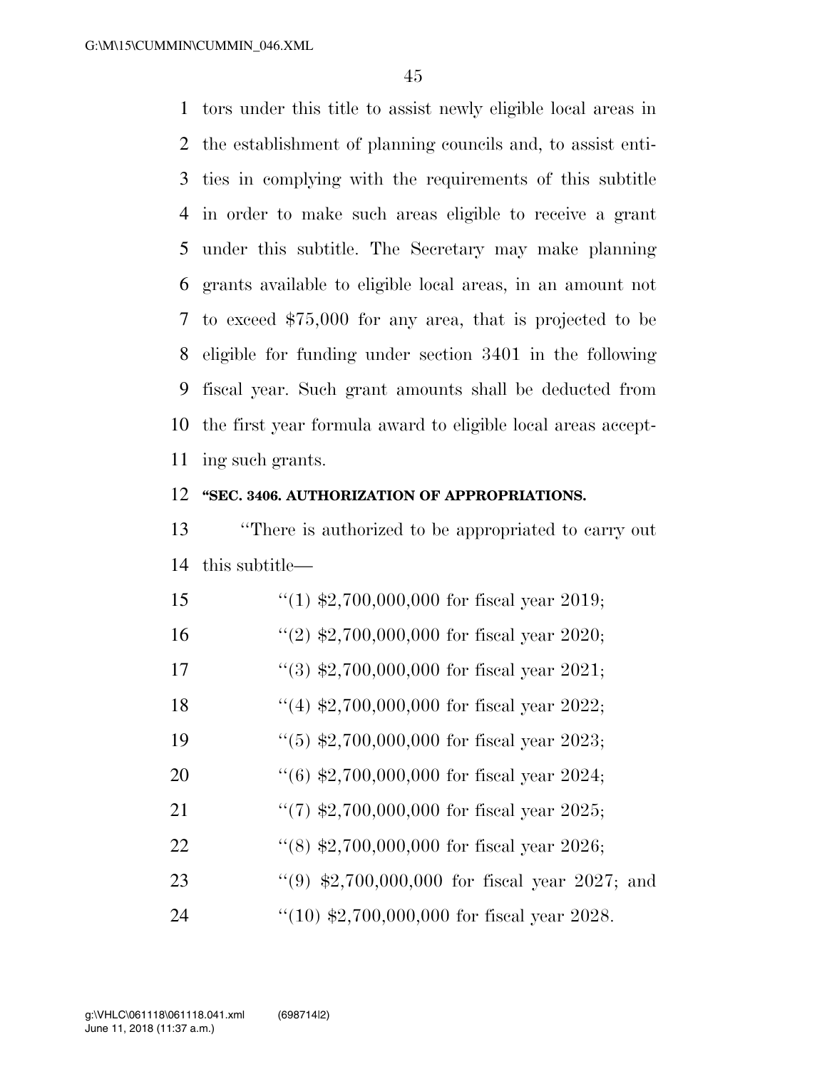tors under this title to assist newly eligible local areas in the establishment of planning councils and, to assist entities in complying with the requirements of this subtitle in order to make such areas eligible to receive a grant under this subtitle. The Secretary may make planning grants available to eligible local areas, in an amount not to exceed $75,000 for any area, that is projected to be eligible for funding under section 3401 in the following fiscal year. Such grant amounts shall be deducted from the first year formula award to eligible local areas accepting such grants.

**''SEC. 3406. AUTHORIZATION OF APPROPRIATIONS.**

''There is authorized to be appropriated to carry out this subtitle—

''(1) $2,700,000,000 for fiscal year 2019;

''(2) $2,700,000,000 for fiscal year 2020;

''(3) $2,700,000,000 for fiscal year 2021;

''(4) $2,700,000,000 for fiscal year 2022;

''(5) $2,700,000,000 for fiscal year 2023;

''(6) $2,700,000,000 for fiscal year 2024;

''(7) $2,700,000,000 for fiscal year 2025;

''(8) $2,700,000,000 for fiscal year 2026;

''(9) $2,700,000,000 for fiscal year 2027; and

''(10) $2,700,000,000 for fiscal year 2028.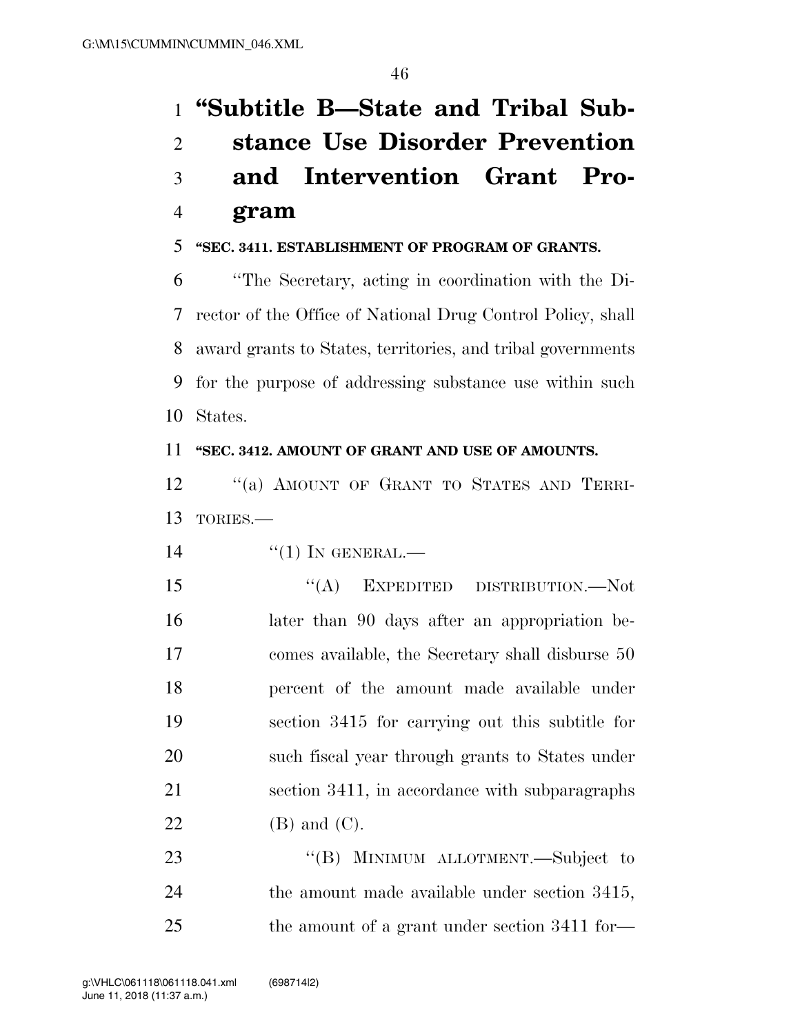# “Subtitle B—State and Tribal Substance Use Disorder Prevention and Intervention Grant Program

**“SEC. 3411. ESTABLISHMENT OF PROGRAM OF GRANTS.**

“The Secretary, acting in coordination with the Director of the Office of National Drug Control Policy, shall award grants to States, territories, and tribal governments for the purpose of addressing substance use within such States.

**“SEC. 3412. AMOUNT OF GRANT AND USE OF AMOUNTS.**

“(a) AMOUNT OF GRANT TO STATES AND TERRITORIES.—

“(1) IN GENERAL.—

“(A) EXPEDITED DISTRIBUTION.—Not later than 90 days after an appropriation becomes available, the Secretary shall disburse 50 percent of the amount made available under section 3415 for carrying out this subtitle for such fiscal year through grants to States under section 3411, in accordance with subparagraphs (B) and (C).

“(B) MINIMUM ALLOTMENT.—Subject to the amount made available under section 3415, the amount of a grant under section 3411 for—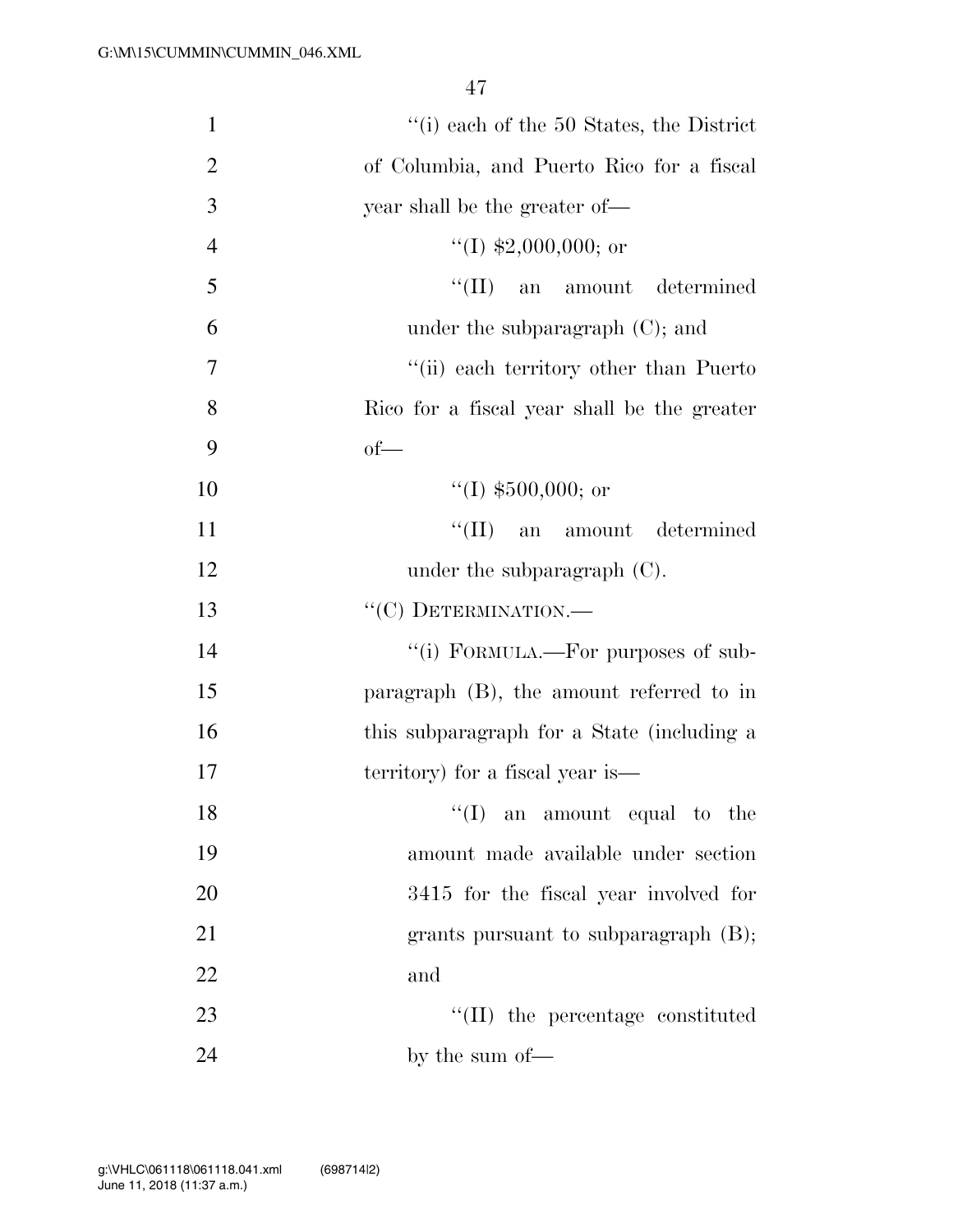"(i) each of the 50 States, the District of Columbia, and Puerto Rico for a fiscal year shall be the greater of—

"(I) $2,000,000; or

"(II) an amount determined under the subparagraph (C); and

"(ii) each territory other than Puerto Rico for a fiscal year shall be the greater of—

"(I) $500,000; or

"(II) an amount determined under the subparagraph (C).

"(C) DETERMINATION.—

"(i) FORMULA.—For purposes of subparagraph (B), the amount referred to in this subparagraph for a State (including a territory) for a fiscal year is—

"(I) an amount equal to the amount made available under section 3415 for the fiscal year involved for grants pursuant to subparagraph (B); and

"(II) the percentage constituted by the sum of—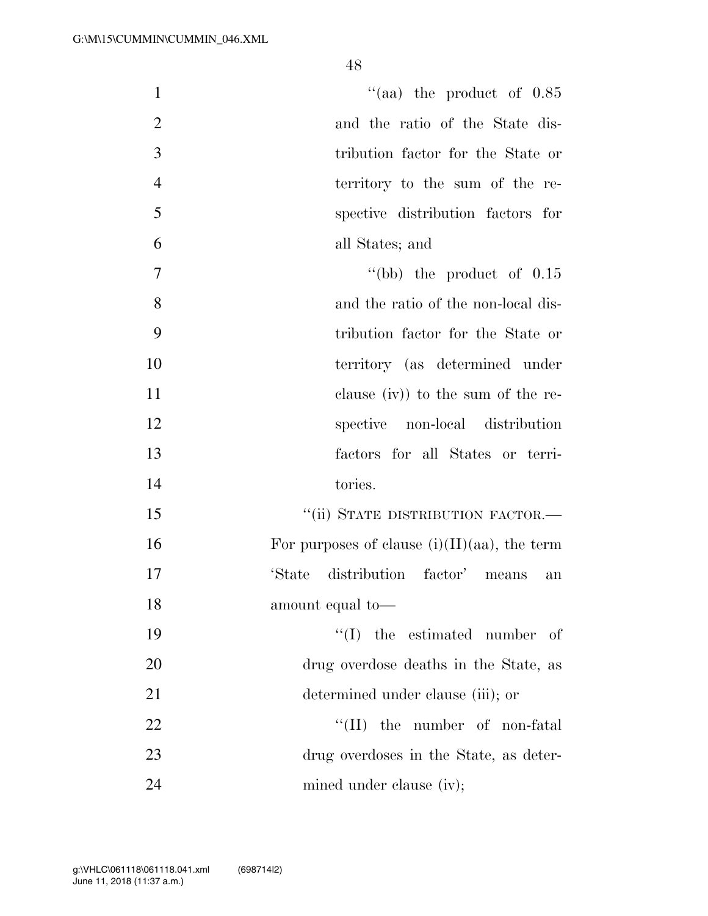"(aa) the product of 0.85 and the ratio of the State distribution factor for the State or territory to the sum of the respective distribution factors for all States; and

"(bb) the product of 0.15 and the ratio of the non-local distribution factor for the State or territory (as determined under clause (iv)) to the sum of the respective non-local distribution factors for all States or territories.

"(ii) STATE DISTRIBUTION FACTOR.—For purposes of clause (i)(II)(aa), the term 'State distribution factor' means an amount equal to—

"(I) the estimated number of drug overdose deaths in the State, as determined under clause (iii); or

"(II) the number of non-fatal drug overdoses in the State, as determined under clause (iv);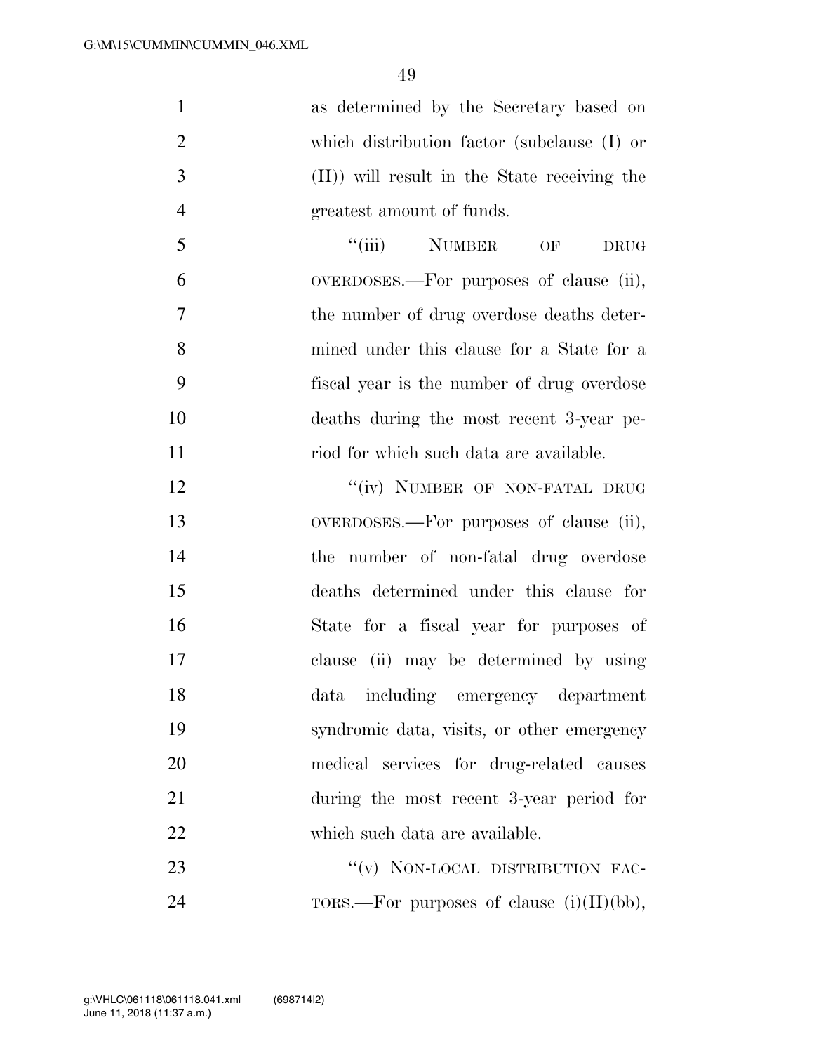as determined by the Secretary based on which distribution factor (subclause (I) or (II)) will result in the State receiving the greatest amount of funds.

"(iii) NUMBER OF DRUG OVERDOSES.—For purposes of clause (ii), the number of drug overdose deaths determined under this clause for a State for a fiscal year is the number of drug overdose deaths during the most recent 3-year period for which such data are available.

"(iv) NUMBER OF NON-FATAL DRUG OVERDOSES.—For purposes of clause (ii), the number of non-fatal drug overdose deaths determined under this clause for State for a fiscal year for purposes of clause (ii) may be determined by using data including emergency department syndromic data, visits, or other emergency medical services for drug-related causes during the most recent 3-year period for which such data are available.

"(v) NON-LOCAL DISTRIBUTION FACTORS.—For purposes of clause (i)(II)(bb),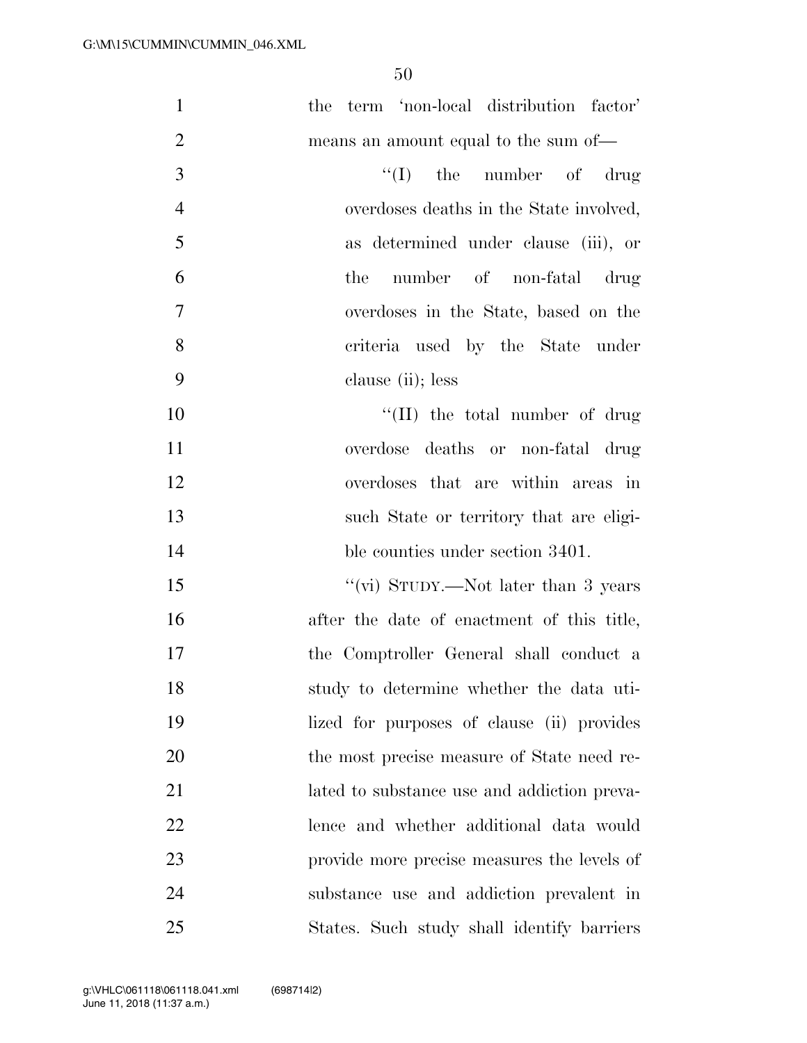the term 'non-local distribution factor' means an amount equal to the sum of—

"(I) the number of drug overdoses deaths in the State involved, as determined under clause (iii), or the number of non-fatal drug overdoses in the State, based on the criteria used by the State under clause (ii); less

"(II) the total number of drug overdose deaths or non-fatal drug overdoses that are within areas in such State or territory that are eligible counties under section 3401.

"(vi) STUDY.—Not later than 3 years after the date of enactment of this title, the Comptroller General shall conduct a study to determine whether the data utilized for purposes of clause (ii) provides the most precise measure of State need related to substance use and addiction prevalence and whether additional data would provide more precise measures the levels of substance use and addiction prevalent in States. Such study shall identify barriers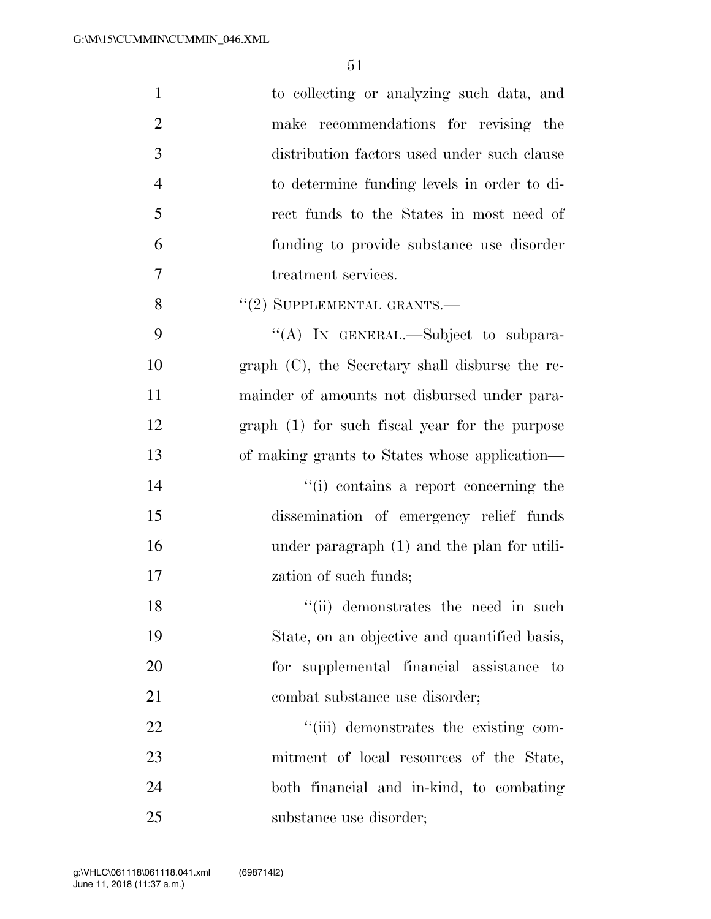to collecting or analyzing such data, and make recommendations for revising the distribution factors used under such clause to determine funding levels in order to direct funds to the States in most need of funding to provide substance use disorder treatment services.

"(2) SUPPLEMENTAL GRANTS.—

"(A) IN GENERAL.—Subject to subparagraph (C), the Secretary shall disburse the remainder of amounts not disbursed under paragraph (1) for such fiscal year for the purpose of making grants to States whose application—

"(i) contains a report concerning the dissemination of emergency relief funds under paragraph (1) and the plan for utilization of such funds;

"(ii) demonstrates the need in such State, on an objective and quantified basis, for supplemental financial assistance to combat substance use disorder;

"(iii) demonstrates the existing commitment of local resources of the State, both financial and in-kind, to combating substance use disorder;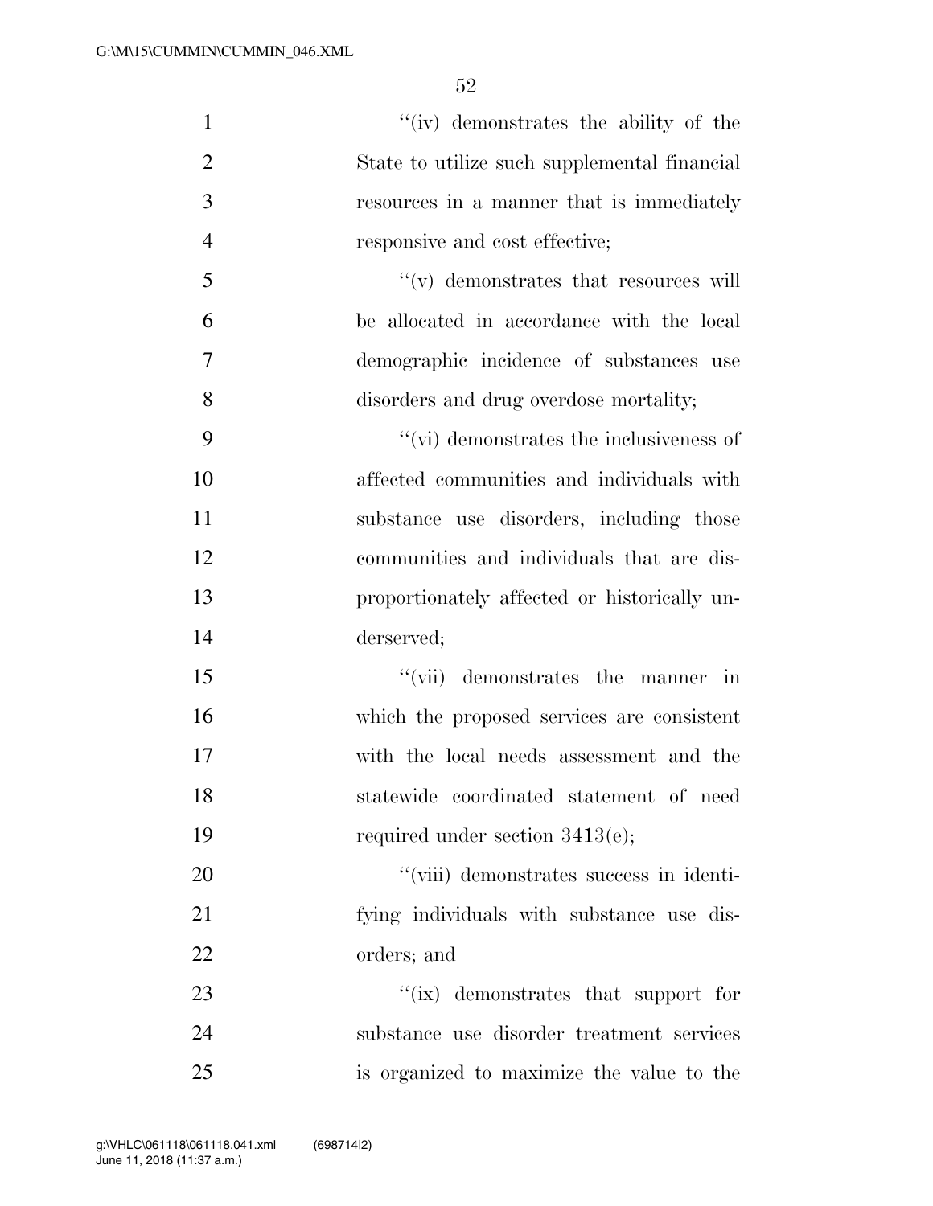''(iv) demonstrates the ability of the State to utilize such supplemental financial resources in a manner that is immediately responsive and cost effective;

''(v) demonstrates that resources will be allocated in accordance with the local demographic incidence of substances use disorders and drug overdose mortality;

''(vi) demonstrates the inclusiveness of affected communities and individuals with substance use disorders, including those communities and individuals that are disproportionately affected or historically underserved;

''(vii) demonstrates the manner in which the proposed services are consistent with the local needs assessment and the statewide coordinated statement of need required under section 3413(e);

''(viii) demonstrates success in identifying individuals with substance use disorders; and

''(ix) demonstrates that support for substance use disorder treatment services is organized to maximize the value to the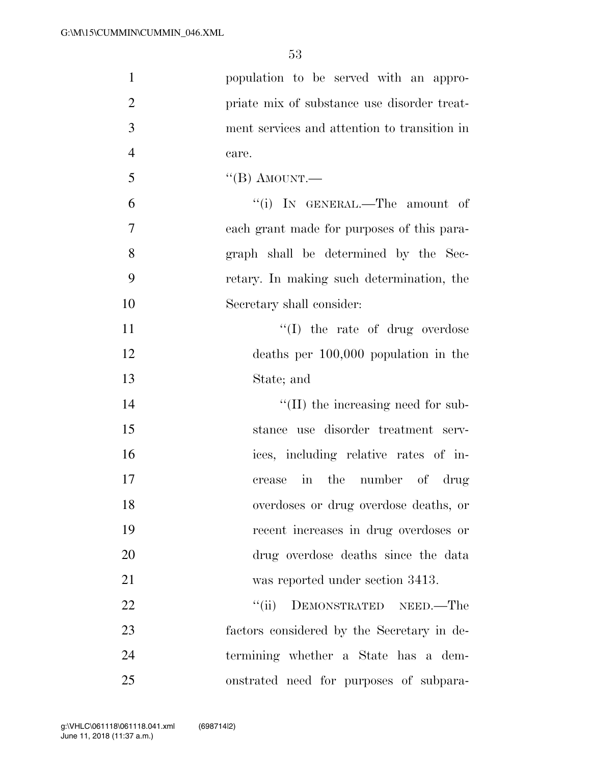population to be served with an appropriate mix of substance use disorder treatment services and attention to transition in care.

"(B) AMOUNT.—

"(i) IN GENERAL.—The amount of each grant made for purposes of this paragraph shall be determined by the Secretary. In making such determination, the Secretary shall consider:

"(I) the rate of drug overdose deaths per 100,000 population in the State; and

"(II) the increasing need for substance use disorder treatment services, including relative rates of increase in the number of drug overdoses or drug overdose deaths, or recent increases in drug overdoses or drug overdose deaths since the data was reported under section 3413.

"(ii) DEMONSTRATED NEED.—The factors considered by the Secretary in determining whether a State has a demonstrated need for purposes of subpara-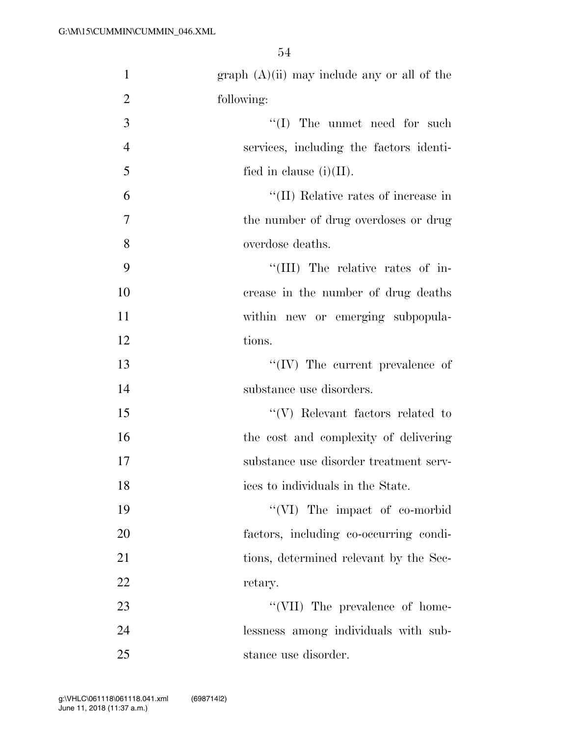graph (A)(ii) may include any or all of the following:

"(I) The unmet need for such services, including the factors identified in clause (i)(II).

"(II) Relative rates of increase in the number of drug overdoses or drug overdose deaths.

"(III) The relative rates of increase in the number of drug deaths within new or emerging subpopulations.

"(IV) The current prevalence of substance use disorders.

"(V) Relevant factors related to the cost and complexity of delivering substance use disorder treatment services to individuals in the State.

"(VI) The impact of co-morbid factors, including co-occurring conditions, determined relevant by the Secretary.

"(VII) The prevalence of homelessness among individuals with substance use disorder.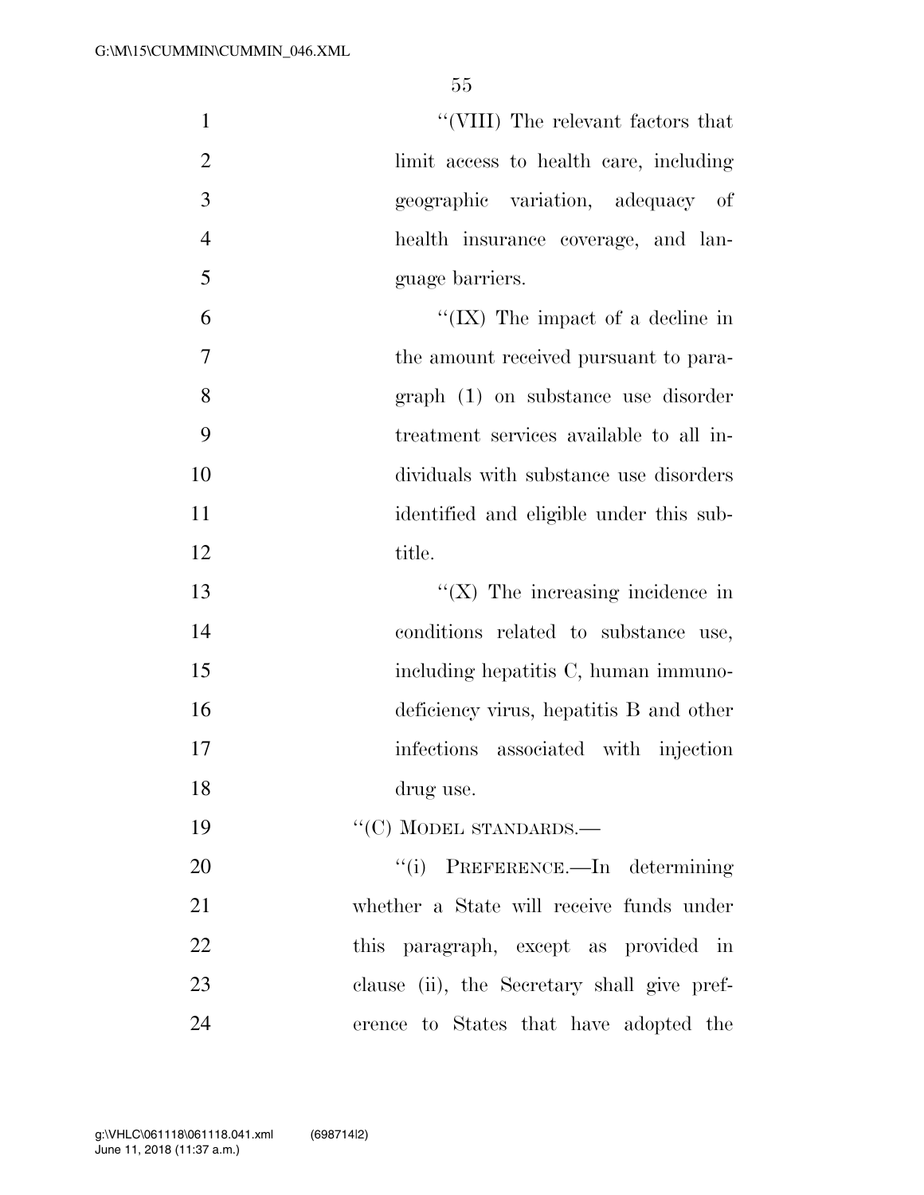"(VIII) The relevant factors that limit access to health care, including geographic variation, adequacy of health insurance coverage, and language barriers.

"(IX) The impact of a decline in the amount received pursuant to paragraph (1) on substance use disorder treatment services available to all individuals with substance use disorders identified and eligible under this subtitle.

"(X) The increasing incidence in conditions related to substance use, including hepatitis C, human immunodeficiency virus, hepatitis B and other infections associated with injection drug use.

"(C) MODEL STANDARDS.—

"(i) PREFERENCE.—In determining whether a State will receive funds under this paragraph, except as provided in clause (ii), the Secretary shall give preference to States that have adopted the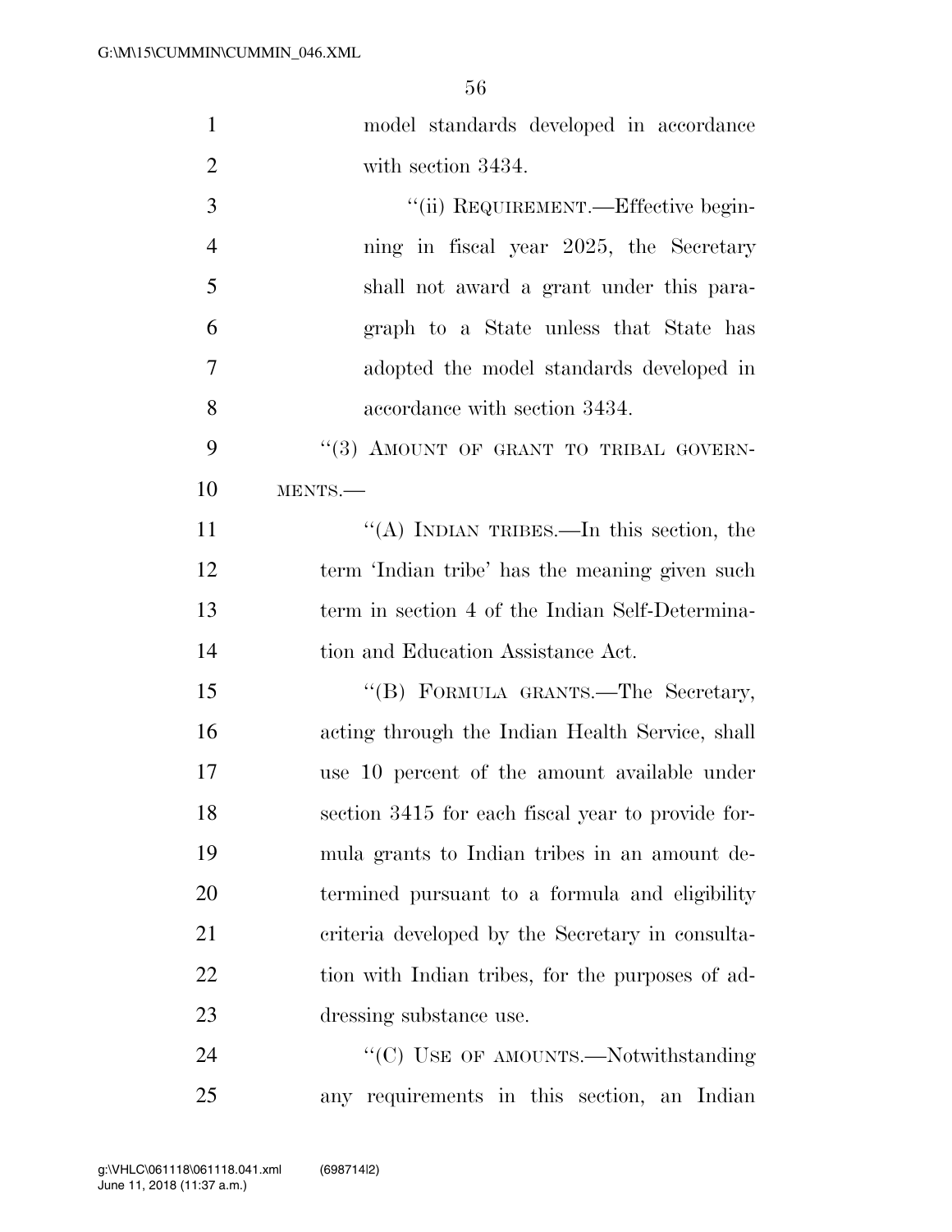model standards developed in accordance with section 3434.

"(ii) REQUIREMENT.—Effective beginning in fiscal year 2025, the Secretary shall not award a grant under this paragraph to a State unless that State has adopted the model standards developed in accordance with section 3434.

"(3) AMOUNT OF GRANT TO TRIBAL GOVERNMENTS.—

"(A) INDIAN TRIBES.—In this section, the term 'Indian tribe' has the meaning given such term in section 4 of the Indian Self-Determination and Education Assistance Act.

"(B) FORMULA GRANTS.—The Secretary, acting through the Indian Health Service, shall use 10 percent of the amount available under section 3415 for each fiscal year to provide formula grants to Indian tribes in an amount determined pursuant to a formula and eligibility criteria developed by the Secretary in consultation with Indian tribes, for the purposes of addressing substance use.

"(C) USE OF AMOUNTS.—Notwithstanding any requirements in this section, an Indian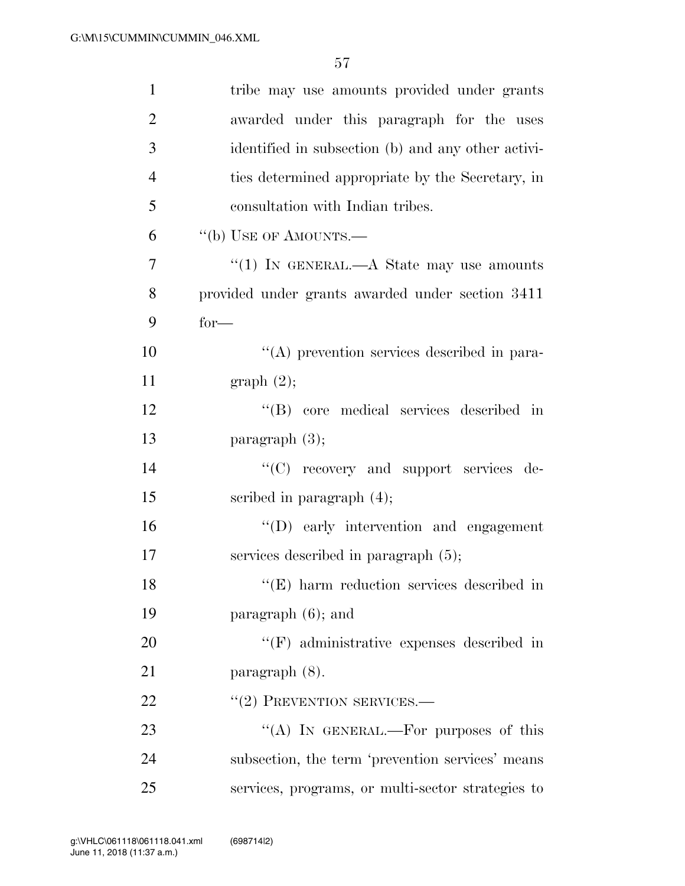tribe may use amounts provided under grants awarded under this paragraph for the uses identified in subsection (b) and any other activities determined appropriate by the Secretary, in consultation with Indian tribes.

''(b) USE OF AMOUNTS.—

''(1) IN GENERAL.—A State may use amounts provided under grants awarded under section 3411 for—

''(A) prevention services described in paragraph (2);

''(B) core medical services described in paragraph (3);

''(C) recovery and support services described in paragraph (4);

''(D) early intervention and engagement services described in paragraph (5);

''(E) harm reduction services described in paragraph (6); and

''(F) administrative expenses described in paragraph (8).

''(2) PREVENTION SERVICES.—

''(A) IN GENERAL.—For purposes of this subsection, the term 'prevention services' means services, programs, or multi-sector strategies to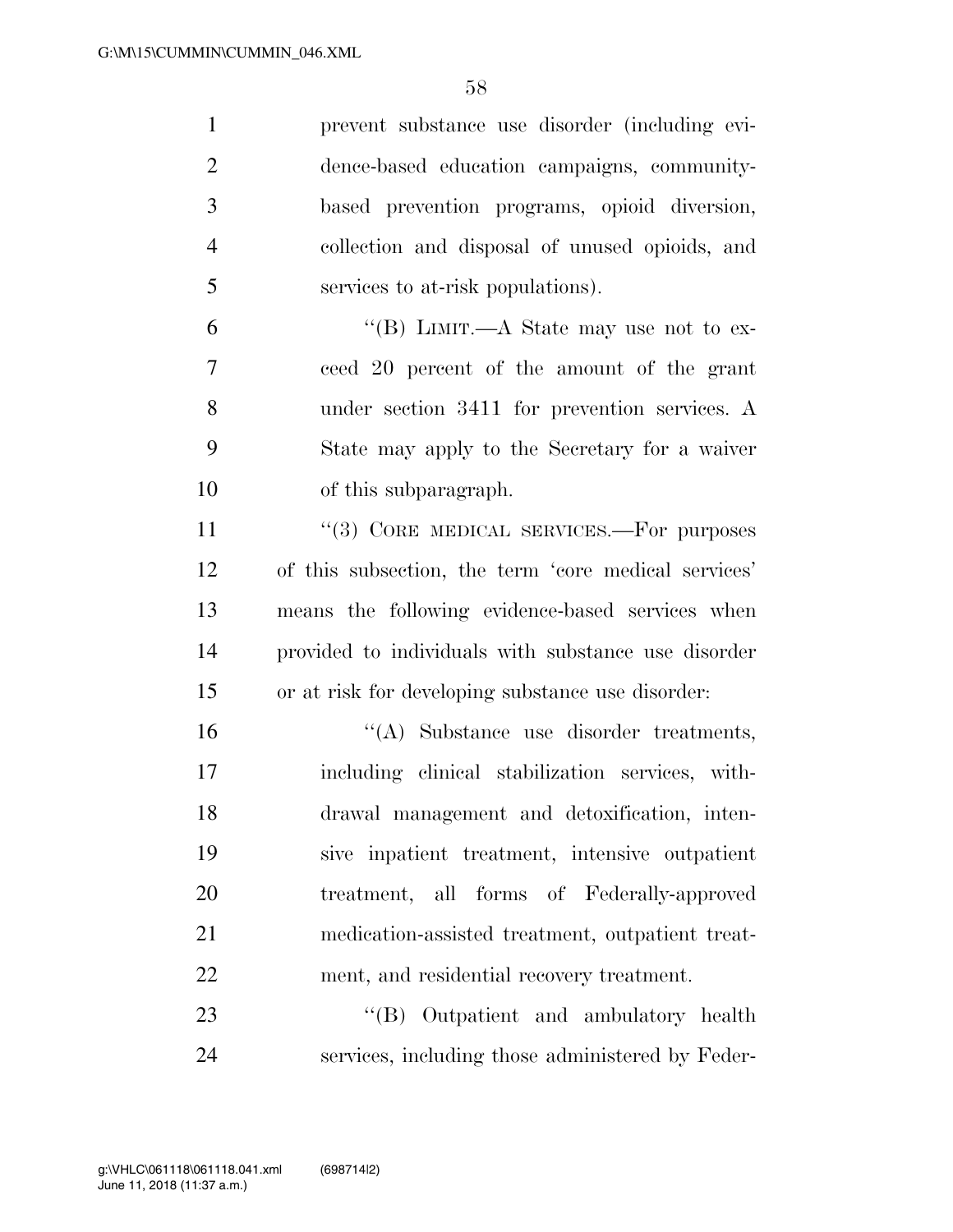prevent substance use disorder (including evidence-based education campaigns, community-based prevention programs, opioid diversion, collection and disposal of unused opioids, and services to at-risk populations).

"(B) LIMIT.—A State may use not to exceed 20 percent of the amount of the grant under section 3411 for prevention services. A State may apply to the Secretary for a waiver of this subparagraph.

"(3) CORE MEDICAL SERVICES.—For purposes of this subsection, the term 'core medical services' means the following evidence-based services when provided to individuals with substance use disorder or at risk for developing substance use disorder:

"(A) Substance use disorder treatments, including clinical stabilization services, withdrawal management and detoxification, intensive inpatient treatment, intensive outpatient treatment, all forms of Federally-approved medication-assisted treatment, outpatient treatment, and residential recovery treatment.

"(B) Outpatient and ambulatory health services, including those administered by Feder-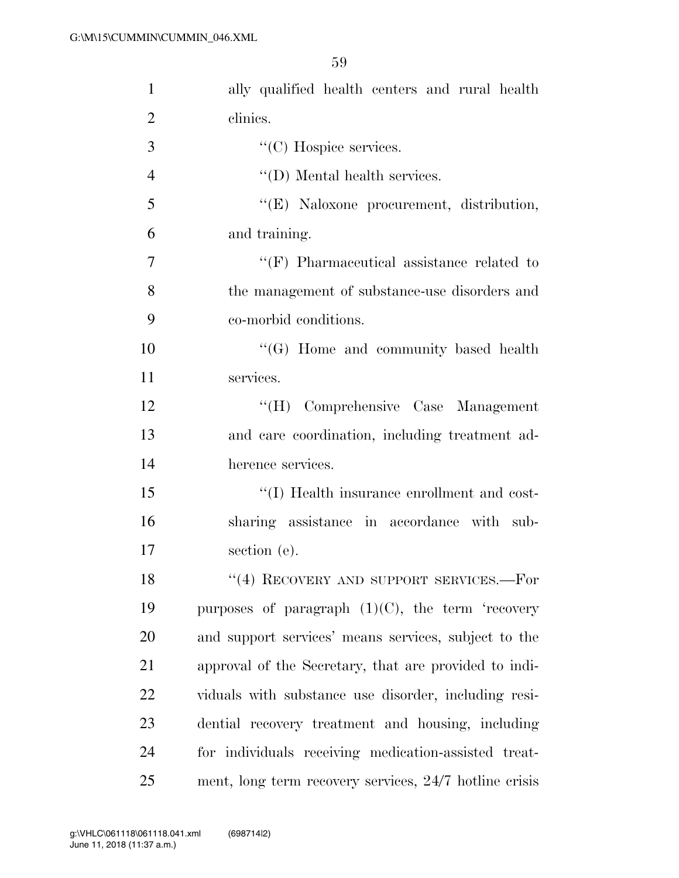ally qualified health centers and rural health clinics.

"(C) Hospice services.

"(D) Mental health services.

"(E) Naloxone procurement, distribution, and training.

"(F) Pharmaceutical assistance related to the management of substance-use disorders and co-morbid conditions.

"(G) Home and community based health services.

"(H) Comprehensive Case Management and care coordination, including treatment adherence services.

"(I) Health insurance enrollment and cost-sharing assistance in accordance with subsection (e).

"(4) RECOVERY AND SUPPORT SERVICES.—For purposes of paragraph (1)(C), the term 'recovery and support services' means services, subject to the approval of the Secretary, that are provided to individuals with substance use disorder, including residential recovery treatment and housing, including for individuals receiving medication-assisted treatment, long term recovery services, 24/7 hotline crisis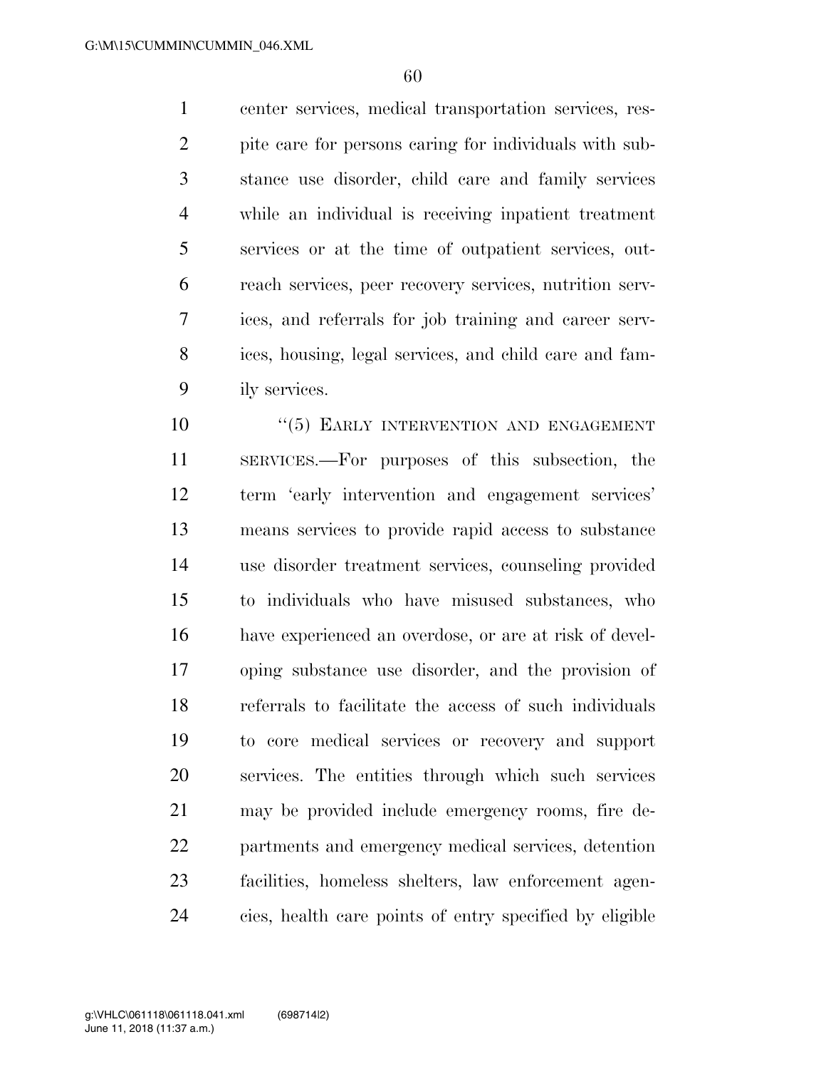center services, medical transportation services, respite care for persons caring for individuals with substance use disorder, child care and family services while an individual is receiving inpatient treatment services or at the time of outpatient services, outreach services, peer recovery services, nutrition services, and referrals for job training and career services, housing, legal services, and child care and family services.

"(5) EARLY INTERVENTION AND ENGAGEMENT SERVICES.—For purposes of this subsection, the term 'early intervention and engagement services' means services to provide rapid access to substance use disorder treatment services, counseling provided to individuals who have misused substances, who have experienced an overdose, or are at risk of developing substance use disorder, and the provision of referrals to facilitate the access of such individuals to core medical services or recovery and support services. The entities through which such services may be provided include emergency rooms, fire departments and emergency medical services, detention facilities, homeless shelters, law enforcement agencies, health care points of entry specified by eligible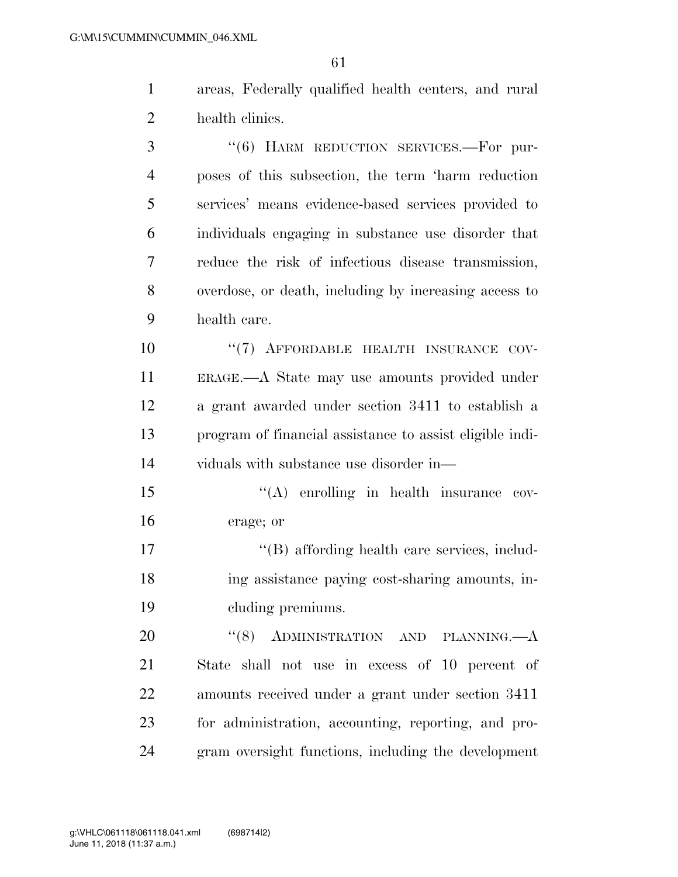areas, Federally qualified health centers, and rural health clinics.

"(6) HARM REDUCTION SERVICES.—For purposes of this subsection, the term 'harm reduction services' means evidence-based services provided to individuals engaging in substance use disorder that reduce the risk of infectious disease transmission, overdose, or death, including by increasing access to health care.

"(7) AFFORDABLE HEALTH INSURANCE COVERAGE.—A State may use amounts provided under a grant awarded under section 3411 to establish a program of financial assistance to assist eligible individuals with substance use disorder in—

"(A) enrolling in health insurance coverage; or

"(B) affording health care services, including assistance paying cost-sharing amounts, including premiums.

"(8) ADMINISTRATION AND PLANNING.—A State shall not use in excess of 10 percent of amounts received under a grant under section 3411 for administration, accounting, reporting, and program oversight functions, including the development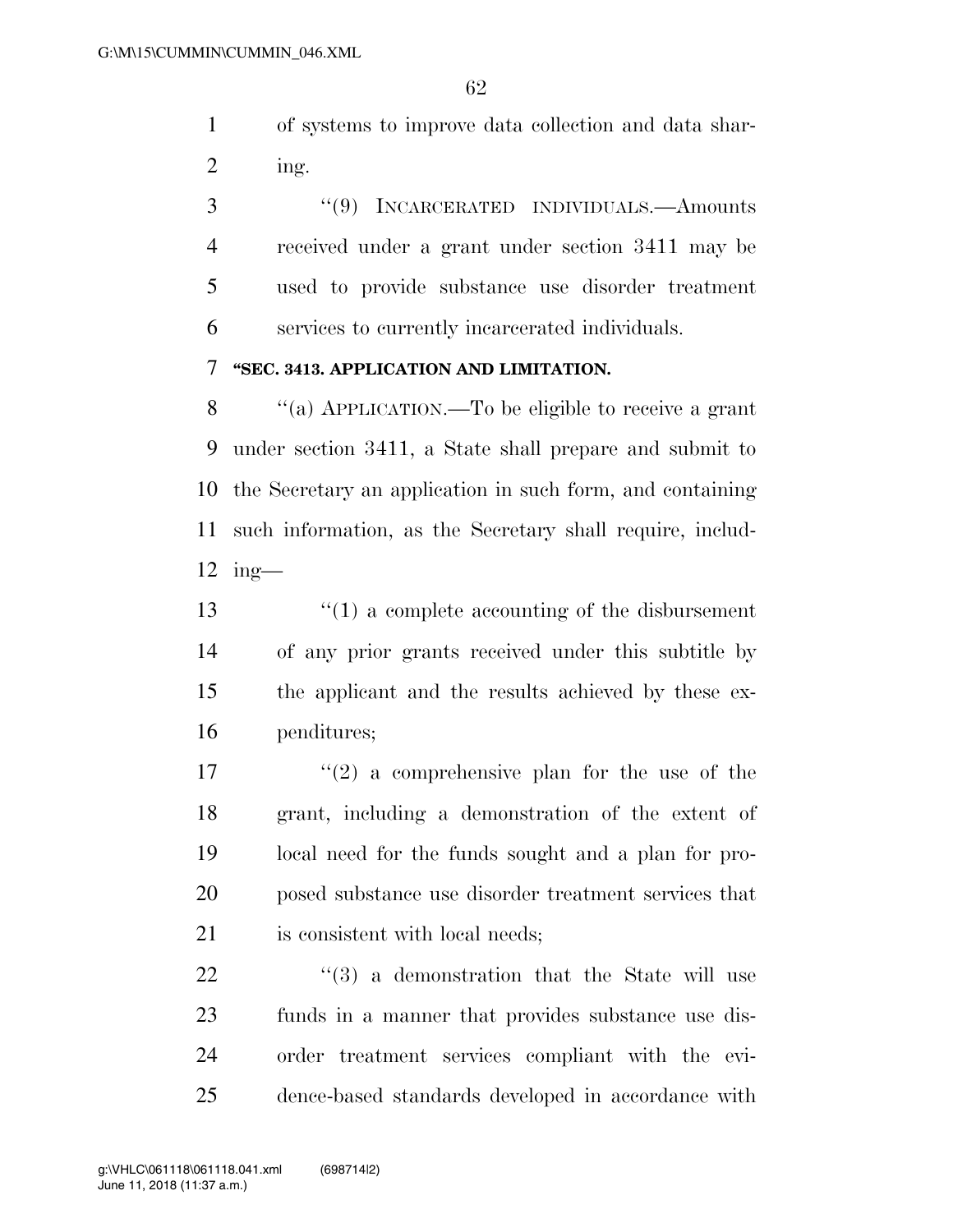of systems to improve data collection and data sharing.

"(9) INCARCERATED INDIVIDUALS.—Amounts received under a grant under section 3411 may be used to provide substance use disorder treatment services to currently incarcerated individuals.

**"SEC. 3413. APPLICATION AND LIMITATION.**

"(a) APPLICATION.—To be eligible to receive a grant under section 3411, a State shall prepare and submit to the Secretary an application in such form, and containing such information, as the Secretary shall require, including—

"(1) a complete accounting of the disbursement of any prior grants received under this subtitle by the applicant and the results achieved by these expenditures;

"(2) a comprehensive plan for the use of the grant, including a demonstration of the extent of local need for the funds sought and a plan for proposed substance use disorder treatment services that is consistent with local needs;

"(3) a demonstration that the State will use funds in a manner that provides substance use disorder treatment services compliant with the evidence-based standards developed in accordance with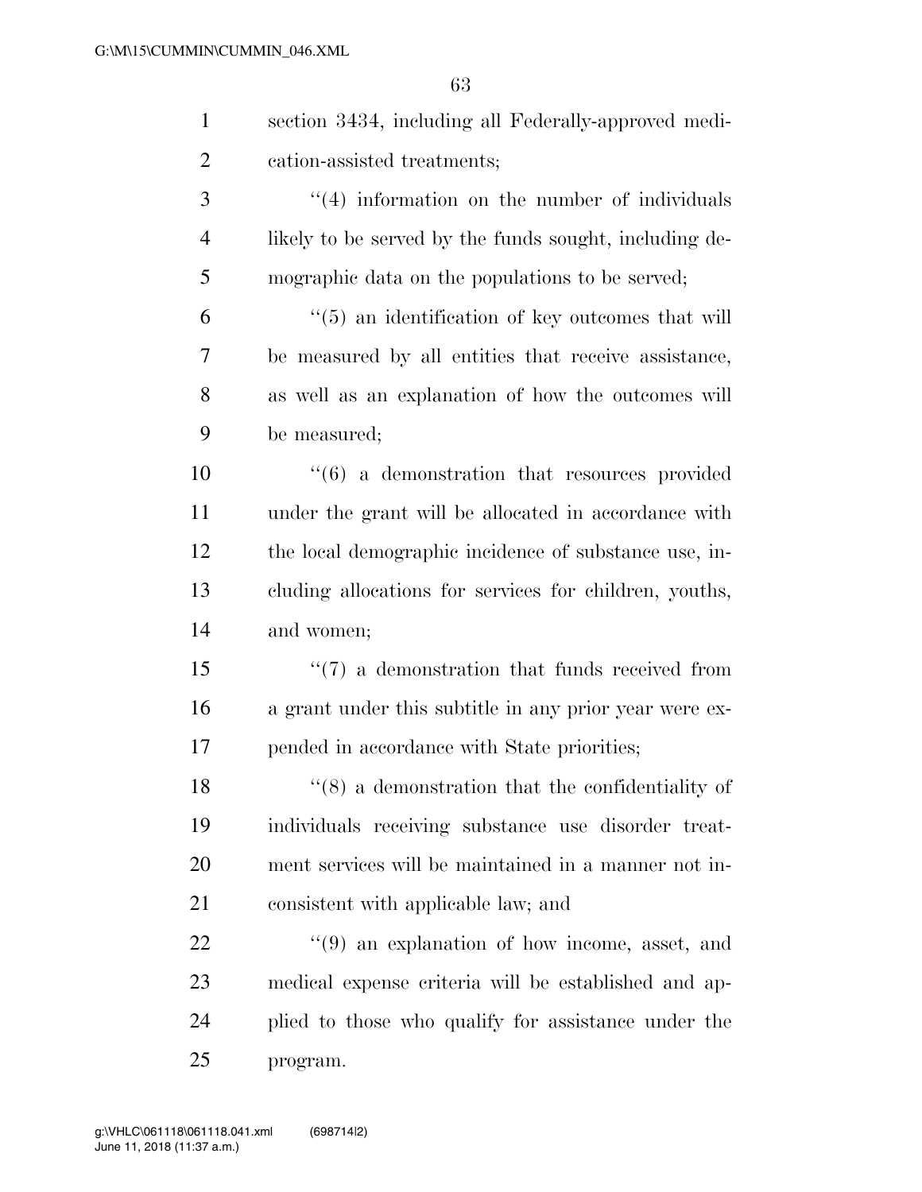section 3434, including all Federally-approved medication-assisted treatments;

''(4) information on the number of individuals likely to be served by the funds sought, including demographic data on the populations to be served;

''(5) an identification of key outcomes that will be measured by all entities that receive assistance, as well as an explanation of how the outcomes will be measured;

''(6) a demonstration that resources provided under the grant will be allocated in accordance with the local demographic incidence of substance use, including allocations for services for children, youths, and women;

''(7) a demonstration that funds received from a grant under this subtitle in any prior year were expended in accordance with State priorities;

''(8) a demonstration that the confidentiality of individuals receiving substance use disorder treatment services will be maintained in a manner not inconsistent with applicable law; and

''(9) an explanation of how income, asset, and medical expense criteria will be established and applied to those who qualify for assistance under the program.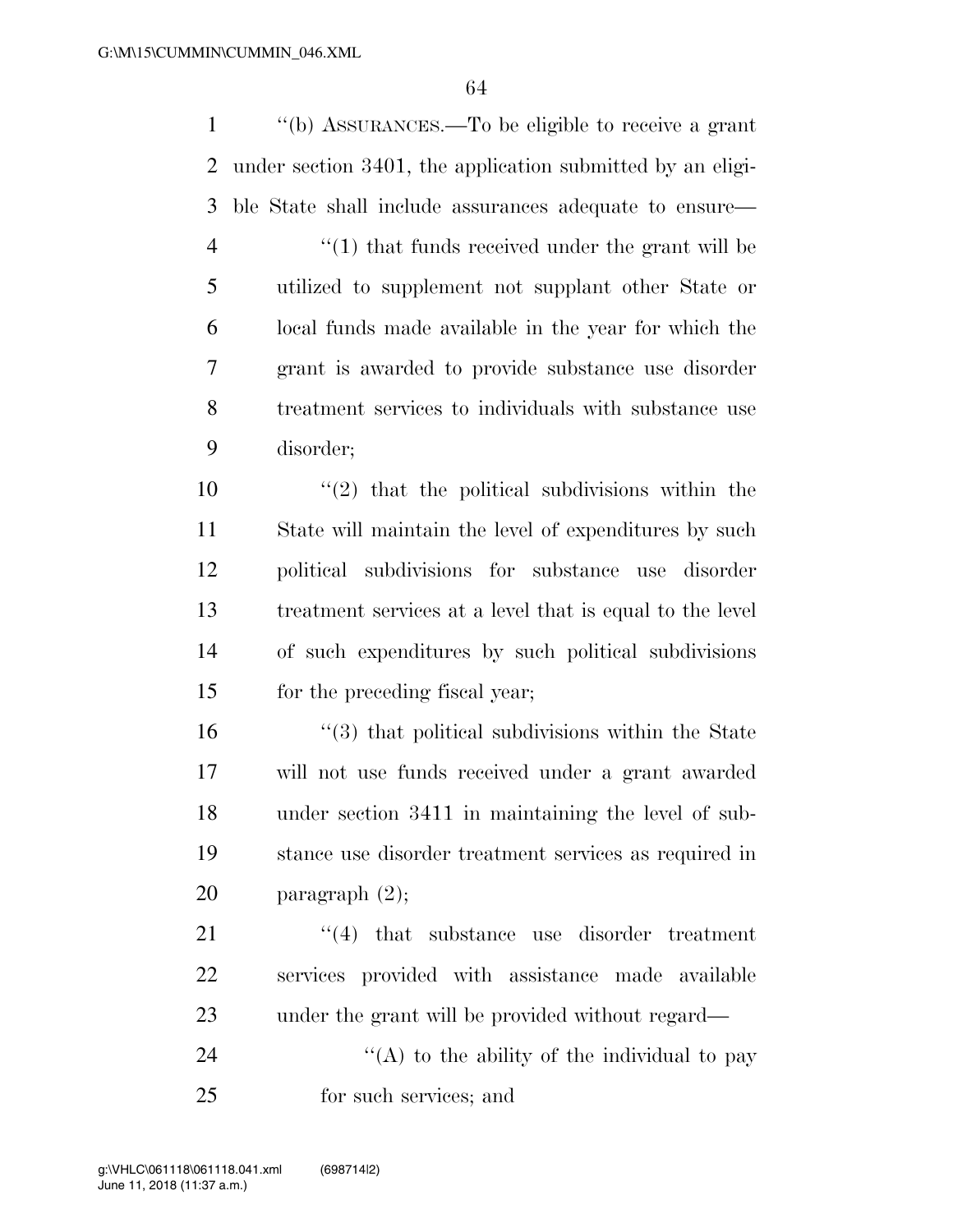''(b) ASSURANCES.—To be eligible to receive a grant under section 3401, the application submitted by an eligible State shall include assurances adequate to ensure—

''(1) that funds received under the grant will be utilized to supplement not supplant other State or local funds made available in the year for which the grant is awarded to provide substance use disorder treatment services to individuals with substance use disorder;

''(2) that the political subdivisions within the State will maintain the level of expenditures by such political subdivisions for substance use disorder treatment services at a level that is equal to the level of such expenditures by such political subdivisions for the preceding fiscal year;

''(3) that political subdivisions within the State will not use funds received under a grant awarded under section 3411 in maintaining the level of substance use disorder treatment services as required in paragraph (2);

''(4) that substance use disorder treatment services provided with assistance made available under the grant will be provided without regard—

''(A) to the ability of the individual to pay for such services; and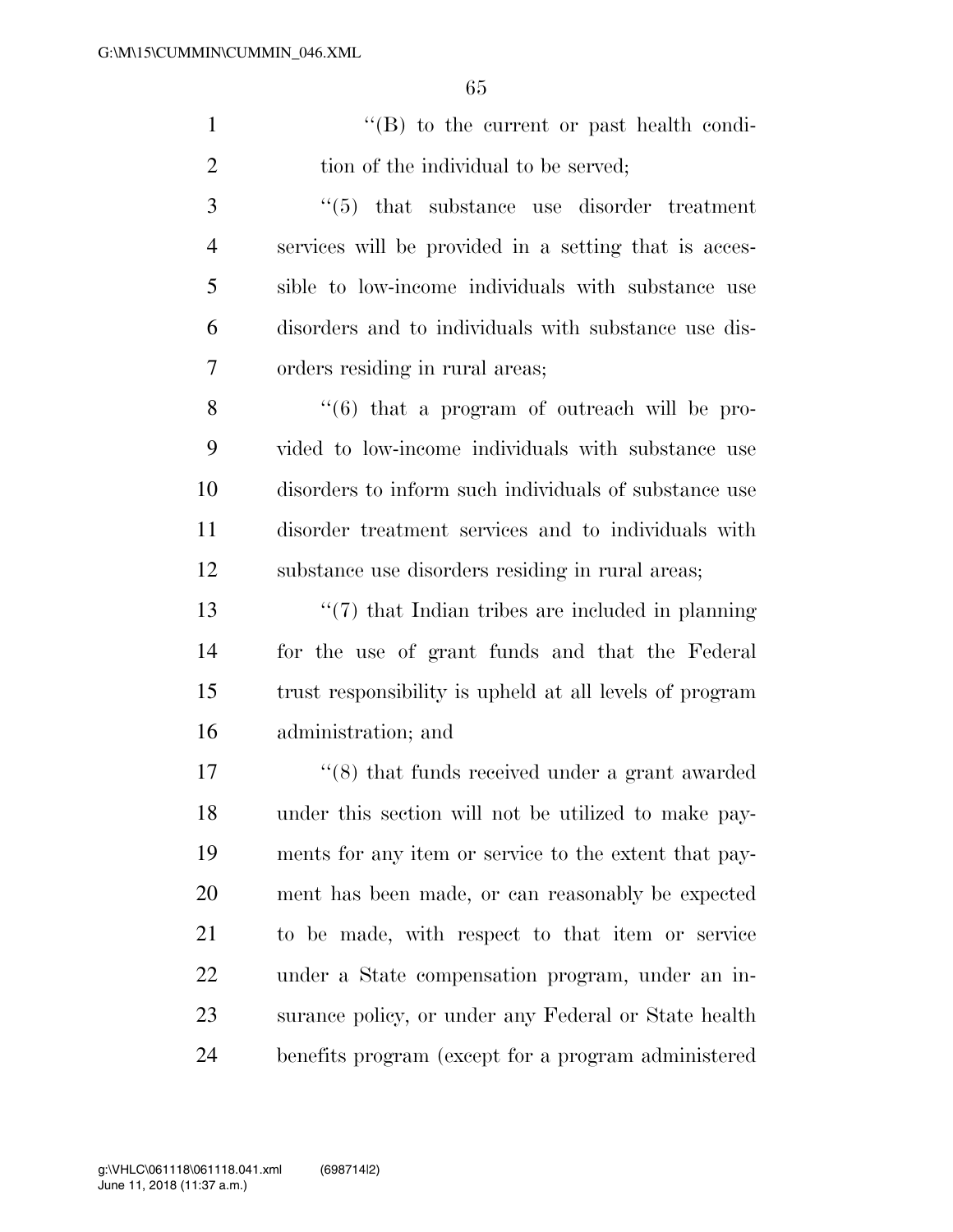''(B) to the current or past health condition of the individual to be served;

''(5) that substance use disorder treatment services will be provided in a setting that is accessible to low-income individuals with substance use disorders and to individuals with substance use disorders residing in rural areas;

''(6) that a program of outreach will be provided to low-income individuals with substance use disorders to inform such individuals of substance use disorder treatment services and to individuals with substance use disorders residing in rural areas;

''(7) that Indian tribes are included in planning for the use of grant funds and that the Federal trust responsibility is upheld at all levels of program administration; and

''(8) that funds received under a grant awarded under this section will not be utilized to make payments for any item or service to the extent that payment has been made, or can reasonably be expected to be made, with respect to that item or service under a State compensation program, under an insurance policy, or under any Federal or State health benefits program (except for a program administered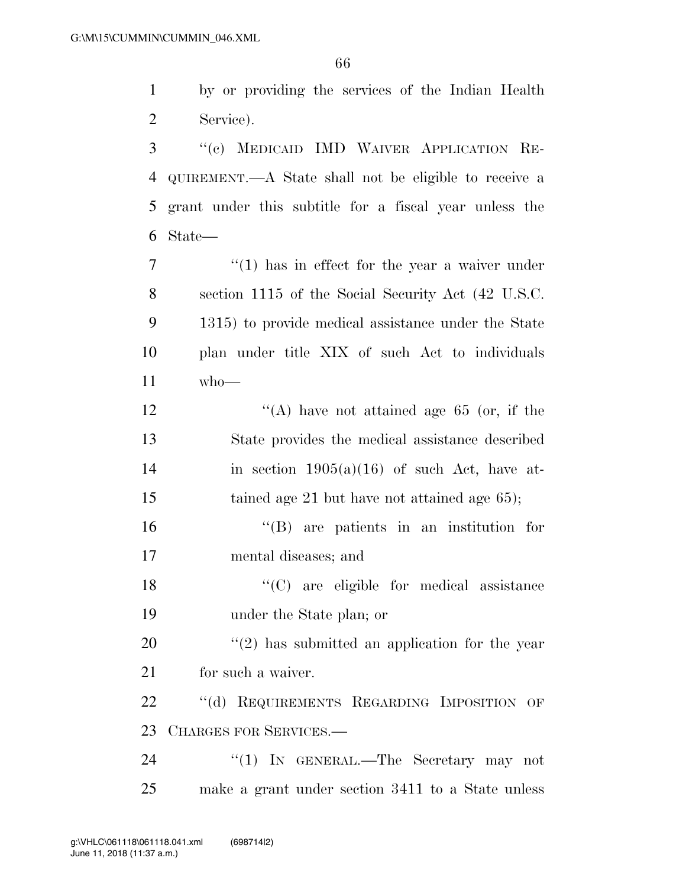by or providing the services of the Indian Health Service).

"(c) MEDICAID IMD WAIVER APPLICATION REQUIREMENT.—A State shall not be eligible to receive a grant under this subtitle for a fiscal year unless the State—

"(1) has in effect for the year a waiver under section 1115 of the Social Security Act (42 U.S.C. 1315) to provide medical assistance under the State plan under title XIX of such Act to individuals who—

"(A) have not attained age 65 (or, if the State provides the medical assistance described in section 1905(a)(16) of such Act, have attained age 21 but have not attained age 65);

"(B) are patients in an institution for mental diseases; and

"(C) are eligible for medical assistance under the State plan; or

"(2) has submitted an application for the year for such a waiver.

"(d) REQUIREMENTS REGARDING IMPOSITION OF CHARGES FOR SERVICES.—

"(1) IN GENERAL.—The Secretary may not make a grant under section 3411 to a State unless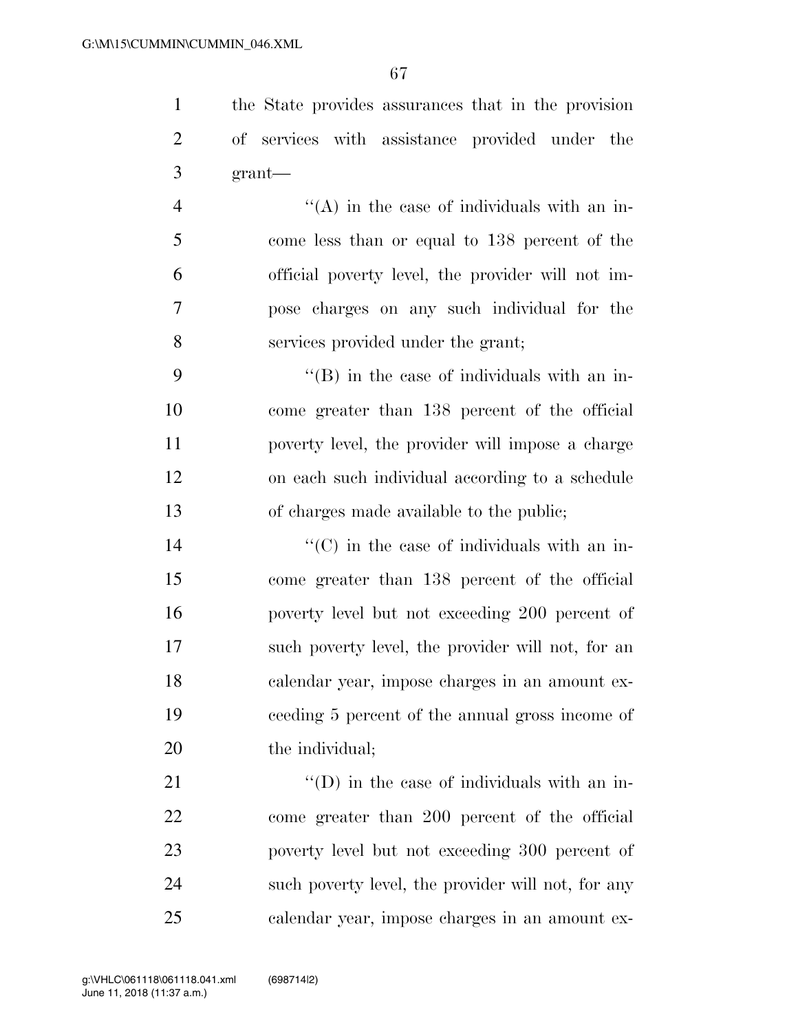the State provides assurances that in the provision of services with assistance provided under the grant—

''(A) in the case of individuals with an income less than or equal to 138 percent of the official poverty level, the provider will not impose charges on any such individual for the services provided under the grant;

''(B) in the case of individuals with an income greater than 138 percent of the official poverty level, the provider will impose a charge on each such individual according to a schedule of charges made available to the public;

''(C) in the case of individuals with an income greater than 138 percent of the official poverty level but not exceeding 200 percent of such poverty level, the provider will not, for an calendar year, impose charges in an amount exceeding 5 percent of the annual gross income of the individual;

''(D) in the case of individuals with an income greater than 200 percent of the official poverty level but not exceeding 300 percent of such poverty level, the provider will not, for any calendar year, impose charges in an amount ex-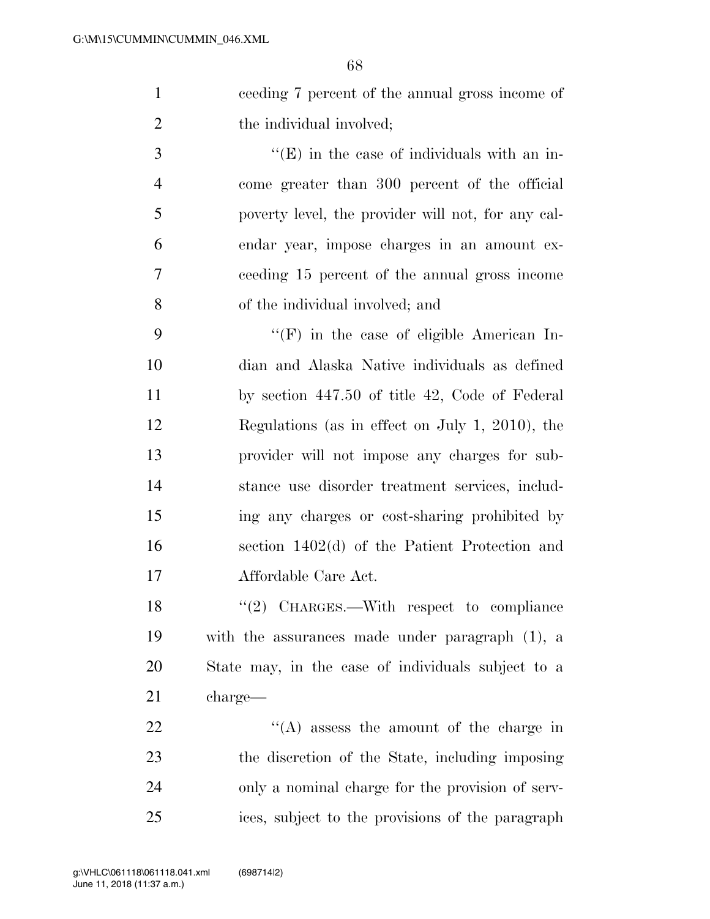ceeding 7 percent of the annual gross income of the individual involved;

"(E) in the case of individuals with an income greater than 300 percent of the official poverty level, the provider will not, for any calendar year, impose charges in an amount exceeding 15 percent of the annual gross income of the individual involved; and

"(F) in the case of eligible American Indian and Alaska Native individuals as defined by section 447.50 of title 42, Code of Federal Regulations (as in effect on July 1, 2010), the provider will not impose any charges for substance use disorder treatment services, including any charges or cost-sharing prohibited by section 1402(d) of the Patient Protection and Affordable Care Act.

"(2) CHARGES.—With respect to compliance with the assurances made under paragraph (1), a State may, in the case of individuals subject to a charge—

"(A) assess the amount of the charge in the discretion of the State, including imposing only a nominal charge for the provision of services, subject to the provisions of the paragraph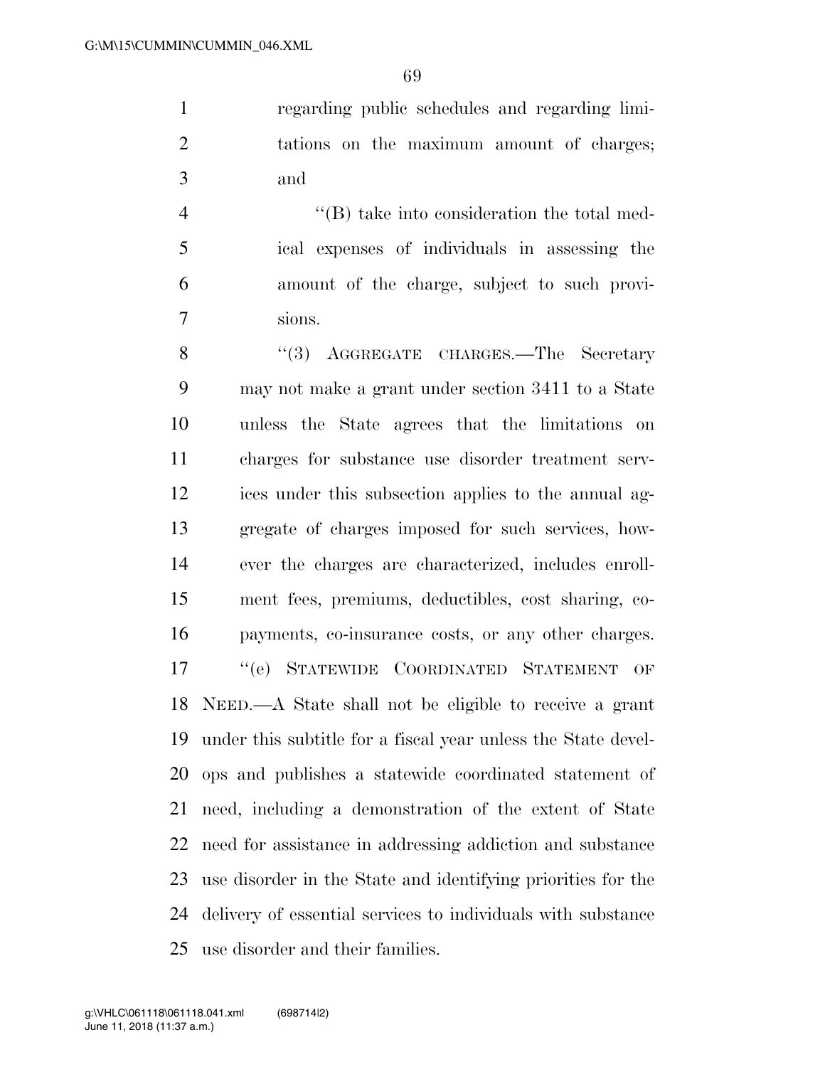regarding public schedules and regarding limitations on the maximum amount of charges; and

"(B) take into consideration the total medical expenses of individuals in assessing the amount of the charge, subject to such provisions.

"(3) AGGREGATE CHARGES.—The Secretary may not make a grant under section 3411 to a State unless the State agrees that the limitations on charges for substance use disorder treatment services under this subsection applies to the annual aggregate of charges imposed for such services, however the charges are characterized, includes enrollment fees, premiums, deductibles, cost sharing, copayments, co-insurance costs, or any other charges.

"(e) STATEWIDE COORDINATED STATEMENT OF NEED.—A State shall not be eligible to receive a grant under this subtitle for a fiscal year unless the State develops and publishes a statewide coordinated statement of need, including a demonstration of the extent of State need for assistance in addressing addiction and substance use disorder in the State and identifying priorities for the delivery of essential services to individuals with substance use disorder and their families.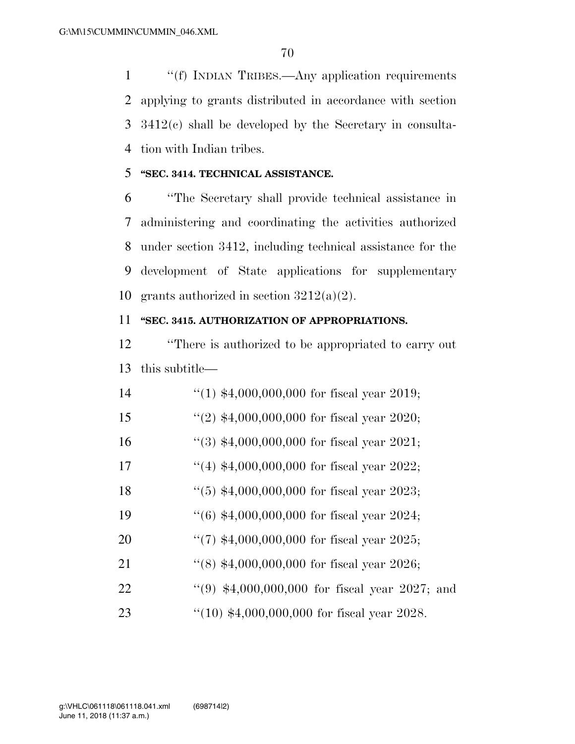''(f) INDIAN TRIBES.—Any application requirements applying to grants distributed in accordance with section 3412(c) shall be developed by the Secretary in consultation with Indian tribes.

**''SEC. 3414. TECHNICAL ASSISTANCE.**

''The Secretary shall provide technical assistance in administering and coordinating the activities authorized under section 3412, including technical assistance for the development of State applications for supplementary grants authorized in section 3212(a)(2).

**''SEC. 3415. AUTHORIZATION OF APPROPRIATIONS.**

''There is authorized to be appropriated to carry out this subtitle—

''(1) $4,000,000,000 for fiscal year 2019;

''(2) $4,000,000,000 for fiscal year 2020;

''(3) $4,000,000,000 for fiscal year 2021;

''(4) $4,000,000,000 for fiscal year 2022;

''(5) $4,000,000,000 for fiscal year 2023;

''(6) $4,000,000,000 for fiscal year 2024;

''(7) $4,000,000,000 for fiscal year 2025;

''(8) $4,000,000,000 for fiscal year 2026;

''(9) $4,000,000,000 for fiscal year 2027; and

''(10) $4,000,000,000 for fiscal year 2028.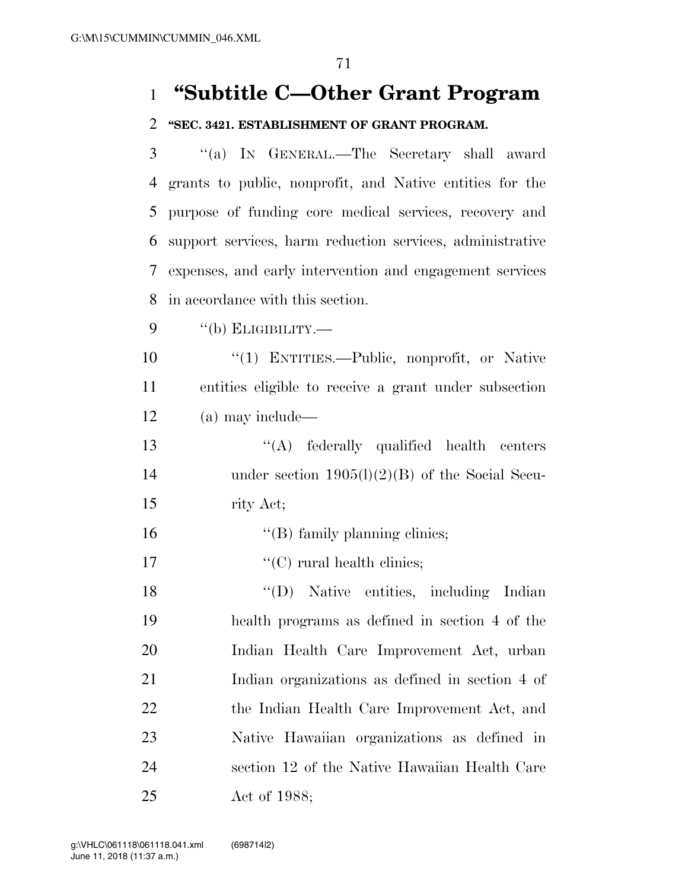## "Subtitle C—Other Grant Program

**"SEC. 3421. ESTABLISHMENT OF GRANT PROGRAM.**

"(a) IN GENERAL.—The Secretary shall award grants to public, nonprofit, and Native entities for the purpose of funding core medical services, recovery and support services, harm reduction services, administrative expenses, and early intervention and engagement services in accordance with this section.

"(b) ELIGIBILITY.—

"(1) ENTITIES.—Public, nonprofit, or Native entities eligible to receive a grant under subsection (a) may include—

"(A) federally qualified health centers under section 1905(l)(2)(B) of the Social Security Act;

"(B) family planning clinics;

"(C) rural health clinics;

"(D) Native entities, including Indian health programs as defined in section 4 of the Indian Health Care Improvement Act, urban Indian organizations as defined in section 4 of the Indian Health Care Improvement Act, and Native Hawaiian organizations as defined in section 12 of the Native Hawaiian Health Care Act of 1988;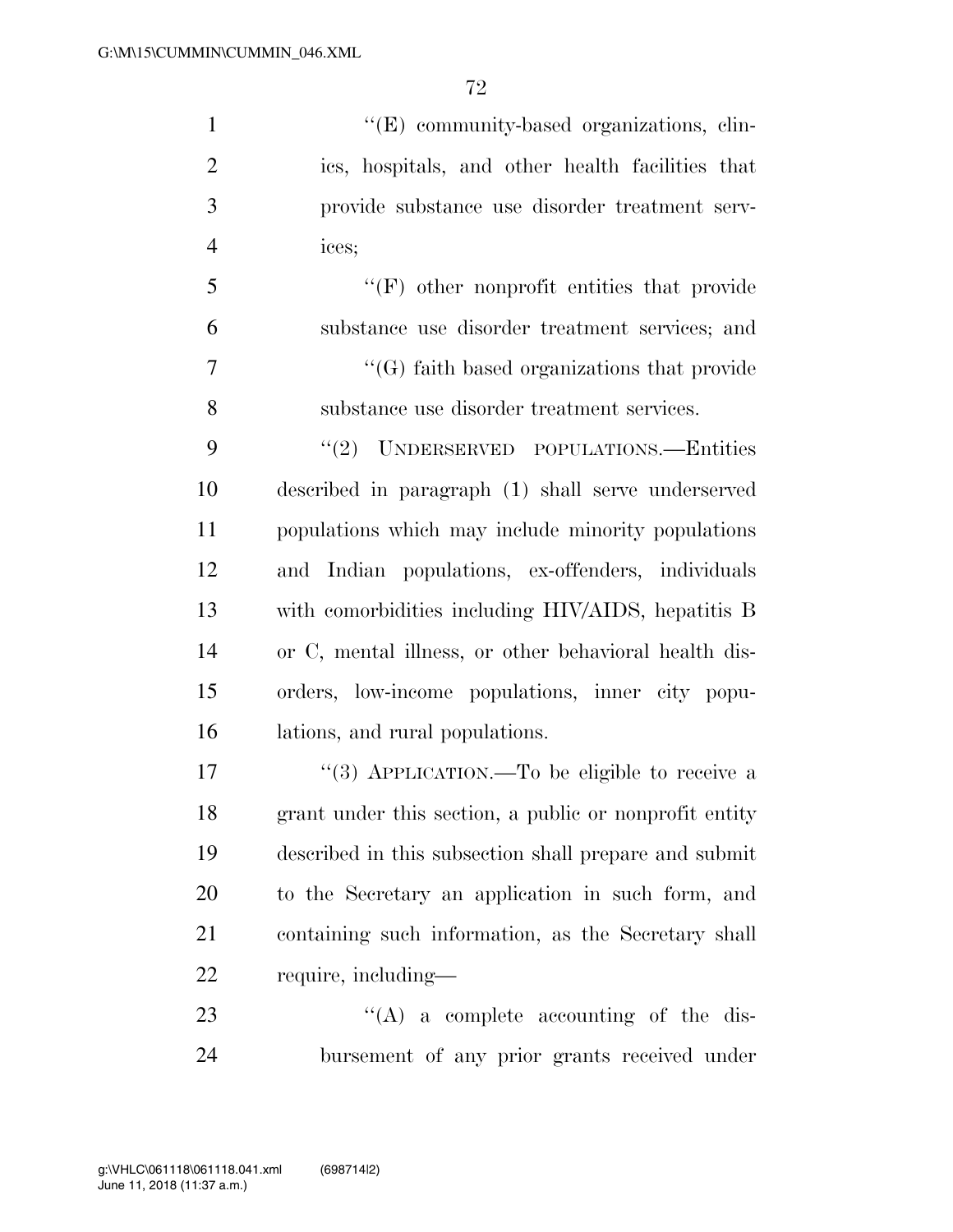"(E) community-based organizations, clinics, hospitals, and other health facilities that provide substance use disorder treatment services;

"(F) other nonprofit entities that provide substance use disorder treatment services; and

"(G) faith based organizations that provide substance use disorder treatment services.

"(2) UNDERSERVED POPULATIONS.—Entities described in paragraph (1) shall serve underserved populations which may include minority populations and Indian populations, ex-offenders, individuals with comorbidities including HIV/AIDS, hepatitis B or C, mental illness, or other behavioral health disorders, low-income populations, inner city populations, and rural populations.

"(3) APPLICATION.—To be eligible to receive a grant under this section, a public or nonprofit entity described in this subsection shall prepare and submit to the Secretary an application in such form, and containing such information, as the Secretary shall require, including—

"(A) a complete accounting of the disbursement of any prior grants received under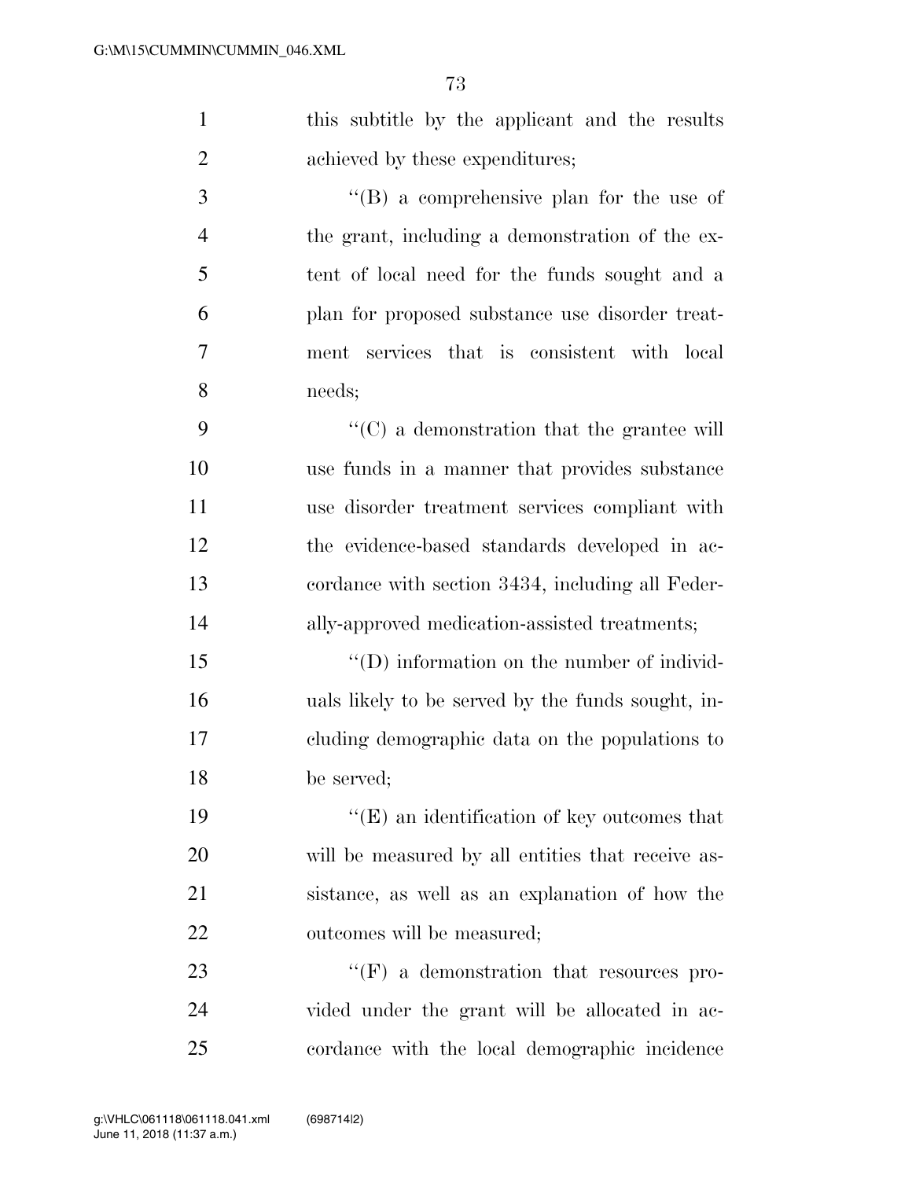this subtitle by the applicant and the results achieved by these expenditures;

"(B) a comprehensive plan for the use of the grant, including a demonstration of the extent of local need for the funds sought and a plan for proposed substance use disorder treatment services that is consistent with local needs;

"(C) a demonstration that the grantee will use funds in a manner that provides substance use disorder treatment services compliant with the evidence-based standards developed in accordance with section 3434, including all Federally-approved medication-assisted treatments;

"(D) information on the number of individuals likely to be served by the funds sought, including demographic data on the populations to be served;

"(E) an identification of key outcomes that will be measured by all entities that receive assistance, as well as an explanation of how the outcomes will be measured;

"(F) a demonstration that resources provided under the grant will be allocated in accordance with the local demographic incidence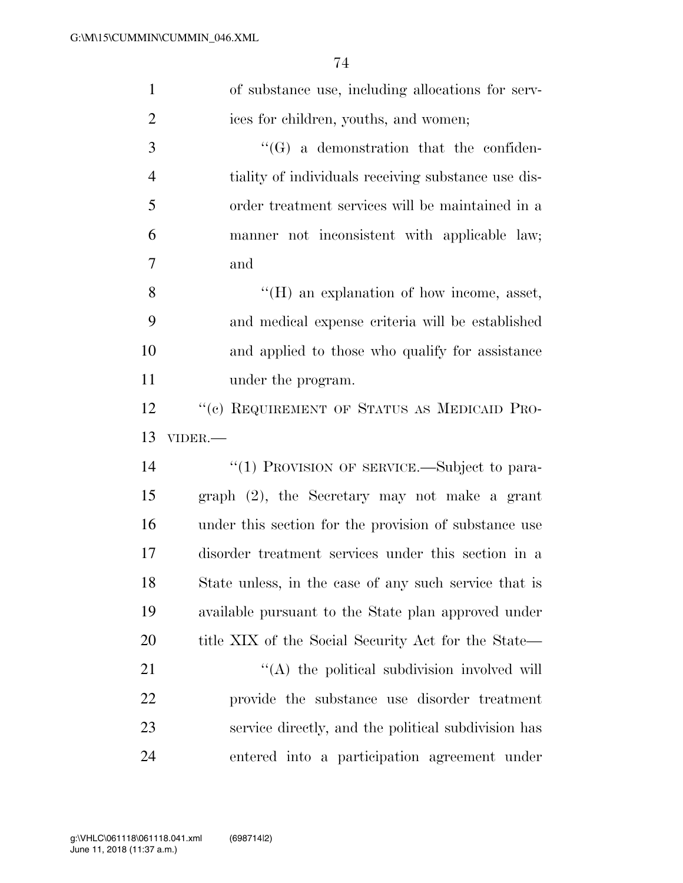of substance use, including allocations for services for children, youths, and women;

"(G) a demonstration that the confidentiality of individuals receiving substance use disorder treatment services will be maintained in a manner not inconsistent with applicable law; and

"(H) an explanation of how income, asset, and medical expense criteria will be established and applied to those who qualify for assistance under the program.

"(c) REQUIREMENT OF STATUS AS MEDICAID PROVIDER.—

"(1) PROVISION OF SERVICE.—Subject to paragraph (2), the Secretary may not make a grant under this section for the provision of substance use disorder treatment services under this section in a State unless, in the case of any such service that is available pursuant to the State plan approved under title XIX of the Social Security Act for the State—

"(A) the political subdivision involved will provide the substance use disorder treatment service directly, and the political subdivision has entered into a participation agreement under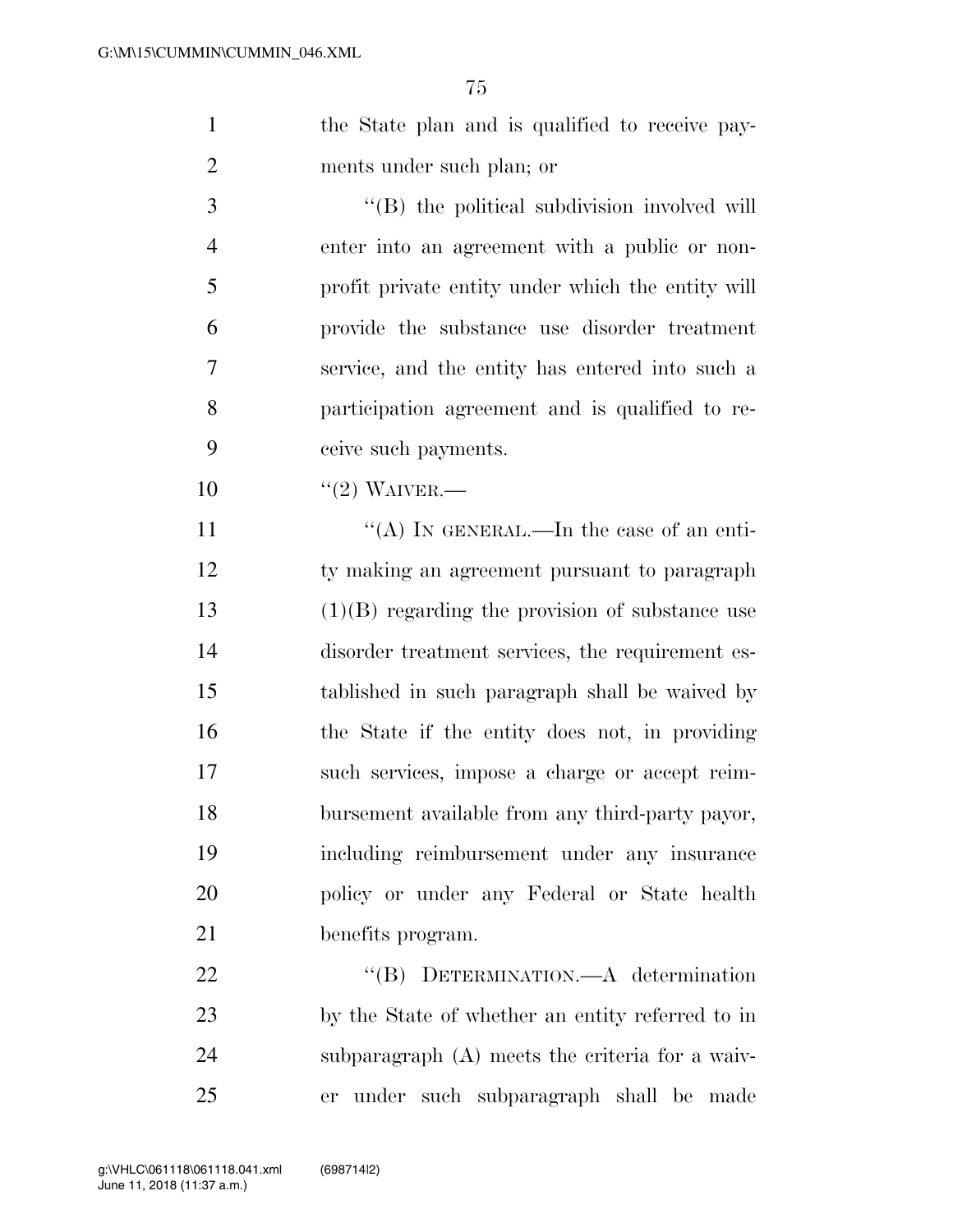the State plan and is qualified to receive payments under such plan; or

"(B) the political subdivision involved will enter into an agreement with a public or nonprofit private entity under which the entity will provide the substance use disorder treatment service, and the entity has entered into such a participation agreement and is qualified to receive such payments.

"(2) WAIVER.—

"(A) IN GENERAL.—In the case of an entity making an agreement pursuant to paragraph (1)(B) regarding the provision of substance use disorder treatment services, the requirement established in such paragraph shall be waived by the State if the entity does not, in providing such services, impose a charge or accept reimbursement available from any third-party payor, including reimbursement under any insurance policy or under any Federal or State health benefits program.

"(B) DETERMINATION.—A determination by the State of whether an entity referred to in subparagraph (A) meets the criteria for a waiver under such subparagraph shall be made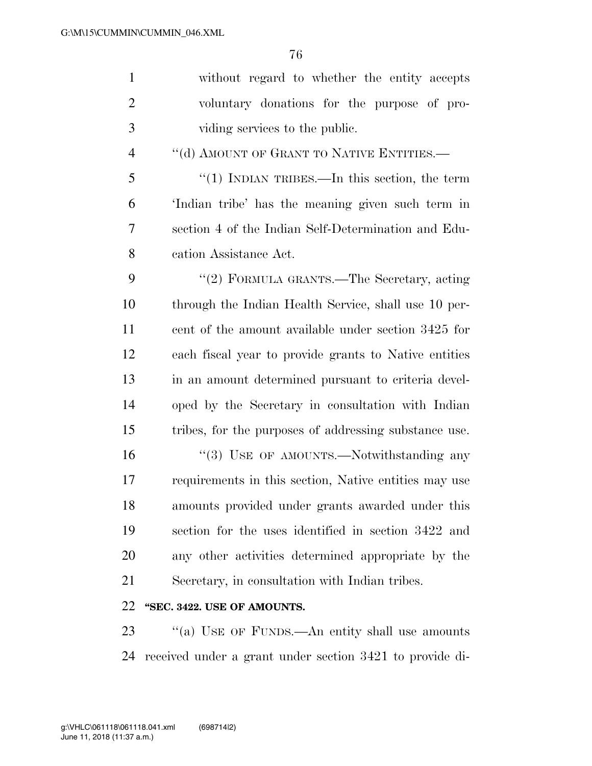without regard to whether the entity accepts voluntary donations for the purpose of providing services to the public.

"(d) AMOUNT OF GRANT TO NATIVE ENTITIES.—

"(1) INDIAN TRIBES.—In this section, the term 'Indian tribe' has the meaning given such term in section 4 of the Indian Self-Determination and Education Assistance Act.

"(2) FORMULA GRANTS.—The Secretary, acting through the Indian Health Service, shall use 10 percent of the amount available under section 3425 for each fiscal year to provide grants to Native entities in an amount determined pursuant to criteria developed by the Secretary in consultation with Indian tribes, for the purposes of addressing substance use.

"(3) USE OF AMOUNTS.—Notwithstanding any requirements in this section, Native entities may use amounts provided under grants awarded under this section for the uses identified in section 3422 and any other activities determined appropriate by the Secretary, in consultation with Indian tribes.

**"SEC. 3422. USE OF AMOUNTS.**

"(a) USE OF FUNDS.—An entity shall use amounts received under a grant under section 3421 to provide di-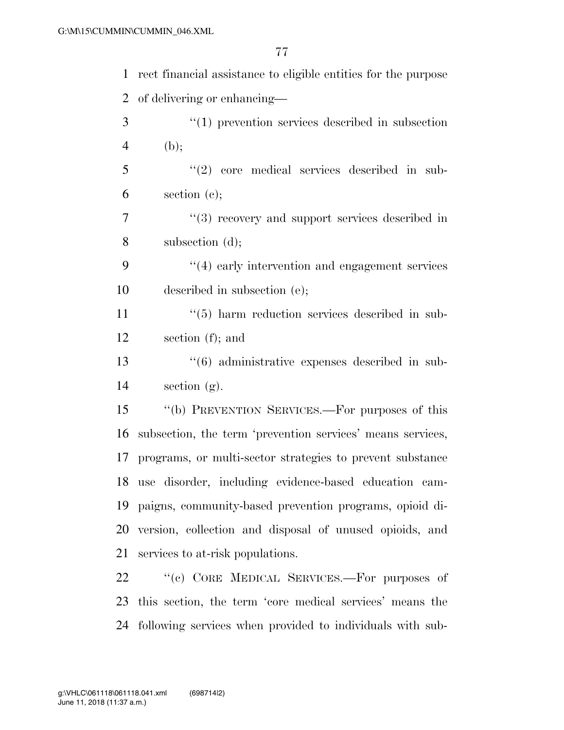rect financial assistance to eligible entities for the purpose of delivering or enhancing—

"(1) prevention services described in subsection (b);

"(2) core medical services described in subsection (c);

"(3) recovery and support services described in subsection (d);

"(4) early intervention and engagement services described in subsection (e);

"(5) harm reduction services described in subsection (f); and

"(6) administrative expenses described in subsection (g).

"(b) PREVENTION SERVICES.—For purposes of this subsection, the term 'prevention services' means services, programs, or multi-sector strategies to prevent substance use disorder, including evidence-based education campaigns, community-based prevention programs, opioid diversion, collection and disposal of unused opioids, and services to at-risk populations.

"(c) CORE MEDICAL SERVICES.—For purposes of this section, the term 'core medical services' means the following services when provided to individuals with sub-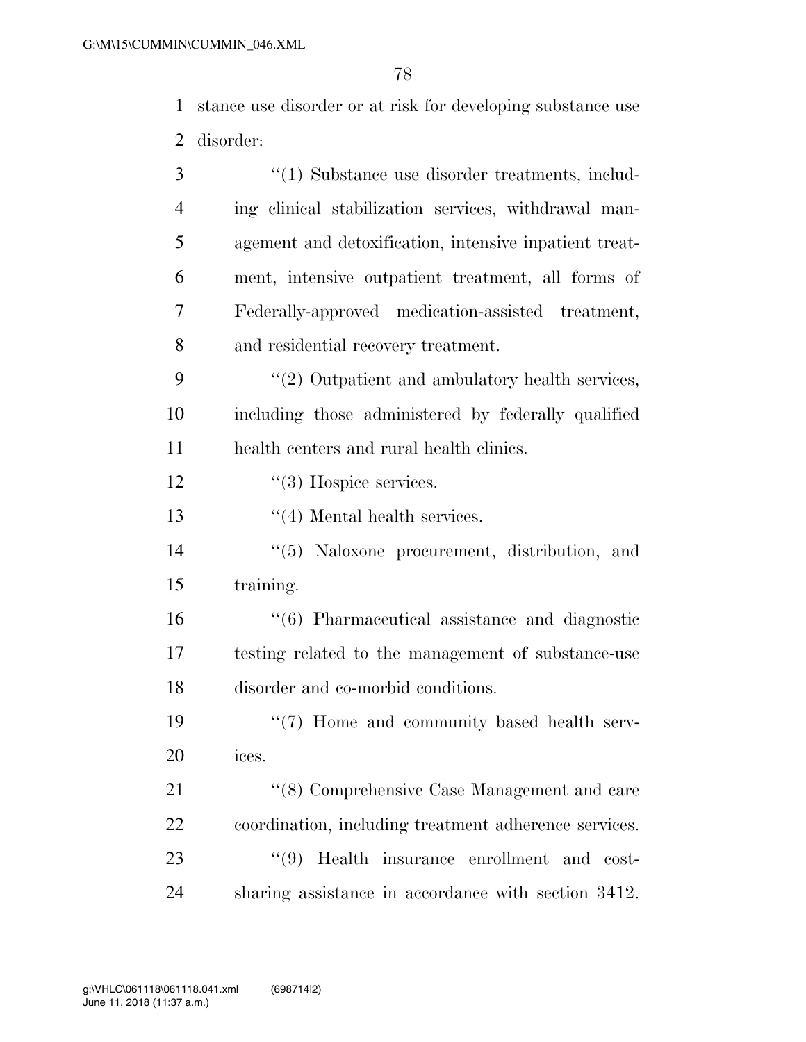stance use disorder or at risk for developing substance use disorder:

"(1) Substance use disorder treatments, including clinical stabilization services, withdrawal management and detoxification, intensive inpatient treatment, intensive outpatient treatment, all forms of Federally-approved medication-assisted treatment, and residential recovery treatment.

"(2) Outpatient and ambulatory health services, including those administered by federally qualified health centers and rural health clinics.

"(3) Hospice services.

"(4) Mental health services.

"(5) Naloxone procurement, distribution, and training.

"(6) Pharmaceutical assistance and diagnostic testing related to the management of substance-use disorder and co-morbid conditions.

"(7) Home and community based health services.

"(8) Comprehensive Case Management and care coordination, including treatment adherence services.

"(9) Health insurance enrollment and cost-sharing assistance in accordance with section 3412.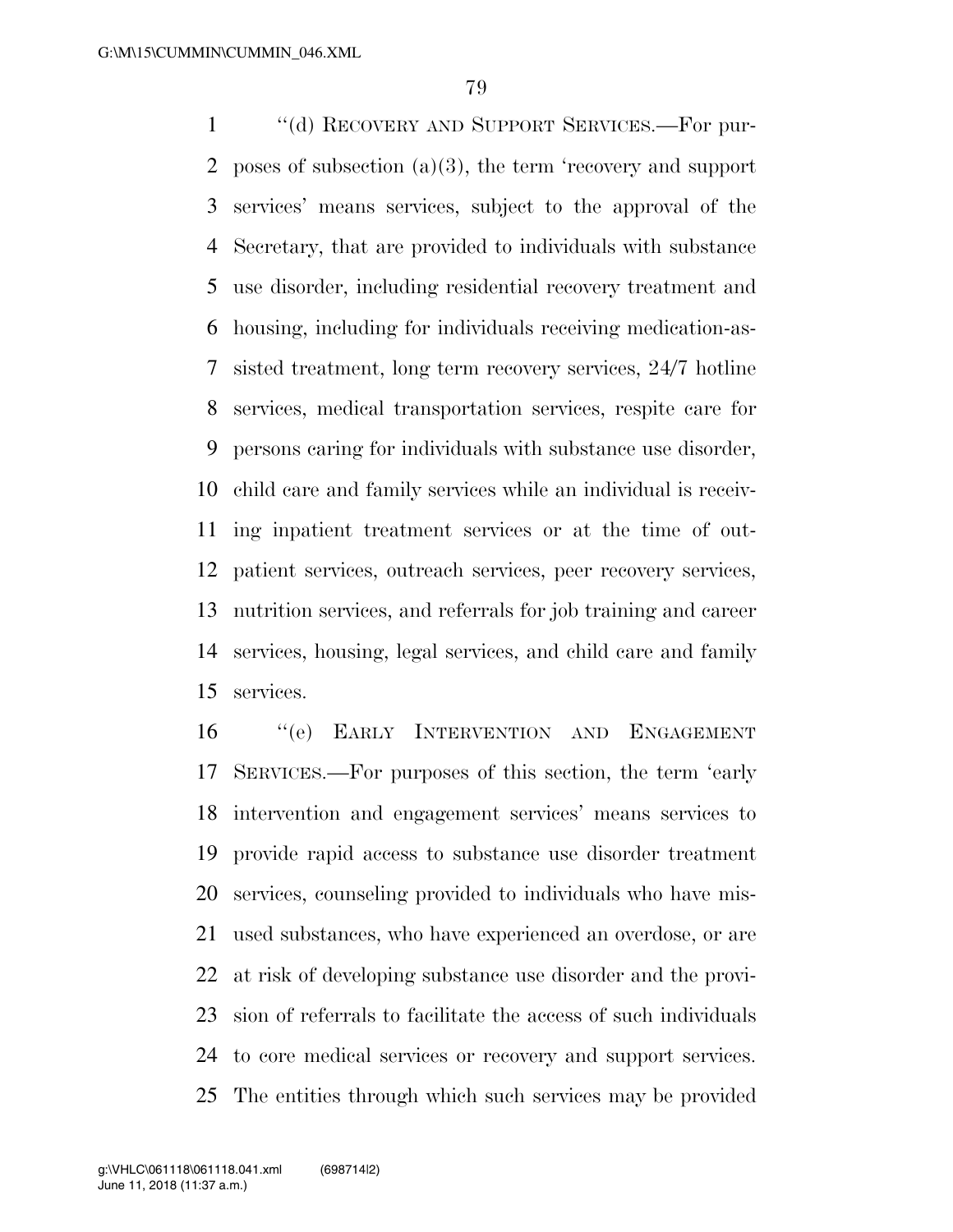"(d) RECOVERY AND SUPPORT SERVICES.—For purposes of subsection (a)(3), the term 'recovery and support services' means services, subject to the approval of the Secretary, that are provided to individuals with substance use disorder, including residential recovery treatment and housing, including for individuals receiving medication-assisted treatment, long term recovery services, 24/7 hotline services, medical transportation services, respite care for persons caring for individuals with substance use disorder, child care and family services while an individual is receiving inpatient treatment services or at the time of outpatient services, outreach services, peer recovery services, nutrition services, and referrals for job training and career services, housing, legal services, and child care and family services.

"(e) EARLY INTERVENTION AND ENGAGEMENT SERVICES.—For purposes of this section, the term 'early intervention and engagement services' means services to provide rapid access to substance use disorder treatment services, counseling provided to individuals who have misused substances, who have experienced an overdose, or are at risk of developing substance use disorder and the provision of referrals to facilitate the access of such individuals to core medical services or recovery and support services. The entities through which such services may be provided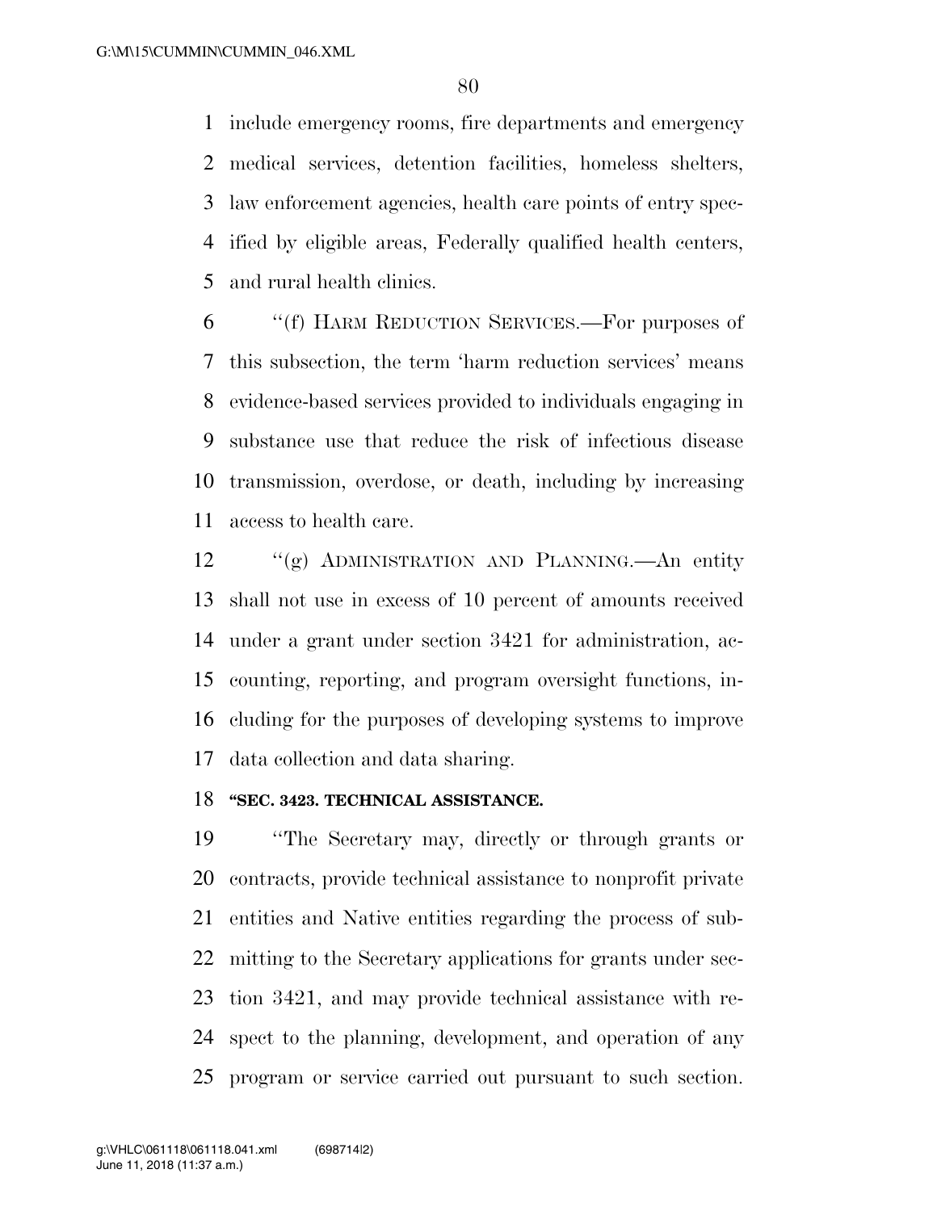include emergency rooms, fire departments and emergency medical services, detention facilities, homeless shelters, law enforcement agencies, health care points of entry specified by eligible areas, Federally qualified health centers, and rural health clinics.

"(f) HARM REDUCTION SERVICES.—For purposes of this subsection, the term 'harm reduction services' means evidence-based services provided to individuals engaging in substance use that reduce the risk of infectious disease transmission, overdose, or death, including by increasing access to health care.

"(g) ADMINISTRATION AND PLANNING.—An entity shall not use in excess of 10 percent of amounts received under a grant under section 3421 for administration, accounting, reporting, and program oversight functions, including for the purposes of developing systems to improve data collection and data sharing.

**"SEC. 3423. TECHNICAL ASSISTANCE.**

"The Secretary may, directly or through grants or contracts, provide technical assistance to nonprofit private entities and Native entities regarding the process of submitting to the Secretary applications for grants under section 3421, and may provide technical assistance with respect to the planning, development, and operation of any program or service carried out pursuant to such section.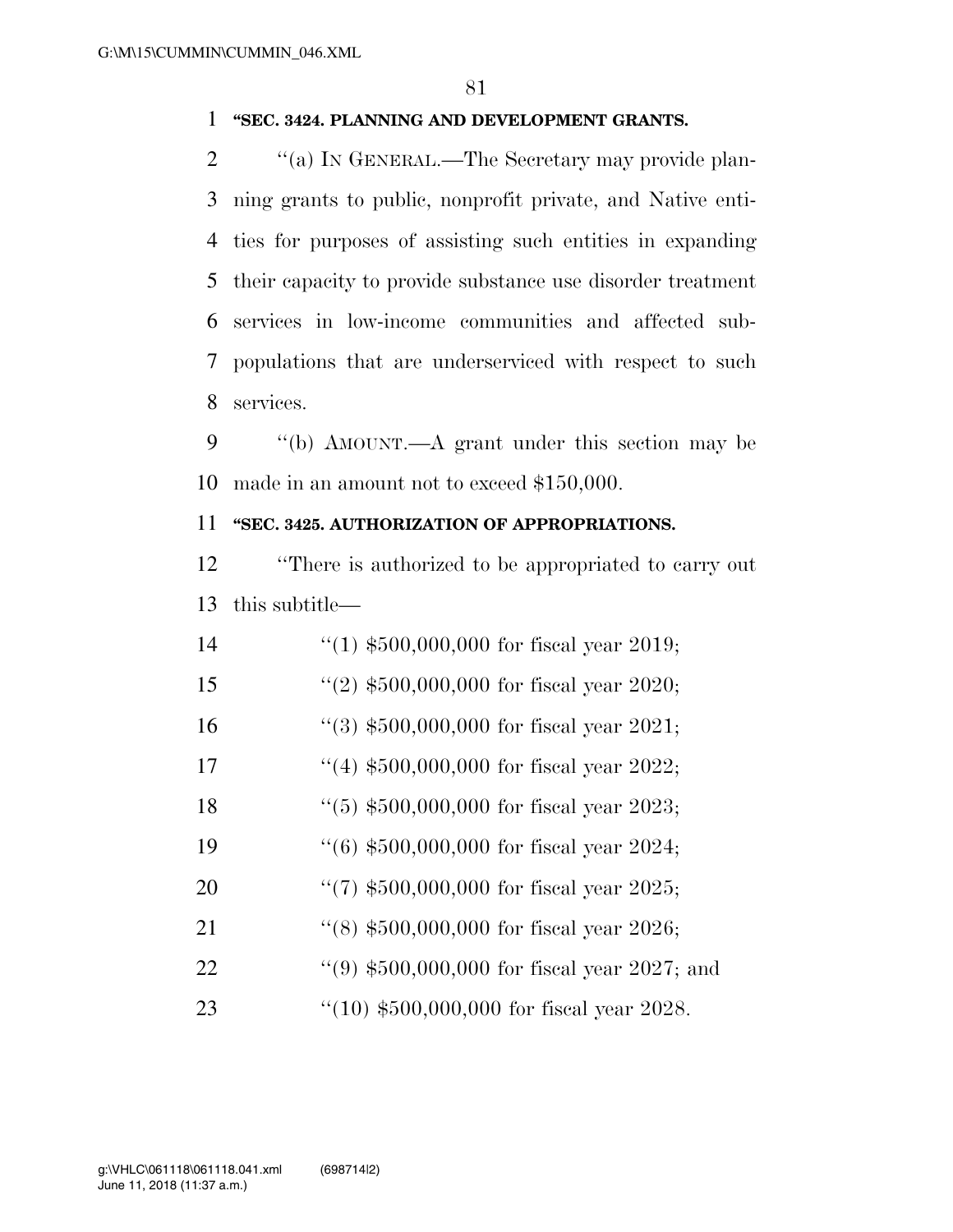**"SEC. 3424. PLANNING AND DEVELOPMENT GRANTS.**

"(a) IN GENERAL.—The Secretary may provide planning grants to public, nonprofit private, and Native entities for purposes of assisting such entities in expanding their capacity to provide substance use disorder treatment services in low-income communities and affected subpopulations that are underserviced with respect to such services.

"(b) AMOUNT.—A grant under this section may be made in an amount not to exceed $150,000.

**"SEC. 3425. AUTHORIZATION OF APPROPRIATIONS.**

"There is authorized to be appropriated to carry out this subtitle—

"(1) $500,000,000 for fiscal year 2019;

"(2) $500,000,000 for fiscal year 2020;

"(3) $500,000,000 for fiscal year 2021;

"(4) $500,000,000 for fiscal year 2022;

"(5) $500,000,000 for fiscal year 2023;

"(6) $500,000,000 for fiscal year 2024;

"(7) $500,000,000 for fiscal year 2025;

"(8) $500,000,000 for fiscal year 2026;

"(9) $500,000,000 for fiscal year 2027; and

"(10) $500,000,000 for fiscal year 2028.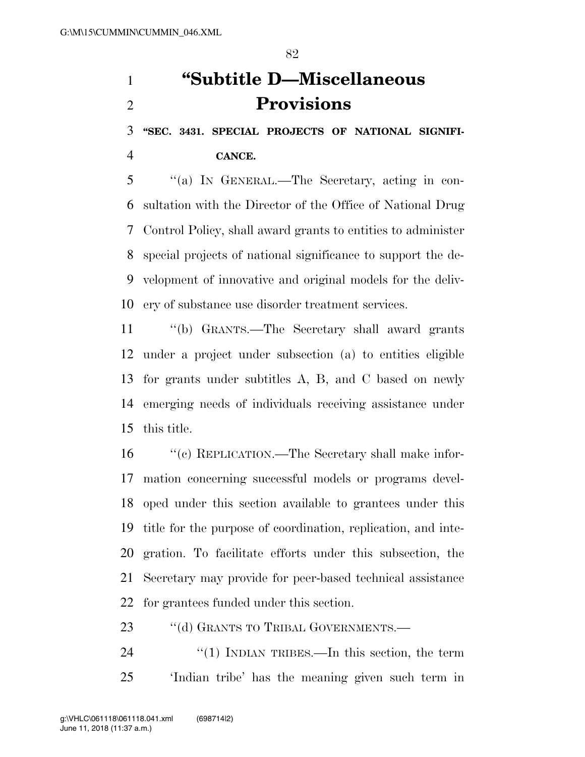# "Subtitle D—Miscellaneous Provisions

**"SEC. 3431. SPECIAL PROJECTS OF NATIONAL SIGNIFICANCE.**

"(a) IN GENERAL.—The Secretary, acting in consultation with the Director of the Office of National Drug Control Policy, shall award grants to entities to administer special projects of national significance to support the development of innovative and original models for the delivery of substance use disorder treatment services.

"(b) GRANTS.—The Secretary shall award grants under a project under subsection (a) to entities eligible for grants under subtitles A, B, and C based on newly emerging needs of individuals receiving assistance under this title.

"(c) REPLICATION.—The Secretary shall make information concerning successful models or programs developed under this section available to grantees under this title for the purpose of coordination, replication, and integration. To facilitate efforts under this subsection, the Secretary may provide for peer-based technical assistance for grantees funded under this section.

"(d) GRANTS TO TRIBAL GOVERNMENTS.—

"(1) INDIAN TRIBES.—In this section, the term 'Indian tribe' has the meaning given such term in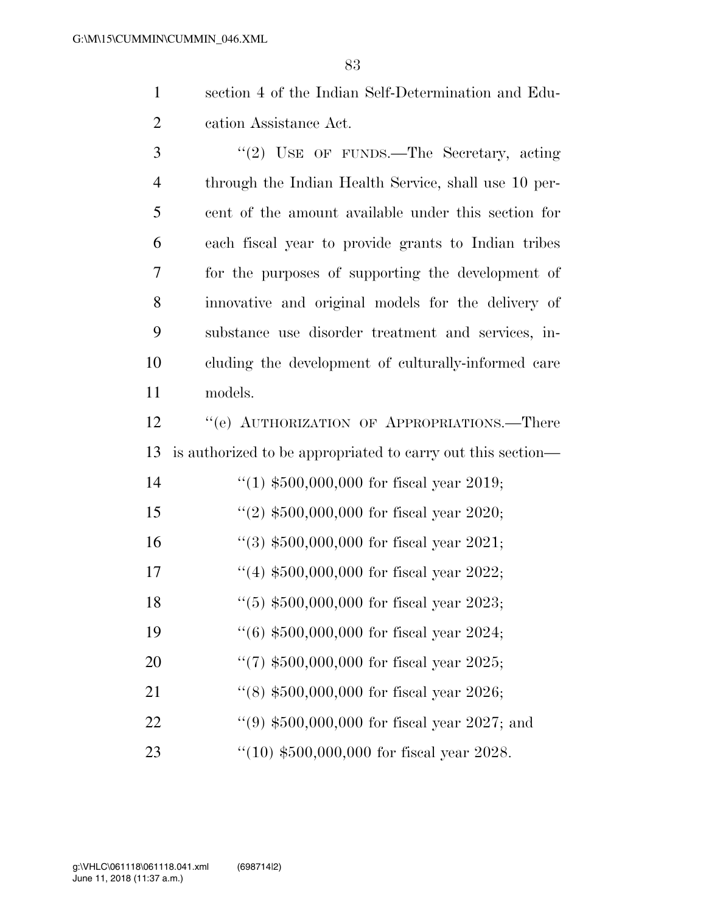section 4 of the Indian Self-Determination and Education Assistance Act.

"(2) USE OF FUNDS.—The Secretary, acting through the Indian Health Service, shall use 10 percent of the amount available under this section for each fiscal year to provide grants to Indian tribes for the purposes of supporting the development of innovative and original models for the delivery of substance use disorder treatment and services, including the development of culturally-informed care models.

"(e) AUTHORIZATION OF APPROPRIATIONS.—There is authorized to be appropriated to carry out this section—

"(1) $500,000,000 for fiscal year 2019;

"(2) $500,000,000 for fiscal year 2020;

"(3) $500,000,000 for fiscal year 2021;

"(4) $500,000,000 for fiscal year 2022;

"(5) $500,000,000 for fiscal year 2023;

"(6) $500,000,000 for fiscal year 2024;

"(7) $500,000,000 for fiscal year 2025;

"(8) $500,000,000 for fiscal year 2026;

"(9) $500,000,000 for fiscal year 2027; and

"(10) $500,000,000 for fiscal year 2028.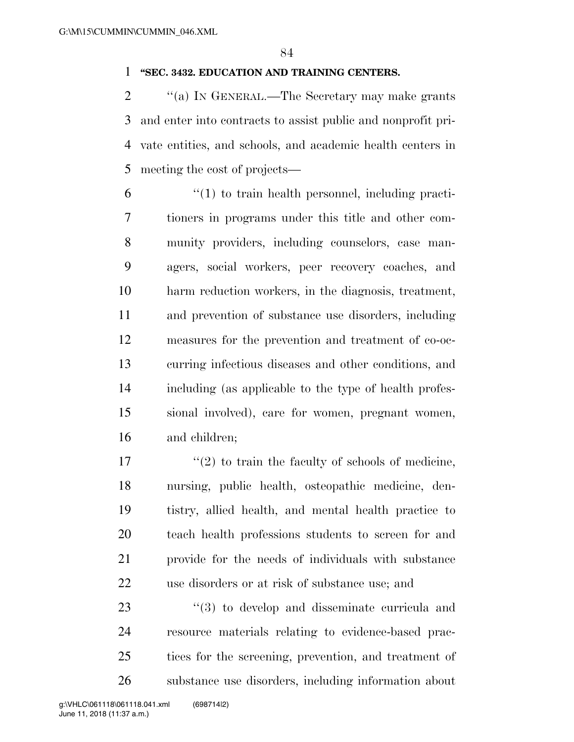**"SEC. 3432. EDUCATION AND TRAINING CENTERS.**

"(a) IN GENERAL.—The Secretary may make grants and enter into contracts to assist public and nonprofit private entities, and schools, and academic health centers in meeting the cost of projects—

"(1) to train health personnel, including practitioners in programs under this title and other community providers, including counselors, case managers, social workers, peer recovery coaches, and harm reduction workers, in the diagnosis, treatment, and prevention of substance use disorders, including measures for the prevention and treatment of co-occurring infectious diseases and other conditions, and including (as applicable to the type of health professional involved), care for women, pregnant women, and children;

"(2) to train the faculty of schools of medicine, nursing, public health, osteopathic medicine, dentistry, allied health, and mental health practice to teach health professions students to screen for and provide for the needs of individuals with substance use disorders or at risk of substance use; and

"(3) to develop and disseminate curricula and resource materials relating to evidence-based practices for the screening, prevention, and treatment of substance use disorders, including information about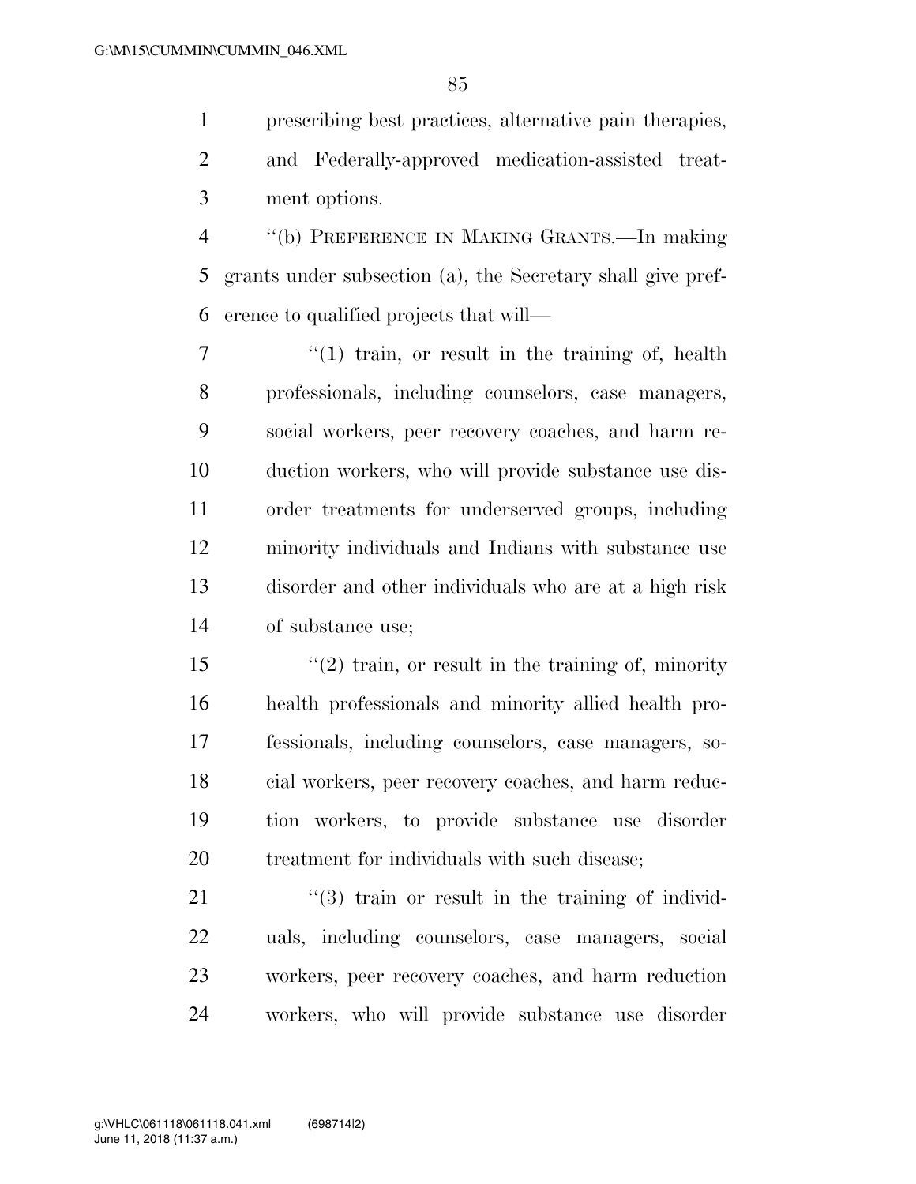prescribing best practices, alternative pain therapies, and Federally-approved medication-assisted treatment options.

"(b) PREFERENCE IN MAKING GRANTS.—In making grants under subsection (a), the Secretary shall give preference to qualified projects that will—

"(1) train, or result in the training of, health professionals, including counselors, case managers, social workers, peer recovery coaches, and harm reduction workers, who will provide substance use disorder treatments for underserved groups, including minority individuals and Indians with substance use disorder and other individuals who are at a high risk of substance use;

"(2) train, or result in the training of, minority health professionals and minority allied health professionals, including counselors, case managers, social workers, peer recovery coaches, and harm reduction workers, to provide substance use disorder treatment for individuals with such disease;

"(3) train or result in the training of individuals, including counselors, case managers, social workers, peer recovery coaches, and harm reduction workers, who will provide substance use disorder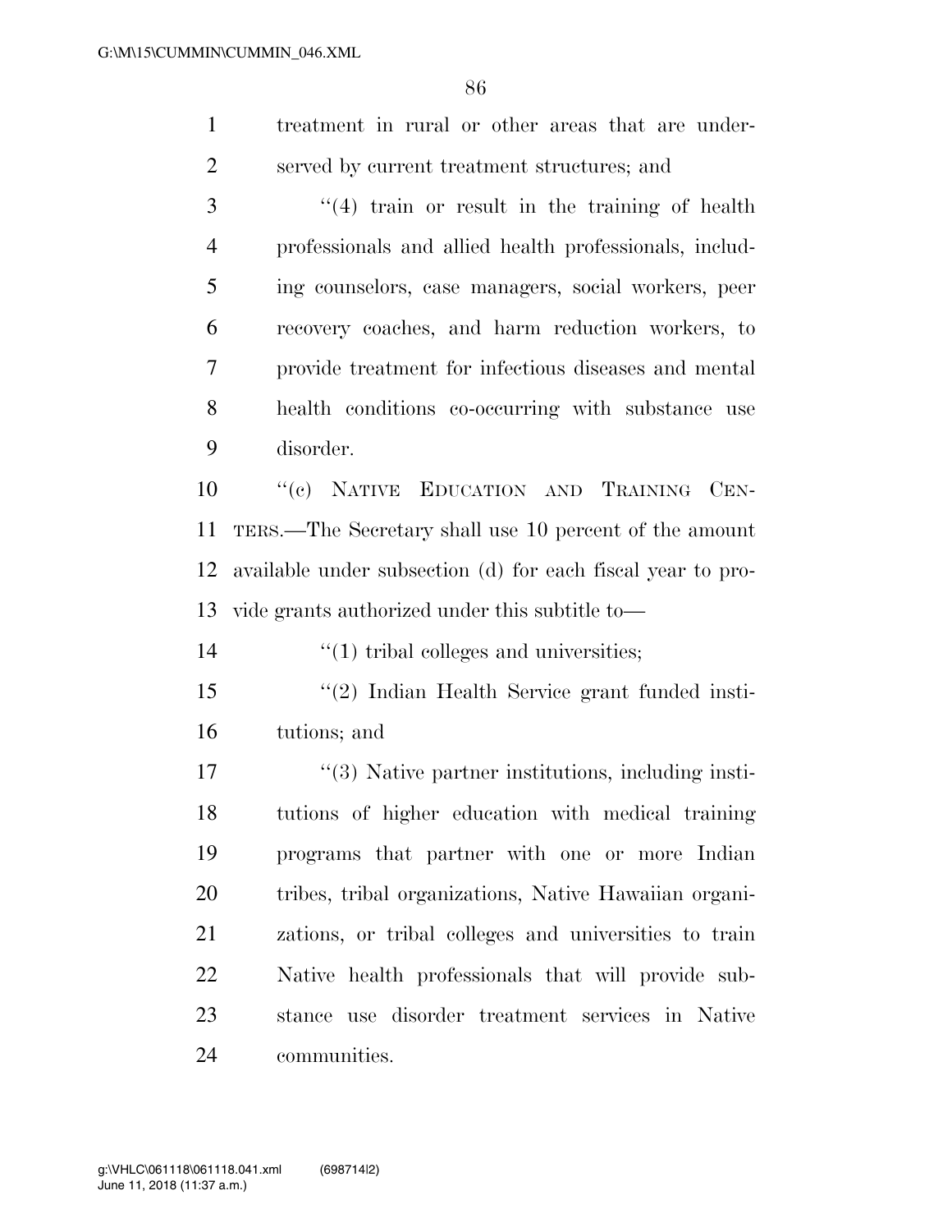treatment in rural or other areas that are underserved by current treatment structures; and

"(4) train or result in the training of health professionals and allied health professionals, including counselors, case managers, social workers, peer recovery coaches, and harm reduction workers, to provide treatment for infectious diseases and mental health conditions co-occurring with substance use disorder.

"(c) NATIVE EDUCATION AND TRAINING CENTERS.—The Secretary shall use 10 percent of the amount available under subsection (d) for each fiscal year to provide grants authorized under this subtitle to—

"(1) tribal colleges and universities;

"(2) Indian Health Service grant funded institutions; and

"(3) Native partner institutions, including institutions of higher education with medical training programs that partner with one or more Indian tribes, tribal organizations, Native Hawaiian organizations, or tribal colleges and universities to train Native health professionals that will provide substance use disorder treatment services in Native communities.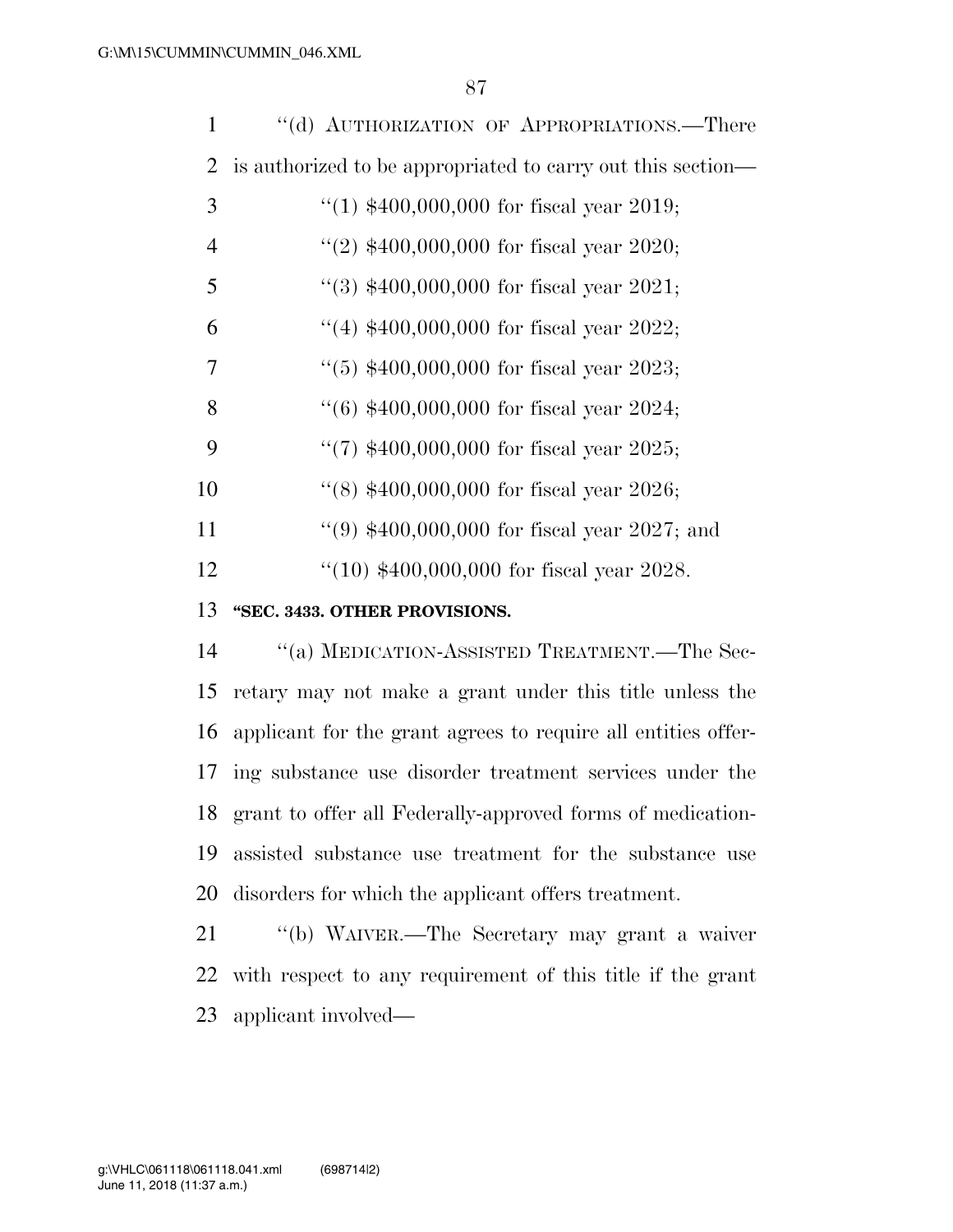''(d) AUTHORIZATION OF APPROPRIATIONS.—There is authorized to be appropriated to carry out this section—

''(1) $400,000,000 for fiscal year 2019;

''(2) $400,000,000 for fiscal year 2020;

''(3) $400,000,000 for fiscal year 2021;

''(4) $400,000,000 for fiscal year 2022;

''(5) $400,000,000 for fiscal year 2023;

''(6) $400,000,000 for fiscal year 2024;

''(7) $400,000,000 for fiscal year 2025;

''(8) $400,000,000 for fiscal year 2026;

''(9) $400,000,000 for fiscal year 2027; and

''(10) $400,000,000 for fiscal year 2028.

**''SEC. 3433. OTHER PROVISIONS.**

''(a) MEDICATION-ASSISTED TREATMENT.—The Secretary may not make a grant under this title unless the applicant for the grant agrees to require all entities offering substance use disorder treatment services under the grant to offer all Federally-approved forms of medication-assisted substance use treatment for the substance use disorders for which the applicant offers treatment.

''(b) WAIVER.—The Secretary may grant a waiver with respect to any requirement of this title if the grant applicant involved—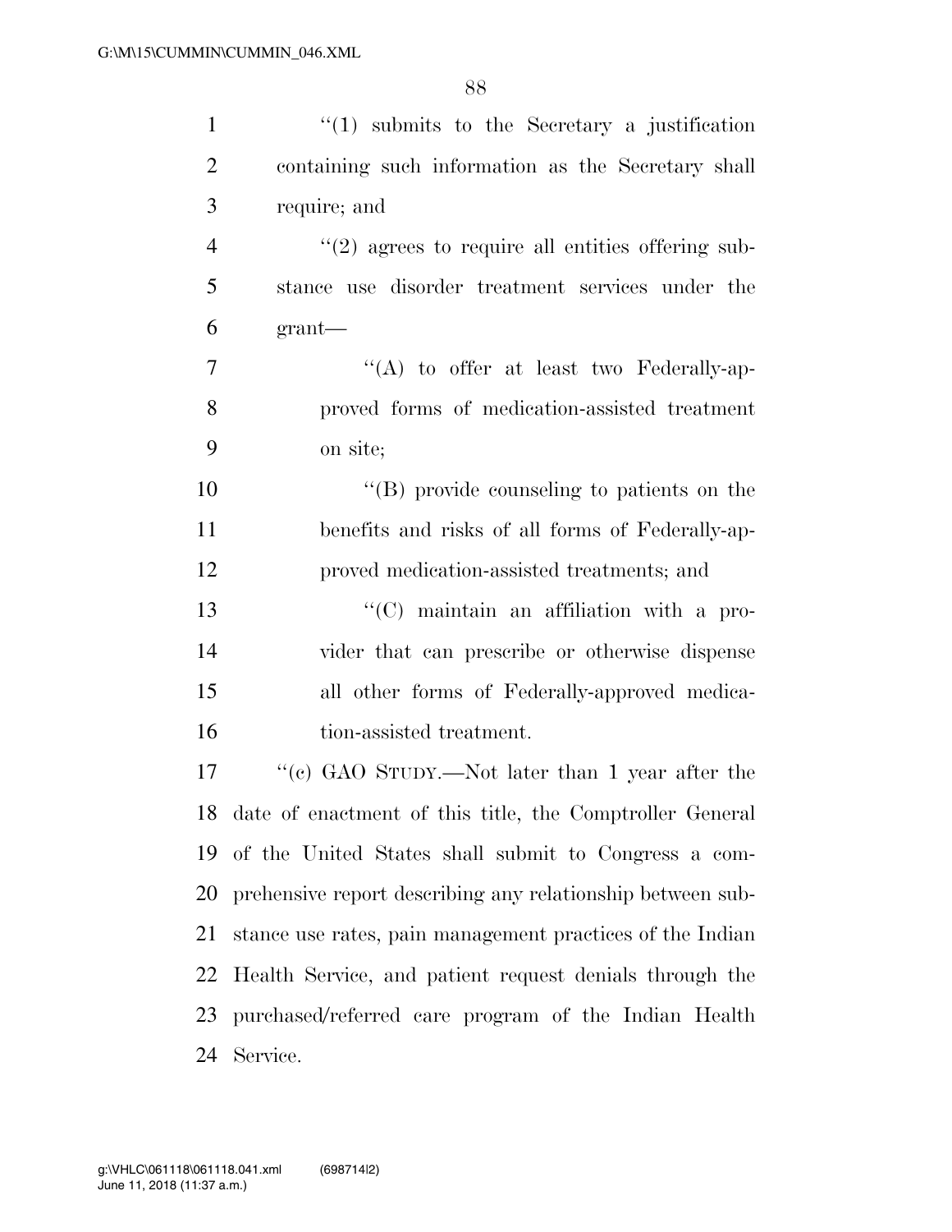''(1) submits to the Secretary a justification containing such information as the Secretary shall require; and

''(2) agrees to require all entities offering substance use disorder treatment services under the grant—

''(A) to offer at least two Federally-approved forms of medication-assisted treatment on site;

''(B) provide counseling to patients on the benefits and risks of all forms of Federally-approved medication-assisted treatments; and

''(C) maintain an affiliation with a provider that can prescribe or otherwise dispense all other forms of Federally-approved medication-assisted treatment.

''(c) GAO STUDY.—Not later than 1 year after the date of enactment of this title, the Comptroller General of the United States shall submit to Congress a comprehensive report describing any relationship between substance use rates, pain management practices of the Indian Health Service, and patient request denials through the purchased/referred care program of the Indian Health Service.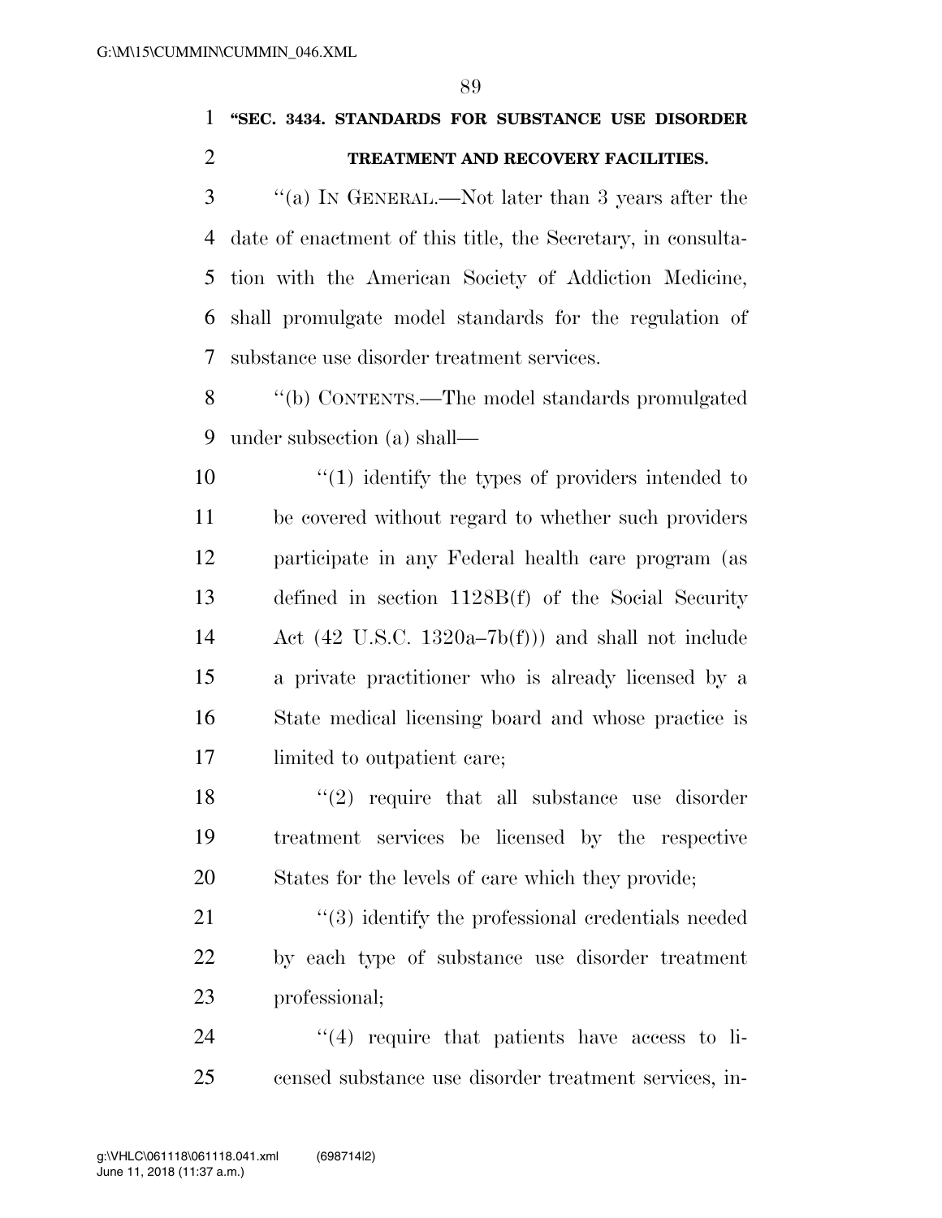**"SEC. 3434. STANDARDS FOR SUBSTANCE USE DISORDER TREATMENT AND RECOVERY FACILITIES.**

"(a) IN GENERAL.—Not later than 3 years after the date of enactment of this title, the Secretary, in consultation with the American Society of Addiction Medicine, shall promulgate model standards for the regulation of substance use disorder treatment services.

"(b) CONTENTS.—The model standards promulgated under subsection (a) shall—

"(1) identify the types of providers intended to be covered without regard to whether such providers participate in any Federal health care program (as defined in section 1128B(f) of the Social Security Act (42 U.S.C. 1320a–7b(f))) and shall not include a private practitioner who is already licensed by a State medical licensing board and whose practice is limited to outpatient care;

"(2) require that all substance use disorder treatment services be licensed by the respective States for the levels of care which they provide;

"(3) identify the professional credentials needed by each type of substance use disorder treatment professional;

"(4) require that patients have access to licensed substance use disorder treatment services, in-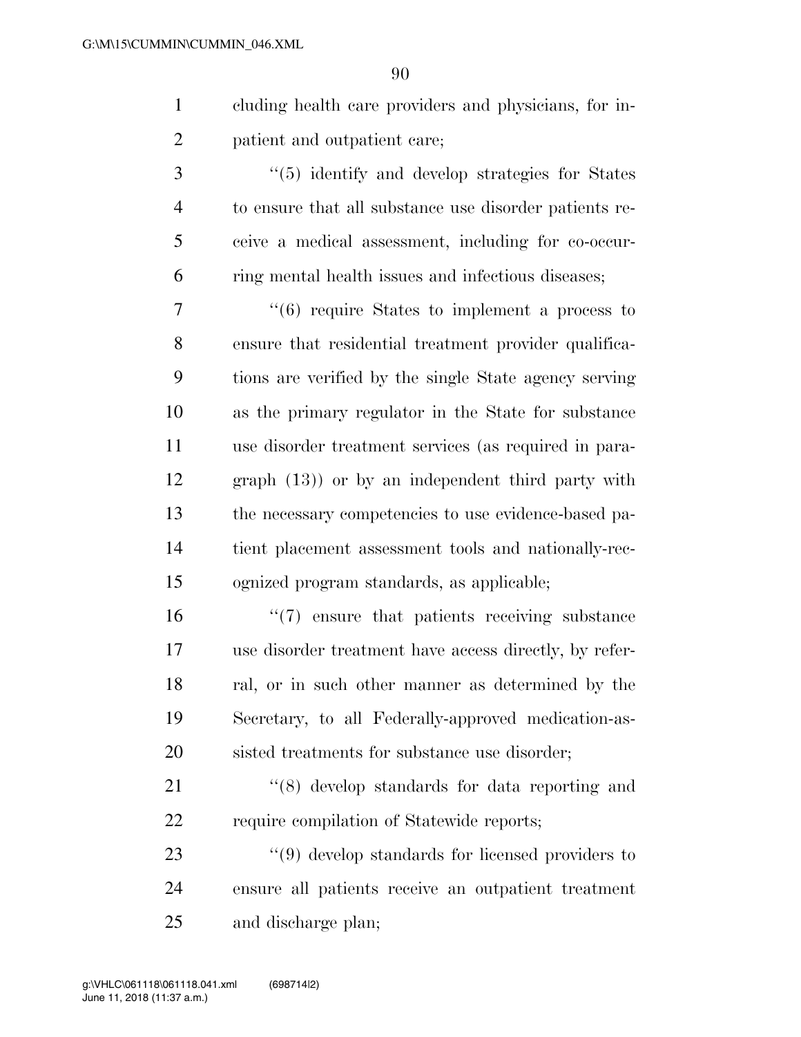cluding health care providers and physicians, for inpatient and outpatient care;

''(5) identify and develop strategies for States to ensure that all substance use disorder patients receive a medical assessment, including for co-occurring mental health issues and infectious diseases;

''(6) require States to implement a process to ensure that residential treatment provider qualifications are verified by the single State agency serving as the primary regulator in the State for substance use disorder treatment services (as required in paragraph (13)) or by an independent third party with the necessary competencies to use evidence-based patient placement assessment tools and nationally-recognized program standards, as applicable;

''(7) ensure that patients receiving substance use disorder treatment have access directly, by referral, or in such other manner as determined by the Secretary, to all Federally-approved medication-assisted treatments for substance use disorder;

''(8) develop standards for data reporting and require compilation of Statewide reports;

''(9) develop standards for licensed providers to ensure all patients receive an outpatient treatment and discharge plan;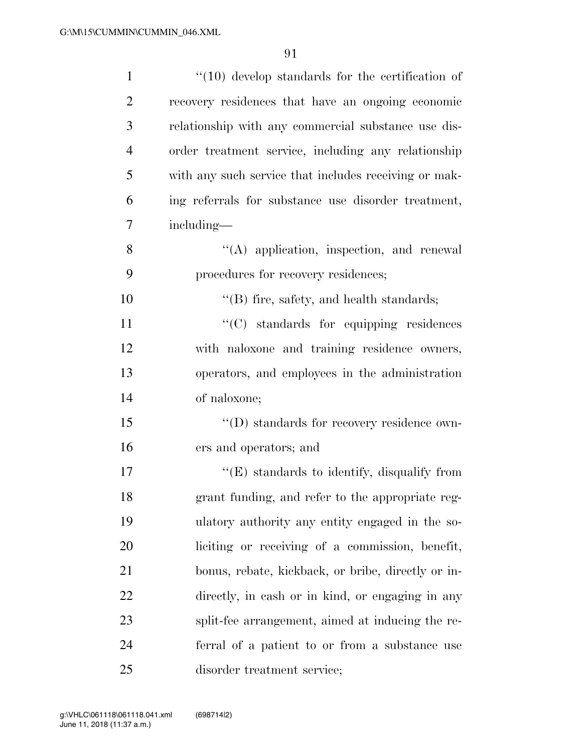''(10) develop standards for the certification of recovery residences that have an ongoing economic relationship with any commercial substance use disorder treatment service, including any relationship with any such service that includes receiving or making referrals for substance use disorder treatment, including—

''(A) application, inspection, and renewal procedures for recovery residences;

''(B) fire, safety, and health standards;

''(C) standards for equipping residences with naloxone and training residence owners, operators, and employees in the administration of naloxone;

''(D) standards for recovery residence owners and operators; and

''(E) standards to identify, disqualify from grant funding, and refer to the appropriate regulatory authority any entity engaged in the soliciting or receiving of a commission, benefit, bonus, rebate, kickback, or bribe, directly or indirectly, in cash or in kind, or engaging in any split-fee arrangement, aimed at inducing the referral of a patient to or from a substance use disorder treatment service;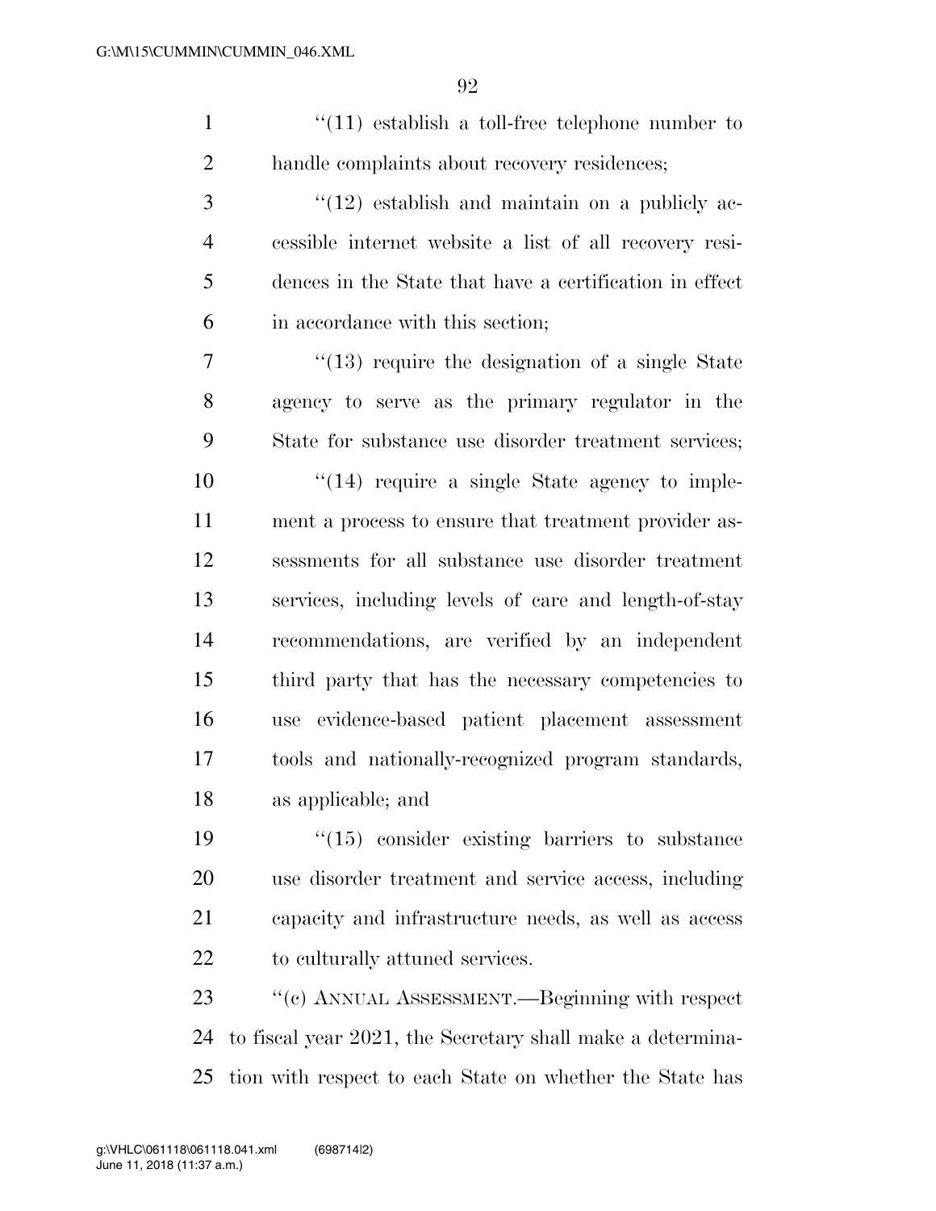''(11) establish a toll-free telephone number to handle complaints about recovery residences;

''(12) establish and maintain on a publicly accessible internet website a list of all recovery residences in the State that have a certification in effect in accordance with this section;

''(13) require the designation of a single State agency to serve as the primary regulator in the State for substance use disorder treatment services;

''(14) require a single State agency to implement a process to ensure that treatment provider assessments for all substance use disorder treatment services, including levels of care and length-of-stay recommendations, are verified by an independent third party that has the necessary competencies to use evidence-based patient placement assessment tools and nationally-recognized program standards, as applicable; and

''(15) consider existing barriers to substance use disorder treatment and service access, including capacity and infrastructure needs, as well as access to culturally attuned services.

''(c) ANNUAL ASSESSMENT.—Beginning with respect to fiscal year 2021, the Secretary shall make a determination with respect to each State on whether the State has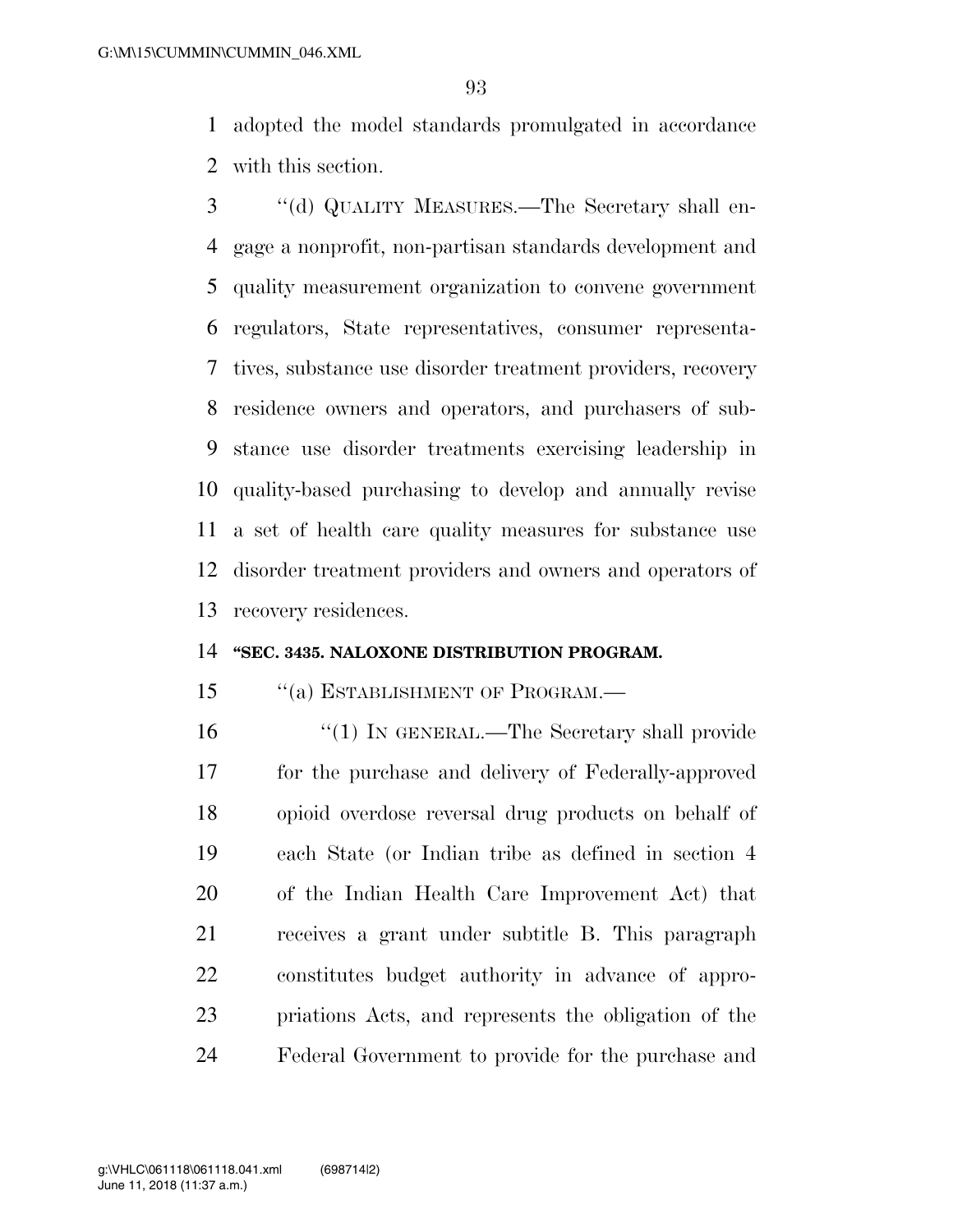adopted the model standards promulgated in accordance with this section.

"(d) QUALITY MEASURES.—The Secretary shall engage a nonprofit, non-partisan standards development and quality measurement organization to convene government regulators, State representatives, consumer representatives, substance use disorder treatment providers, recovery residence owners and operators, and purchasers of substance use disorder treatments exercising leadership in quality-based purchasing to develop and annually revise a set of health care quality measures for substance use disorder treatment providers and owners and operators of recovery residences.

**"SEC. 3435. NALOXONE DISTRIBUTION PROGRAM.**

"(a) ESTABLISHMENT OF PROGRAM.—

"(1) IN GENERAL.—The Secretary shall provide for the purchase and delivery of Federally-approved opioid overdose reversal drug products on behalf of each State (or Indian tribe as defined in section 4 of the Indian Health Care Improvement Act) that receives a grant under subtitle B. This paragraph constitutes budget authority in advance of appropriations Acts, and represents the obligation of the Federal Government to provide for the purchase and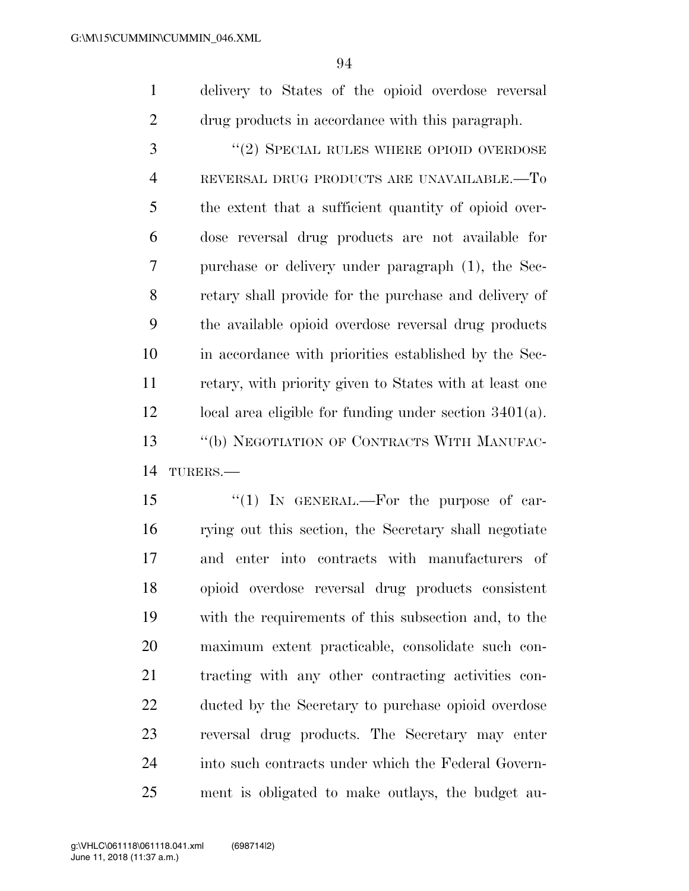delivery to States of the opioid overdose reversal drug products in accordance with this paragraph.

"(2) SPECIAL RULES WHERE OPIOID OVERDOSE REVERSAL DRUG PRODUCTS ARE UNAVAILABLE.—To the extent that a sufficient quantity of opioid overdose reversal drug products are not available for purchase or delivery under paragraph (1), the Secretary shall provide for the purchase and delivery of the available opioid overdose reversal drug products in accordance with priorities established by the Secretary, with priority given to States with at least one local area eligible for funding under section 3401(a).

"(b) NEGOTIATION OF CONTRACTS WITH MANUFACTURERS.—

"(1) IN GENERAL.—For the purpose of carrying out this section, the Secretary shall negotiate and enter into contracts with manufacturers of opioid overdose reversal drug products consistent with the requirements of this subsection and, to the maximum extent practicable, consolidate such contracting with any other contracting activities conducted by the Secretary to purchase opioid overdose reversal drug products. The Secretary may enter into such contracts under which the Federal Government is obligated to make outlays, the budget au-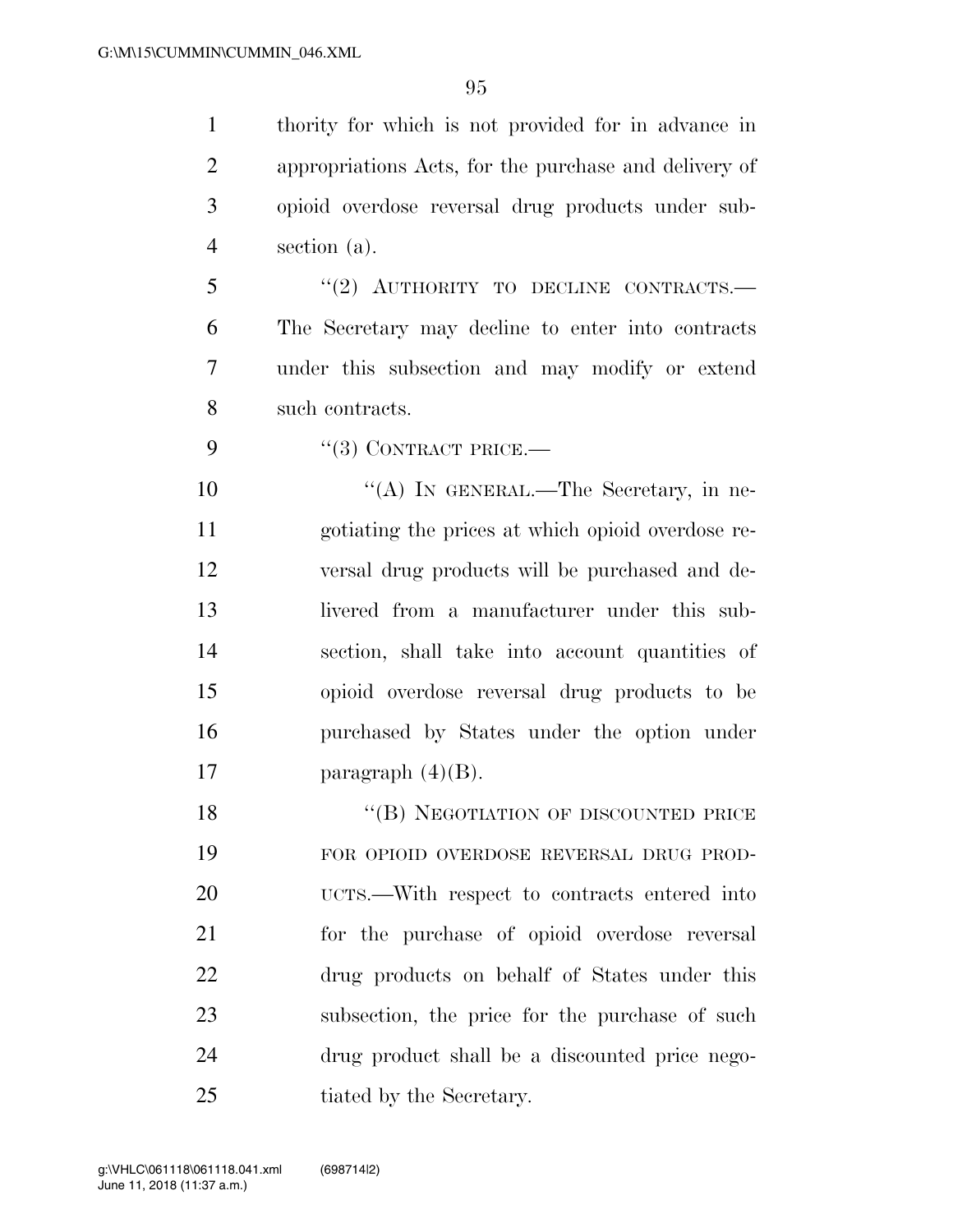thority for which is not provided for in advance in appropriations Acts, for the purchase and delivery of opioid overdose reversal drug products under subsection (a).

"(2) AUTHORITY TO DECLINE CONTRACTS.—The Secretary may decline to enter into contracts under this subsection and may modify or extend such contracts.

"(3) CONTRACT PRICE.—

"(A) IN GENERAL.—The Secretary, in negotiating the prices at which opioid overdose reversal drug products will be purchased and delivered from a manufacturer under this subsection, shall take into account quantities of opioid overdose reversal drug products to be purchased by States under the option under paragraph (4)(B).

"(B) NEGOTIATION OF DISCOUNTED PRICE FOR OPIOID OVERDOSE REVERSAL DRUG PRODUCTS.—With respect to contracts entered into for the purchase of opioid overdose reversal drug products on behalf of States under this subsection, the price for the purchase of such drug product shall be a discounted price negotiated by the Secretary.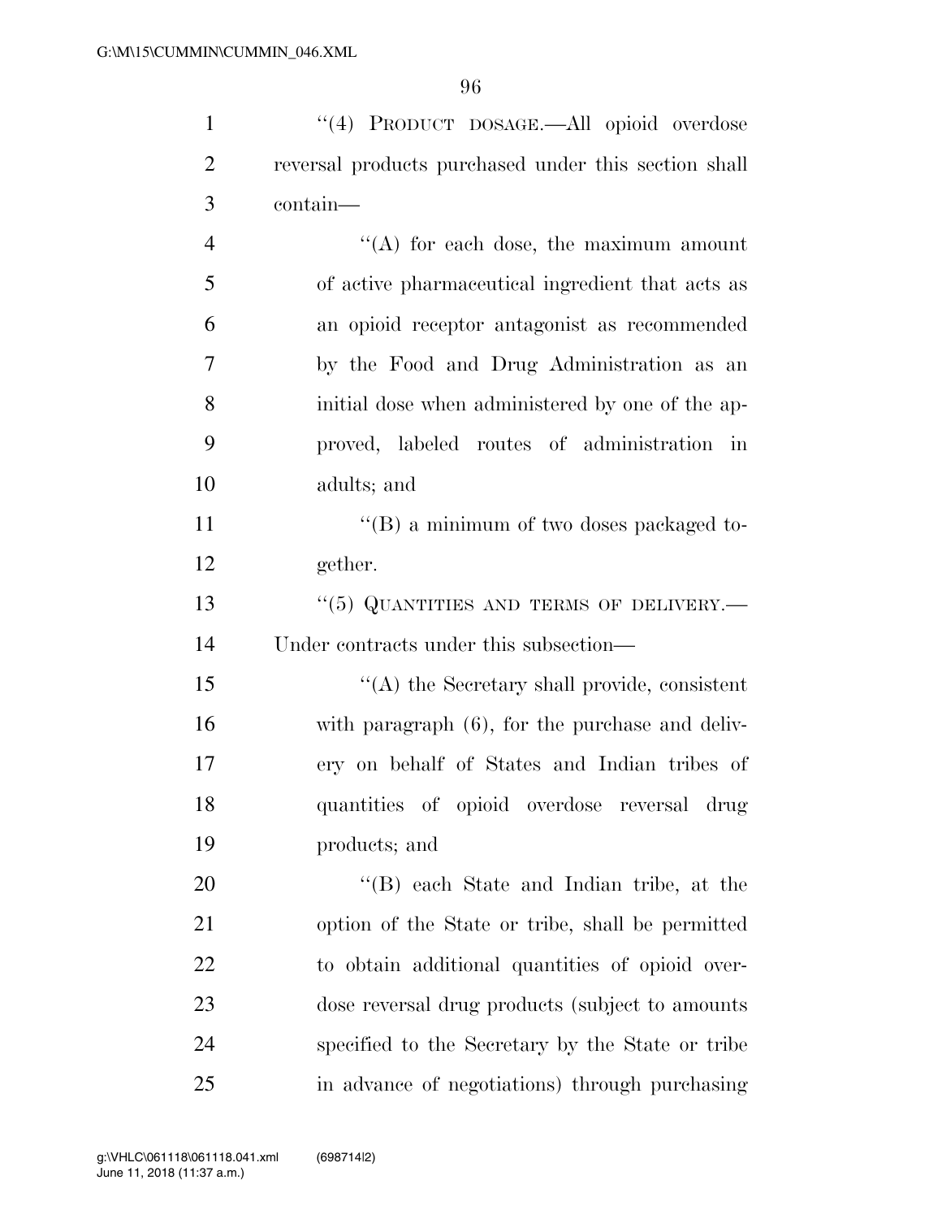''(4) PRODUCT DOSAGE.—All opioid overdose reversal products purchased under this section shall contain—

''(A) for each dose, the maximum amount of active pharmaceutical ingredient that acts as an opioid receptor antagonist as recommended by the Food and Drug Administration as an initial dose when administered by one of the approved, labeled routes of administration in adults; and

''(B) a minimum of two doses packaged together.

''(5) QUANTITIES AND TERMS OF DELIVERY.— Under contracts under this subsection—

''(A) the Secretary shall provide, consistent with paragraph (6), for the purchase and delivery on behalf of States and Indian tribes of quantities of opioid overdose reversal drug products; and

''(B) each State and Indian tribe, at the option of the State or tribe, shall be permitted to obtain additional quantities of opioid overdose reversal drug products (subject to amounts specified to the Secretary by the State or tribe in advance of negotiations) through purchasing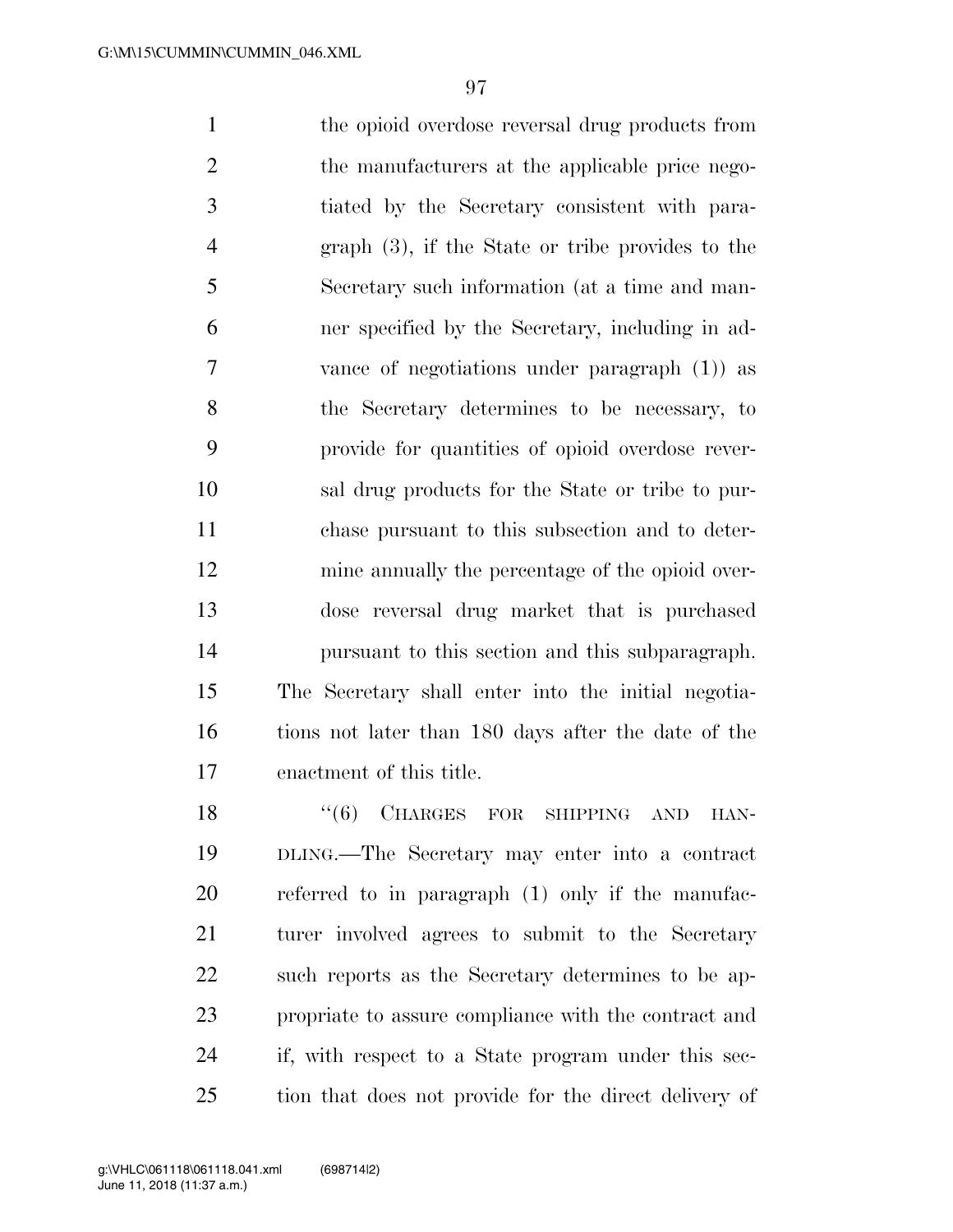the opioid overdose reversal drug products from the manufacturers at the applicable price negotiated by the Secretary consistent with paragraph (3), if the State or tribe provides to the Secretary such information (at a time and manner specified by the Secretary, including in advance of negotiations under paragraph (1)) as the Secretary determines to be necessary, to provide for quantities of opioid overdose reversal drug products for the State or tribe to purchase pursuant to this subsection and to determine annually the percentage of the opioid overdose reversal drug market that is purchased pursuant to this section and this subparagraph.

The Secretary shall enter into the initial negotiations not later than 180 days after the date of the enactment of this title.

"(6) CHARGES FOR SHIPPING AND HANDLING.—The Secretary may enter into a contract referred to in paragraph (1) only if the manufacturer involved agrees to submit to the Secretary such reports as the Secretary determines to be appropriate to assure compliance with the contract and if, with respect to a State program under this section that does not provide for the direct delivery of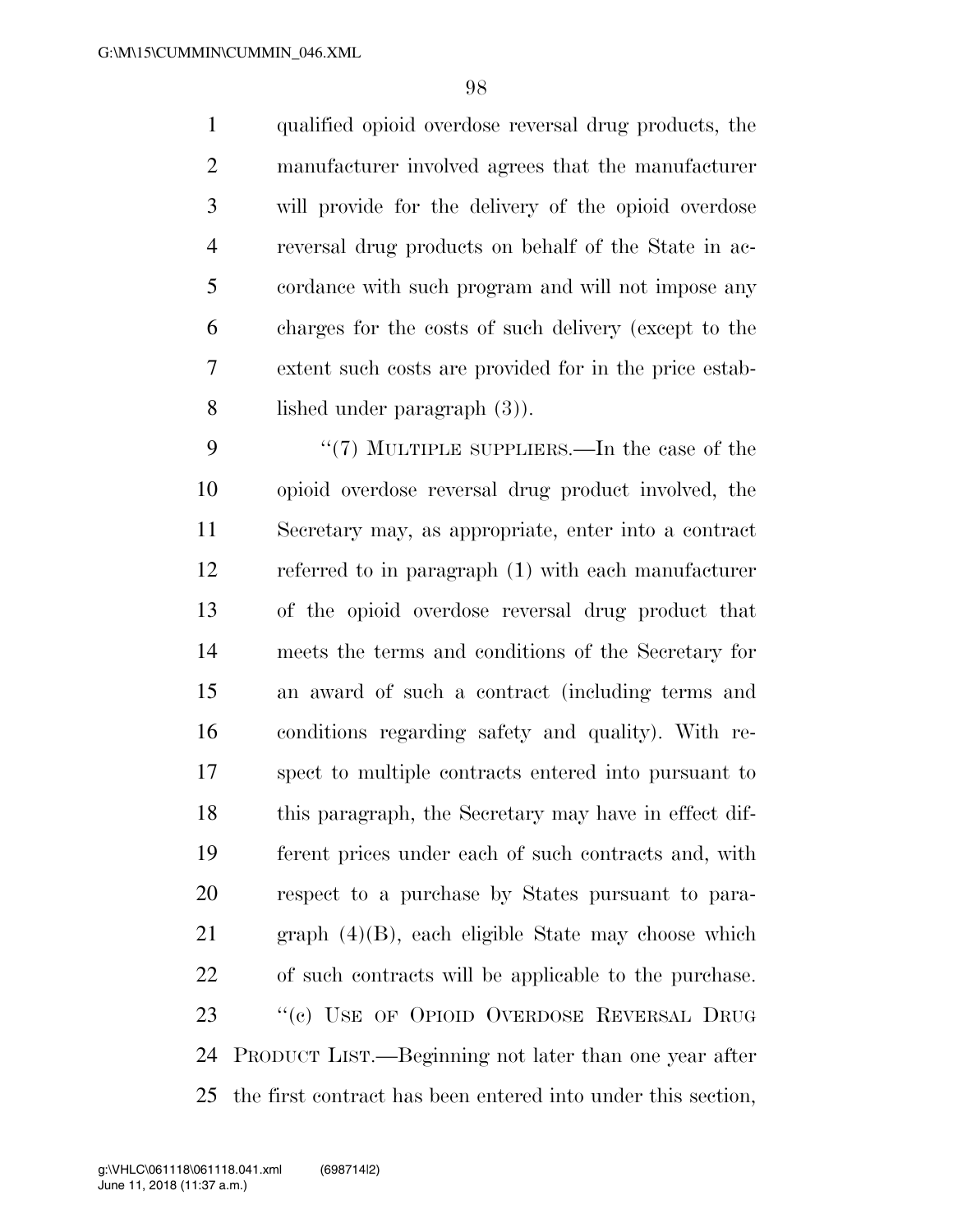qualified opioid overdose reversal drug products, the manufacturer involved agrees that the manufacturer will provide for the delivery of the opioid overdose reversal drug products on behalf of the State in accordance with such program and will not impose any charges for the costs of such delivery (except to the extent such costs are provided for in the price established under paragraph (3)).

"(7) MULTIPLE SUPPLIERS.—In the case of the opioid overdose reversal drug product involved, the Secretary may, as appropriate, enter into a contract referred to in paragraph (1) with each manufacturer of the opioid overdose reversal drug product that meets the terms and conditions of the Secretary for an award of such a contract (including terms and conditions regarding safety and quality). With respect to multiple contracts entered into pursuant to this paragraph, the Secretary may have in effect different prices under each of such contracts and, with respect to a purchase by States pursuant to paragraph (4)(B), each eligible State may choose which of such contracts will be applicable to the purchase.

"(c) USE OF OPIOID OVERDOSE REVERSAL DRUG PRODUCT LIST.—Beginning not later than one year after the first contract has been entered into under this section,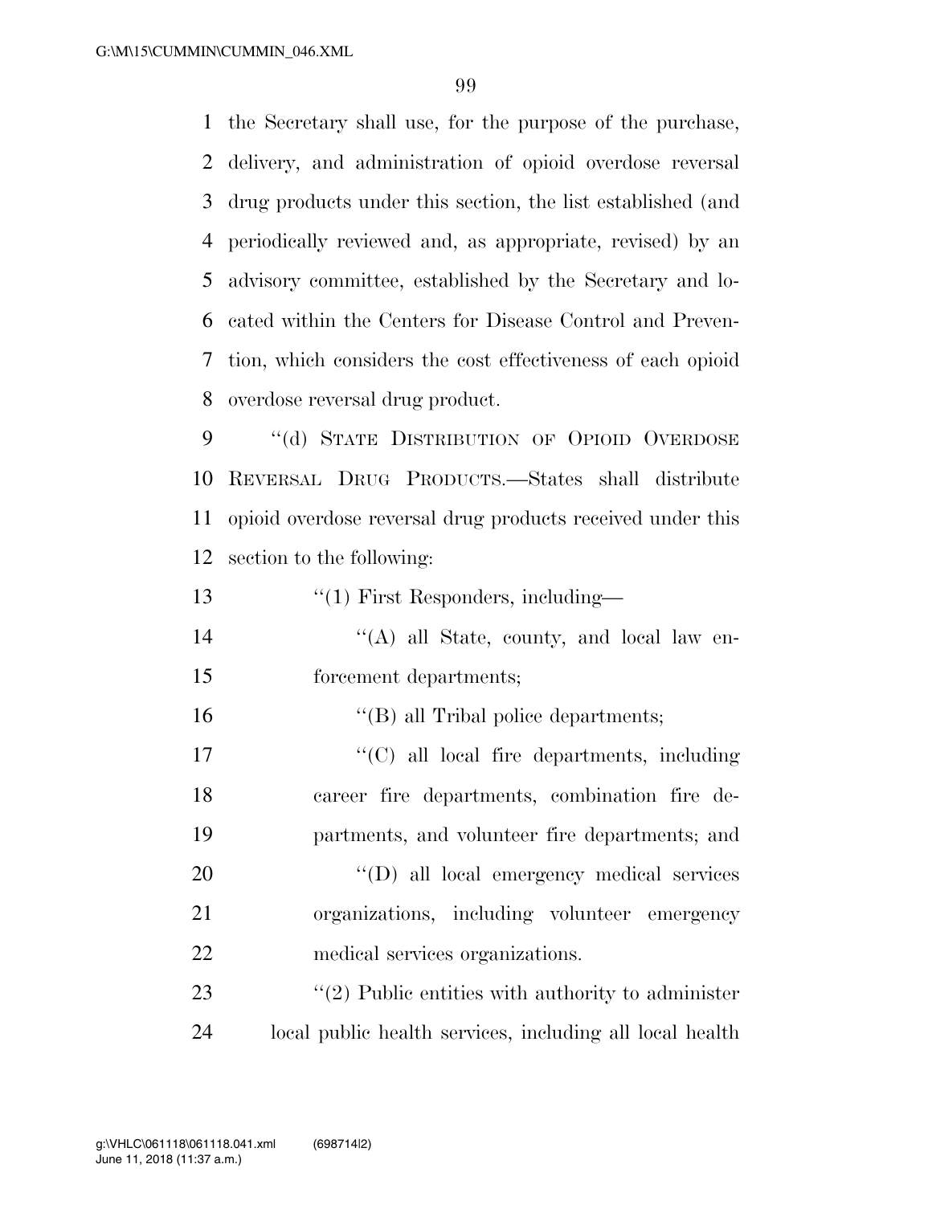the Secretary shall use, for the purpose of the purchase, delivery, and administration of opioid overdose reversal drug products under this section, the list established (and periodically reviewed and, as appropriate, revised) by an advisory committee, established by the Secretary and located within the Centers for Disease Control and Prevention, which considers the cost effectiveness of each opioid overdose reversal drug product.

"(d) STATE DISTRIBUTION OF OPIOID OVERDOSE REVERSAL DRUG PRODUCTS.—States shall distribute opioid overdose reversal drug products received under this section to the following:

"(1) First Responders, including—

"(A) all State, county, and local law enforcement departments;

"(B) all Tribal police departments;

"(C) all local fire departments, including career fire departments, combination fire departments, and volunteer fire departments; and

"(D) all local emergency medical services organizations, including volunteer emergency medical services organizations.

"(2) Public entities with authority to administer local public health services, including all local health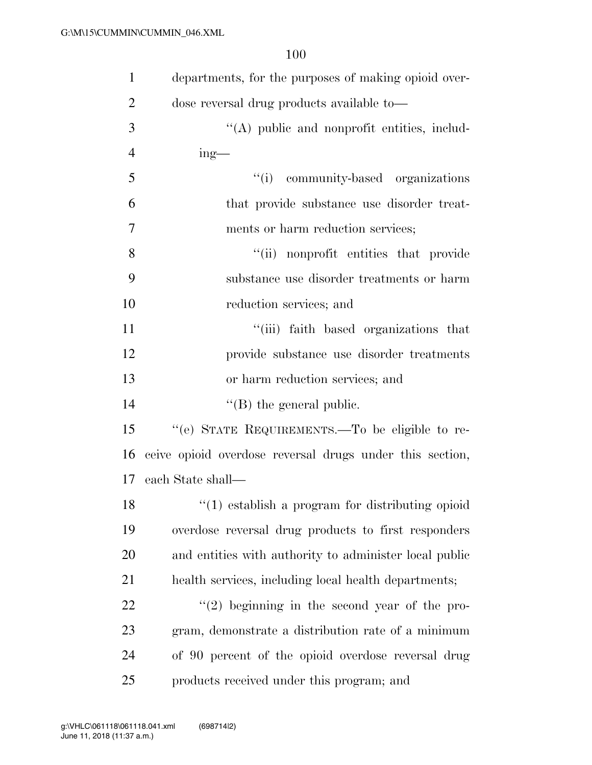departments, for the purposes of making opioid overdose reversal drug products available to—

"(A) public and nonprofit entities, including—

"(i) community-based organizations that provide substance use disorder treatments or harm reduction services;

"(ii) nonprofit entities that provide substance use disorder treatments or harm reduction services; and

"(iii) faith based organizations that provide substance use disorder treatments or harm reduction services; and

"(B) the general public.

"(e) STATE REQUIREMENTS.—To be eligible to receive opioid overdose reversal drugs under this section, each State shall—

"(1) establish a program for distributing opioid overdose reversal drug products to first responders and entities with authority to administer local public health services, including local health departments;

"(2) beginning in the second year of the program, demonstrate a distribution rate of a minimum of 90 percent of the opioid overdose reversal drug products received under this program; and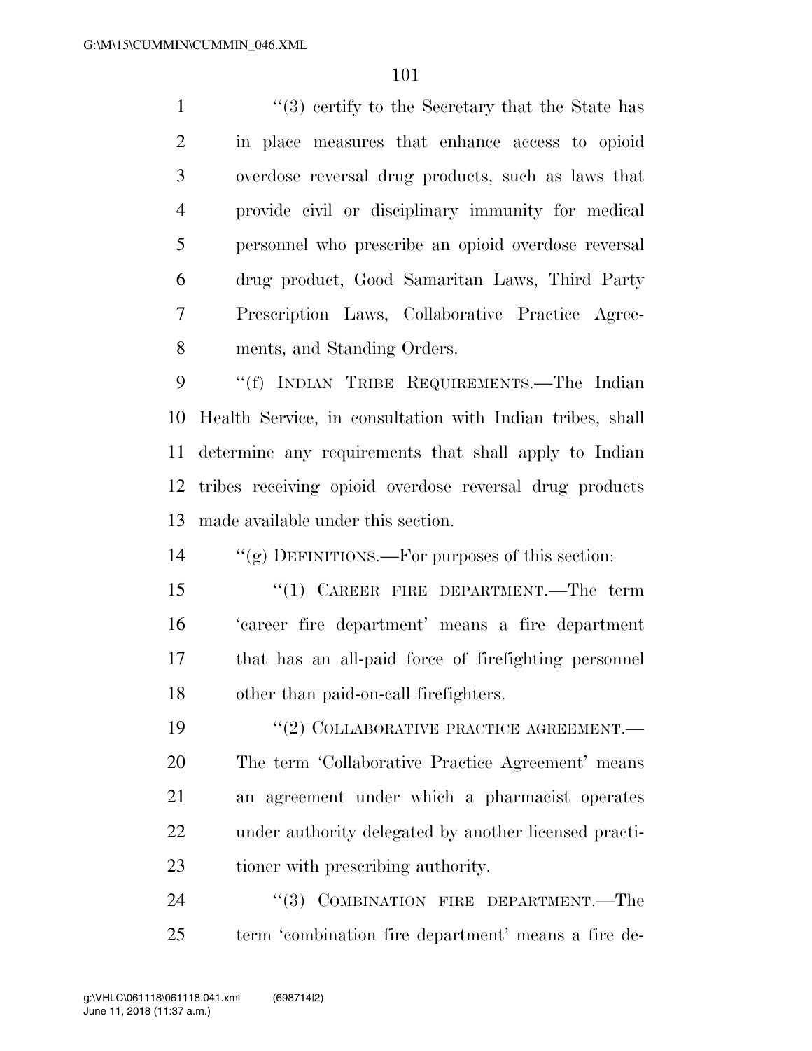"(3) certify to the Secretary that the State has in place measures that enhance access to opioid overdose reversal drug products, such as laws that provide civil or disciplinary immunity for medical personnel who prescribe an opioid overdose reversal drug product, Good Samaritan Laws, Third Party Prescription Laws, Collaborative Practice Agreements, and Standing Orders.

"(f) INDIAN TRIBE REQUIREMENTS.—The Indian Health Service, in consultation with Indian tribes, shall determine any requirements that shall apply to Indian tribes receiving opioid overdose reversal drug products made available under this section.

"(g) DEFINITIONS.—For purposes of this section:

"(1) CAREER FIRE DEPARTMENT.—The term 'career fire department' means a fire department that has an all-paid force of firefighting personnel other than paid-on-call firefighters.

"(2) COLLABORATIVE PRACTICE AGREEMENT.— The term 'Collaborative Practice Agreement' means an agreement under which a pharmacist operates under authority delegated by another licensed practitioner with prescribing authority.

"(3) COMBINATION FIRE DEPARTMENT.—The term 'combination fire department' means a fire de-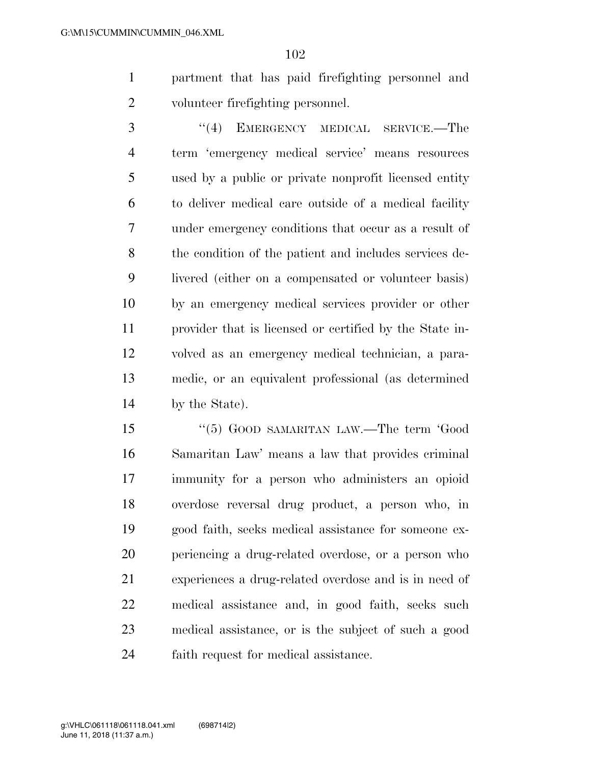partment that has paid firefighting personnel and volunteer firefighting personnel.

"(4) EMERGENCY MEDICAL SERVICE.—The term 'emergency medical service' means resources used by a public or private nonprofit licensed entity to deliver medical care outside of a medical facility under emergency conditions that occur as a result of the condition of the patient and includes services delivered (either on a compensated or volunteer basis) by an emergency medical services provider or other provider that is licensed or certified by the State involved as an emergency medical technician, a paramedic, or an equivalent professional (as determined by the State).

"(5) GOOD SAMARITAN LAW.—The term 'Good Samaritan Law' means a law that provides criminal immunity for a person who administers an opioid overdose reversal drug product, a person who, in good faith, seeks medical assistance for someone experiencing a drug-related overdose, or a person who experiences a drug-related overdose and is in need of medical assistance and, in good faith, seeks such medical assistance, or is the subject of such a good faith request for medical assistance.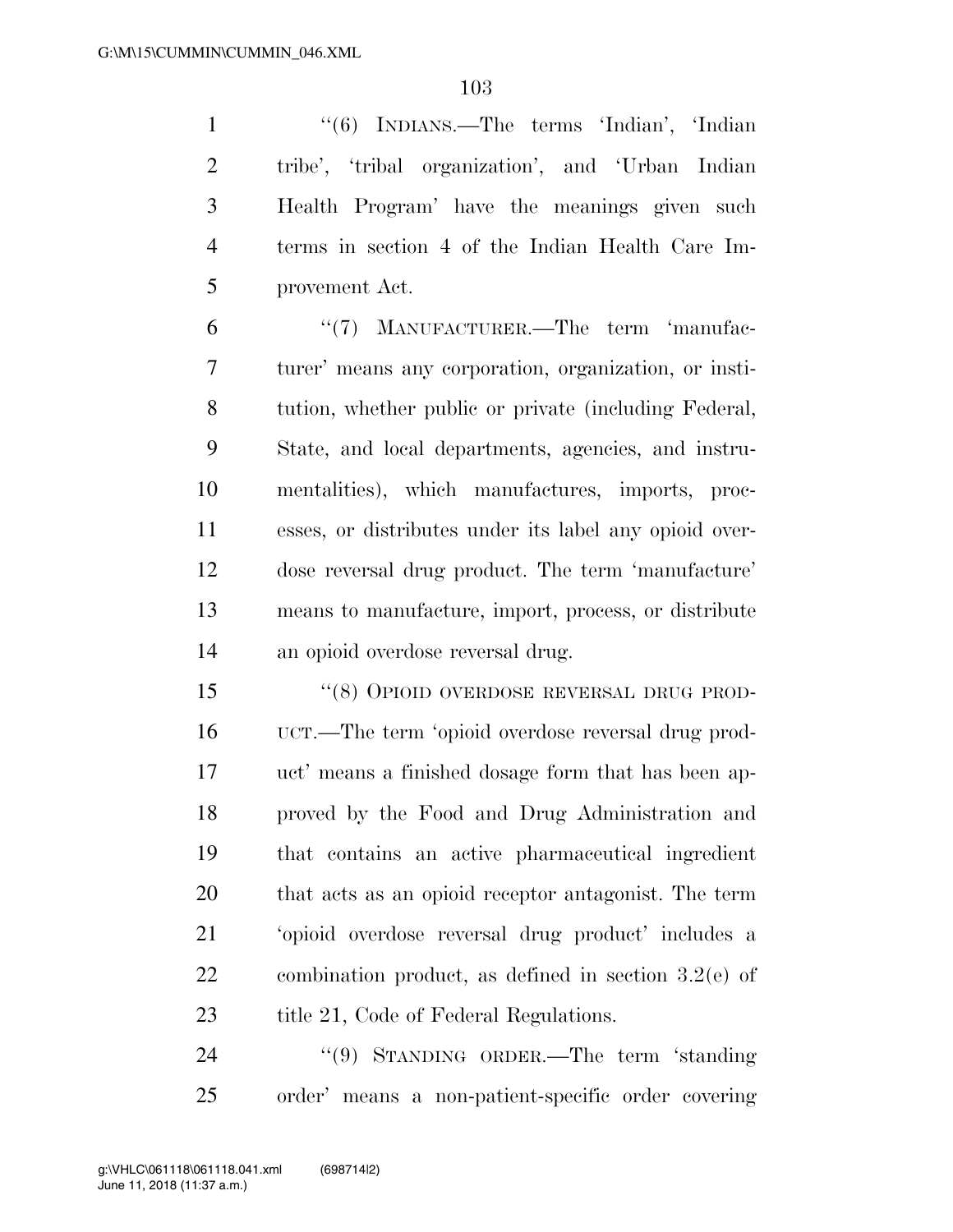"(6) INDIANS.—The terms 'Indian', 'Indian tribe', 'tribal organization', and 'Urban Indian Health Program' have the meanings given such terms in section 4 of the Indian Health Care Improvement Act.

"(7) MANUFACTURER.—The term 'manufacturer' means any corporation, organization, or institution, whether public or private (including Federal, State, and local departments, agencies, and instrumentalities), which manufactures, imports, processes, or distributes under its label any opioid overdose reversal drug product. The term 'manufacture' means to manufacture, import, process, or distribute an opioid overdose reversal drug.

"(8) OPIOID OVERDOSE REVERSAL DRUG PRODUCT.—The term 'opioid overdose reversal drug product' means a finished dosage form that has been approved by the Food and Drug Administration and that contains an active pharmaceutical ingredient that acts as an opioid receptor antagonist. The term 'opioid overdose reversal drug product' includes a combination product, as defined in section 3.2(e) of title 21, Code of Federal Regulations.

"(9) STANDING ORDER.—The term 'standing order' means a non-patient-specific order covering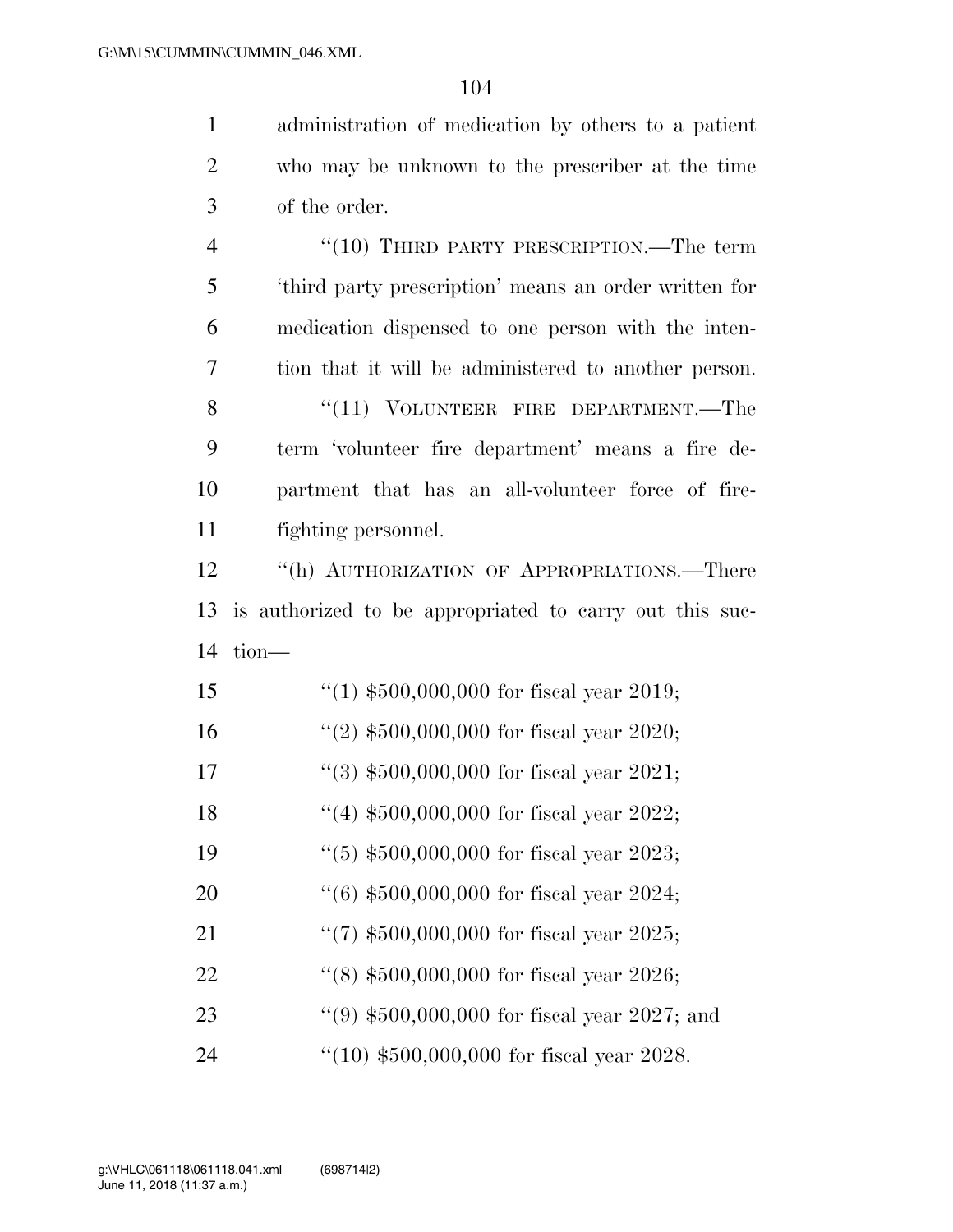administration of medication by others to a patient who may be unknown to the prescriber at the time of the order.

"(10) THIRD PARTY PRESCRIPTION.—The term 'third party prescription' means an order written for medication dispensed to one person with the intention that it will be administered to another person.

"(11) VOLUNTEER FIRE DEPARTMENT.—The term 'volunteer fire department' means a fire department that has an all-volunteer force of firefighting personnel.

"(h) AUTHORIZATION OF APPROPRIATIONS.—There is authorized to be appropriated to carry out this section—

"(1) $500,000,000 for fiscal year 2019;

"(2) $500,000,000 for fiscal year 2020;

"(3) $500,000,000 for fiscal year 2021;

"(4) $500,000,000 for fiscal year 2022;

"(5) $500,000,000 for fiscal year 2023;

"(6) $500,000,000 for fiscal year 2024;

"(7) $500,000,000 for fiscal year 2025;

"(8) $500,000,000 for fiscal year 2026;

"(9) $500,000,000 for fiscal year 2027; and

"(10) $500,000,000 for fiscal year 2028.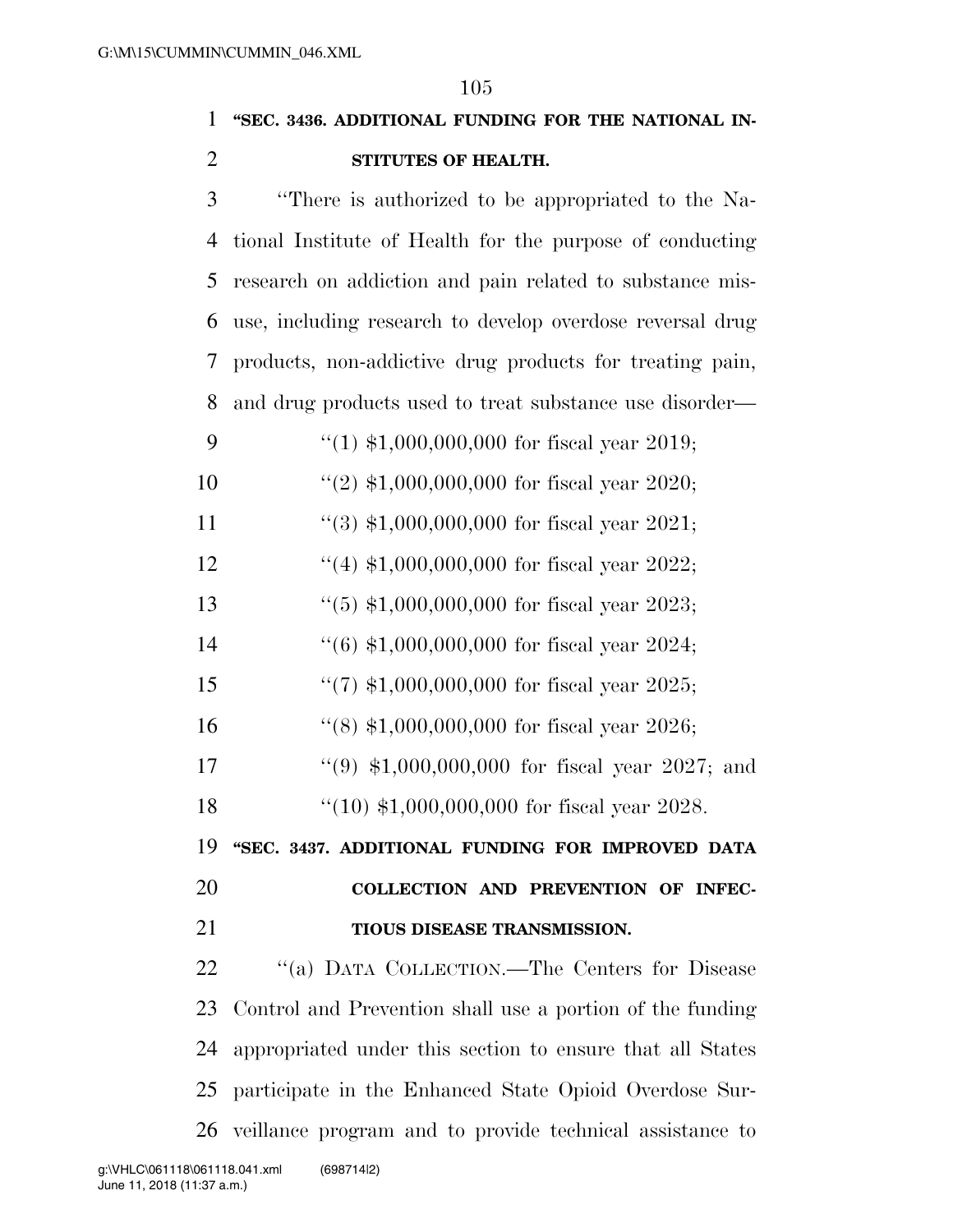**"SEC. 3436. ADDITIONAL FUNDING FOR THE NATIONAL INSTITUTES OF HEALTH.**

"There is authorized to be appropriated to the National Institute of Health for the purpose of conducting research on addiction and pain related to substance misuse, including research to develop overdose reversal drug products, non-addictive drug products for treating pain, and drug products used to treat substance use disorder—

"(1) $1,000,000,000 for fiscal year 2019;

"(2) $1,000,000,000 for fiscal year 2020;

"(3) $1,000,000,000 for fiscal year 2021;

"(4) $1,000,000,000 for fiscal year 2022;

"(5) $1,000,000,000 for fiscal year 2023;

"(6) $1,000,000,000 for fiscal year 2024;

"(7) $1,000,000,000 for fiscal year 2025;

"(8) $1,000,000,000 for fiscal year 2026;

"(9) $1,000,000,000 for fiscal year 2027; and

"(10) $1,000,000,000 for fiscal year 2028.

**"SEC. 3437. ADDITIONAL FUNDING FOR IMPROVED DATA COLLECTION AND PREVENTION OF INFECTIOUS DISEASE TRANSMISSION.**

"(a) DATA COLLECTION.—The Centers for Disease Control and Prevention shall use a portion of the funding appropriated under this section to ensure that all States participate in the Enhanced State Opioid Overdose Surveillance program and to provide technical assistance to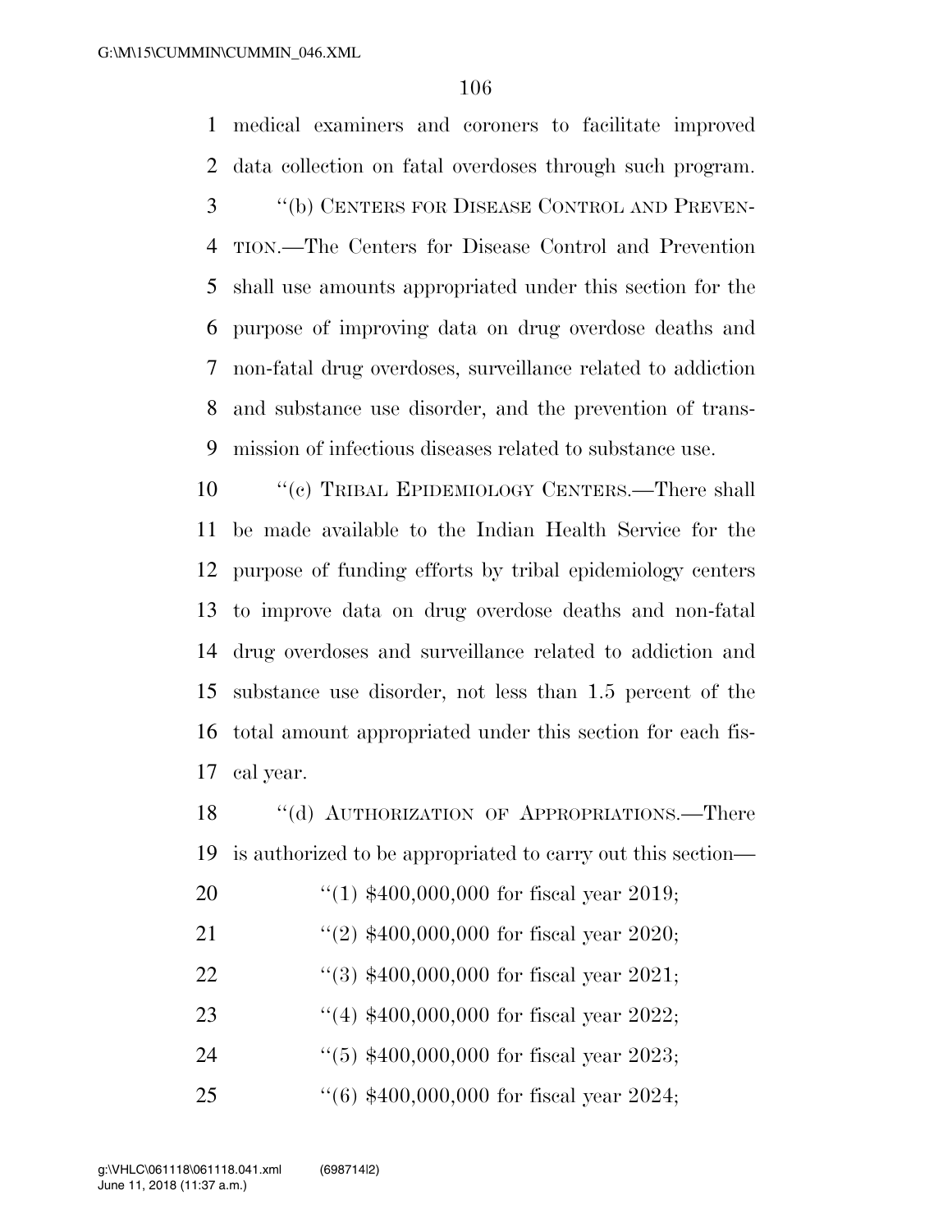medical examiners and coroners to facilitate improved data collection on fatal overdoses through such program.

"(b) CENTERS FOR DISEASE CONTROL AND PREVENTION.—The Centers for Disease Control and Prevention shall use amounts appropriated under this section for the purpose of improving data on drug overdose deaths and non-fatal drug overdoses, surveillance related to addiction and substance use disorder, and the prevention of transmission of infectious diseases related to substance use.

"(c) TRIBAL EPIDEMIOLOGY CENTERS.—There shall be made available to the Indian Health Service for the purpose of funding efforts by tribal epidemiology centers to improve data on drug overdose deaths and non-fatal drug overdoses and surveillance related to addiction and substance use disorder, not less than 1.5 percent of the total amount appropriated under this section for each fiscal year.

"(d) AUTHORIZATION OF APPROPRIATIONS.—There is authorized to be appropriated to carry out this section—

"(1) $400,000,000 for fiscal year 2019;

"(2) $400,000,000 for fiscal year 2020;

"(3) $400,000,000 for fiscal year 2021;

"(4) $400,000,000 for fiscal year 2022;

"(5) $400,000,000 for fiscal year 2023;

"(6) $400,000,000 for fiscal year 2024;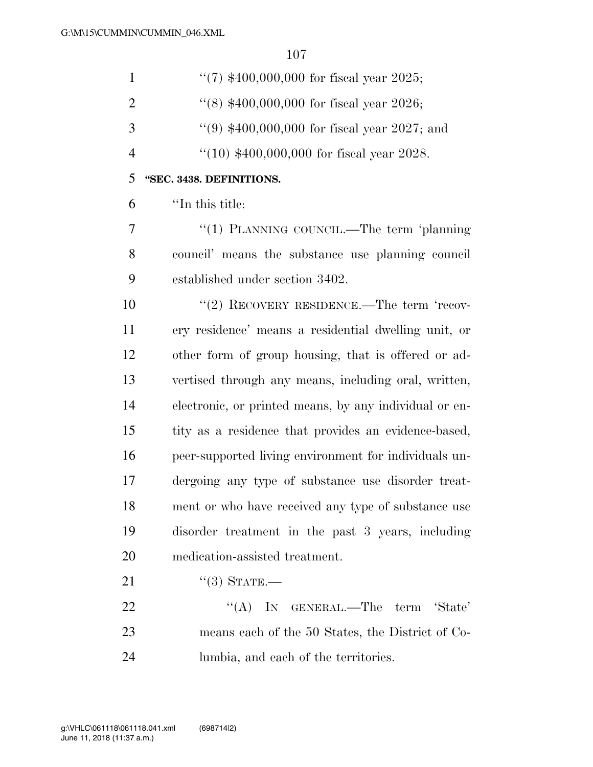''(7) $400,000,000 for fiscal year 2025;

''(8) $400,000,000 for fiscal year 2026;

''(9) $400,000,000 for fiscal year 2027; and

''(10) $400,000,000 for fiscal year 2028.

**''SEC. 3438. DEFINITIONS.**

''In this title:

''(1) PLANNING COUNCIL.—The term 'planning council' means the substance use planning council established under section 3402.

''(2) RECOVERY RESIDENCE.—The term 'recovery residence' means a residential dwelling unit, or other form of group housing, that is offered or advertised through any means, including oral, written, electronic, or printed means, by any individual or entity as a residence that provides an evidence-based, peer-supported living environment for individuals undergoing any type of substance use disorder treatment or who have received any type of substance use disorder treatment in the past 3 years, including medication-assisted treatment.

''(3) STATE.—

''(A) IN GENERAL.—The term 'State' means each of the 50 States, the District of Columbia, and each of the territories.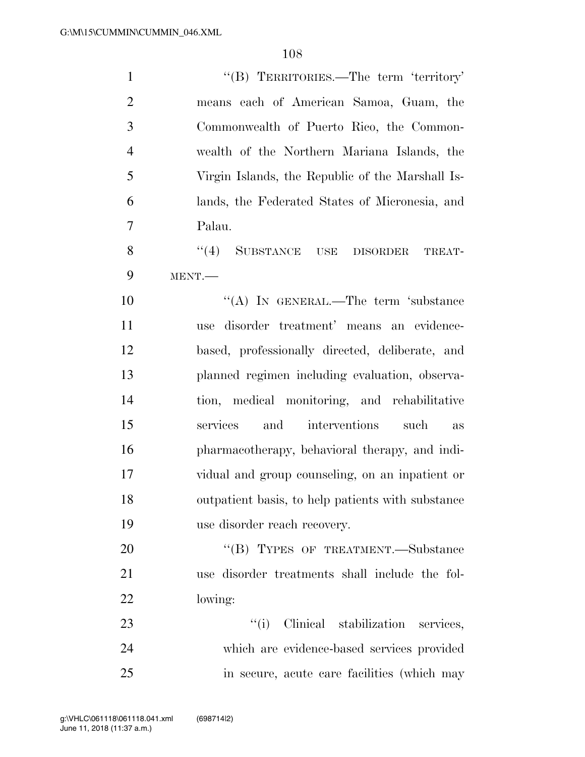"(B) TERRITORIES.—The term 'territory' means each of American Samoa, Guam, the Commonwealth of Puerto Rico, the Commonwealth of the Northern Mariana Islands, the Virgin Islands, the Republic of the Marshall Islands, the Federated States of Micronesia, and Palau.

"(4) SUBSTANCE USE DISORDER TREATMENT.—

"(A) IN GENERAL.—The term 'substance use disorder treatment' means an evidence-based, professionally directed, deliberate, and planned regimen including evaluation, observation, medical monitoring, and rehabilitative services and interventions such as pharmacotherapy, behavioral therapy, and individual and group counseling, on an inpatient or outpatient basis, to help patients with substance use disorder reach recovery.

"(B) TYPES OF TREATMENT.—Substance use disorder treatments shall include the following:

"(i) Clinical stabilization services, which are evidence-based services provided in secure, acute care facilities (which may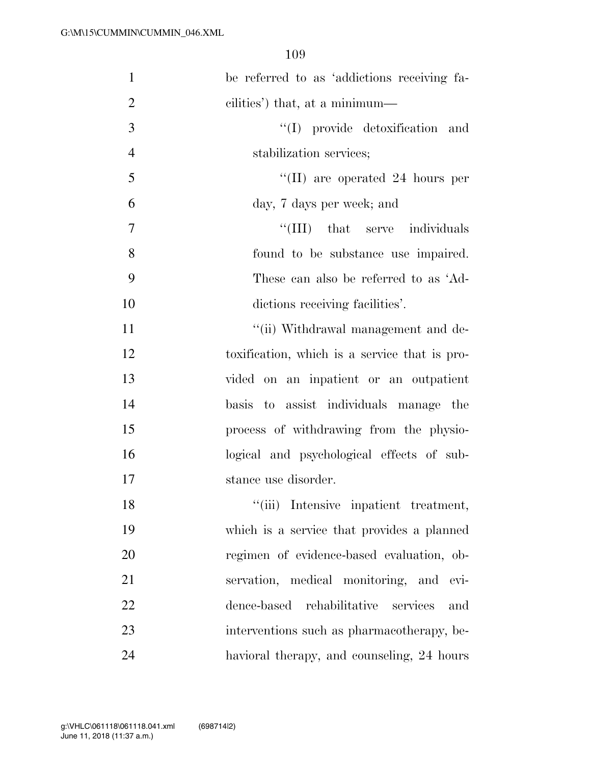be referred to as 'addictions receiving facilities') that, at a minimum—

"(I) provide detoxification and stabilization services;

"(II) are operated 24 hours per day, 7 days per week; and

"(III) that serve individuals found to be substance use impaired. These can also be referred to as 'Addictions receiving facilities'.

"(ii) Withdrawal management and detoxification, which is a service that is provided on an inpatient or an outpatient basis to assist individuals manage the process of withdrawing from the physiological and psychological effects of substance use disorder.

"(iii) Intensive inpatient treatment, which is a service that provides a planned regimen of evidence-based evaluation, observation, medical monitoring, and evidence-based rehabilitative services and interventions such as pharmacotherapy, behavioral therapy, and counseling, 24 hours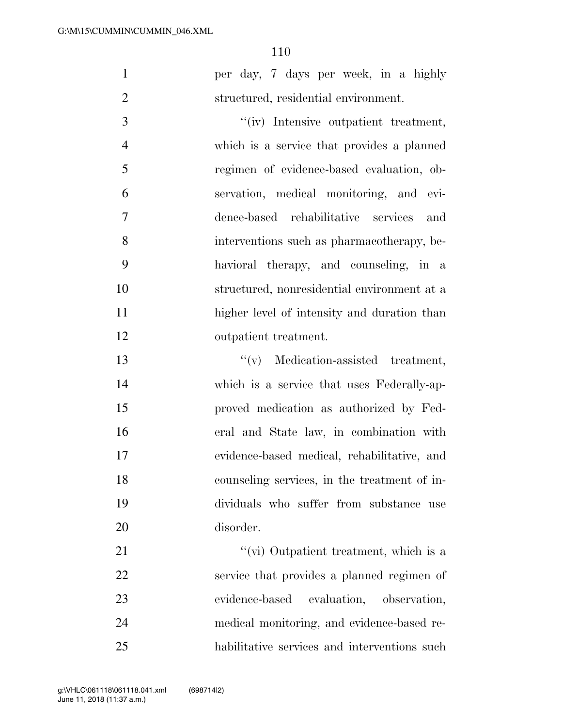per day, 7 days per week, in a highly structured, residential environment.

"(iv) Intensive outpatient treatment, which is a service that provides a planned regimen of evidence-based evaluation, observation, medical monitoring, and evidence-based rehabilitative services and interventions such as pharmacotherapy, behavioral therapy, and counseling, in a structured, nonresidential environment at a higher level of intensity and duration than outpatient treatment.

"(v) Medication-assisted treatment, which is a service that uses Federally-approved medication as authorized by Federal and State law, in combination with evidence-based medical, rehabilitative, and counseling services, in the treatment of individuals who suffer from substance use disorder.

"(vi) Outpatient treatment, which is a service that provides a planned regimen of evidence-based evaluation, observation, medical monitoring, and evidence-based rehabilitative services and interventions such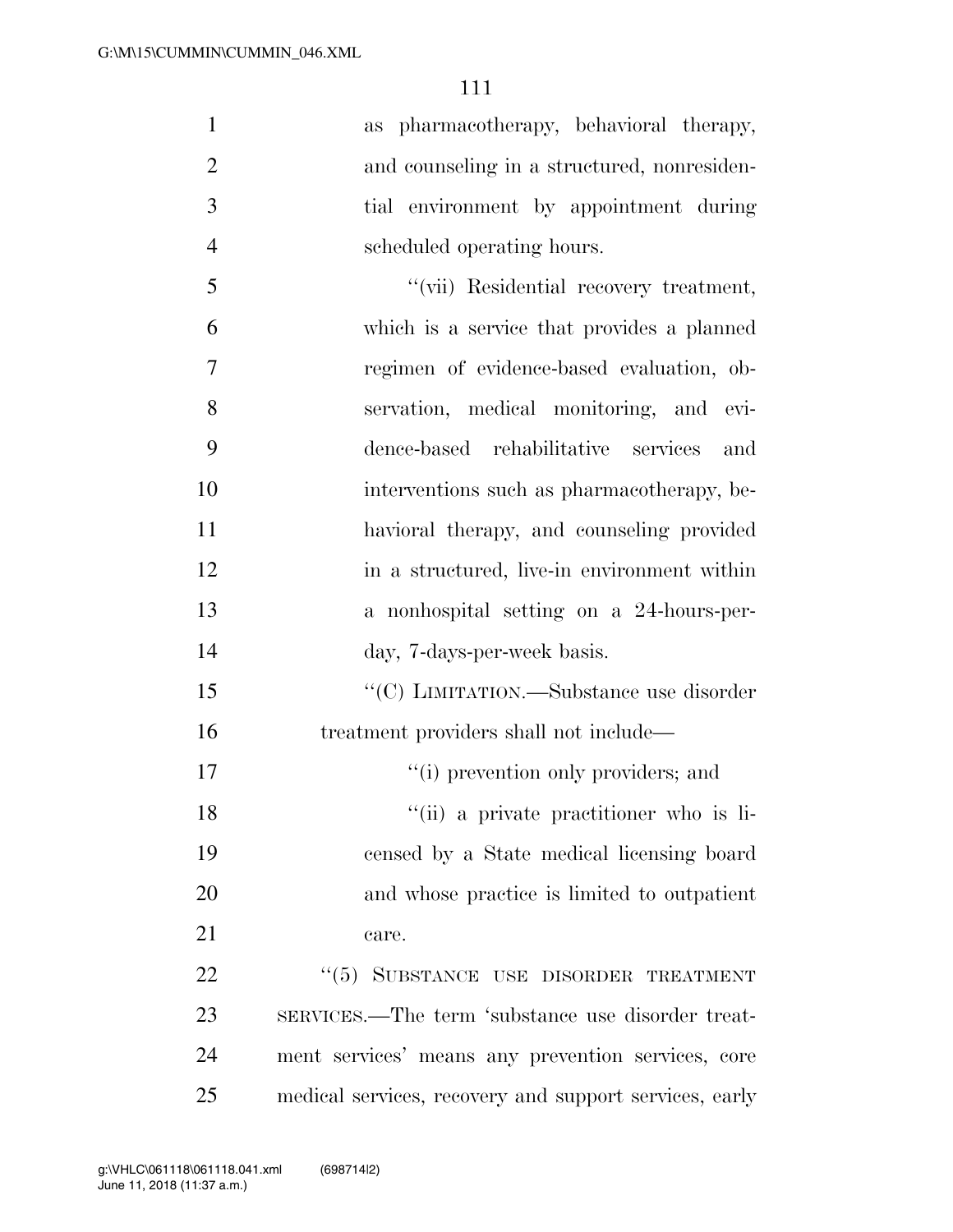as pharmacotherapy, behavioral therapy, and counseling in a structured, nonresidential environment by appointment during scheduled operating hours.

"(vii) Residential recovery treatment, which is a service that provides a planned regimen of evidence-based evaluation, observation, medical monitoring, and evidence-based rehabilitative services and interventions such as pharmacotherapy, behavioral therapy, and counseling provided in a structured, live-in environment within a nonhospital setting on a 24-hours-per-day, 7-days-per-week basis.

"(C) LIMITATION.—Substance use disorder treatment providers shall not include—

"(i) prevention only providers; and

"(ii) a private practitioner who is licensed by a State medical licensing board and whose practice is limited to outpatient care.

"(5) SUBSTANCE USE DISORDER TREATMENT SERVICES.—The term 'substance use disorder treatment services' means any prevention services, core medical services, recovery and support services, early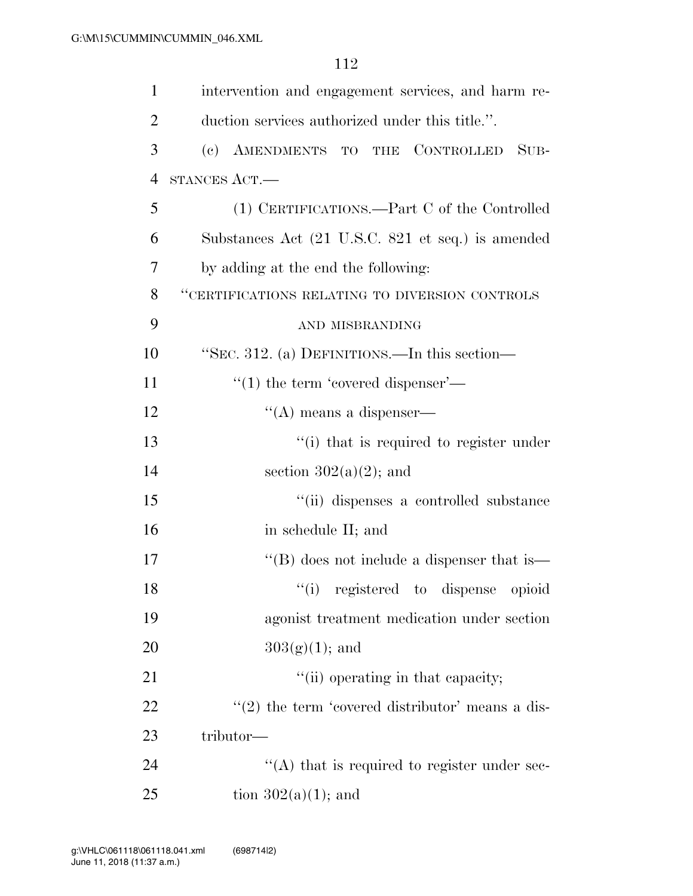intervention and engagement services, and harm reduction services authorized under this title.''.

(c) AMENDMENTS TO THE CONTROLLED SUBSTANCES ACT.—

(1) CERTIFICATIONS.—Part C of the Controlled Substances Act (21 U.S.C. 821 et seq.) is amended by adding at the end the following:

''CERTIFICATIONS RELATING TO DIVERSION CONTROLS AND MISBRANDING

''SEC. 312. (a) DEFINITIONS.—In this section—

''(1) the term 'covered dispenser'—

''(A) means a dispenser—

''(i) that is required to register under section 302(a)(2); and

''(ii) dispenses a controlled substance in schedule II; and

''(B) does not include a dispenser that is—

''(i) registered to dispense opioid agonist treatment medication under section 303(g)(1); and

''(ii) operating in that capacity;

''(2) the term 'covered distributor' means a distributor—

''(A) that is required to register under section 302(a)(1); and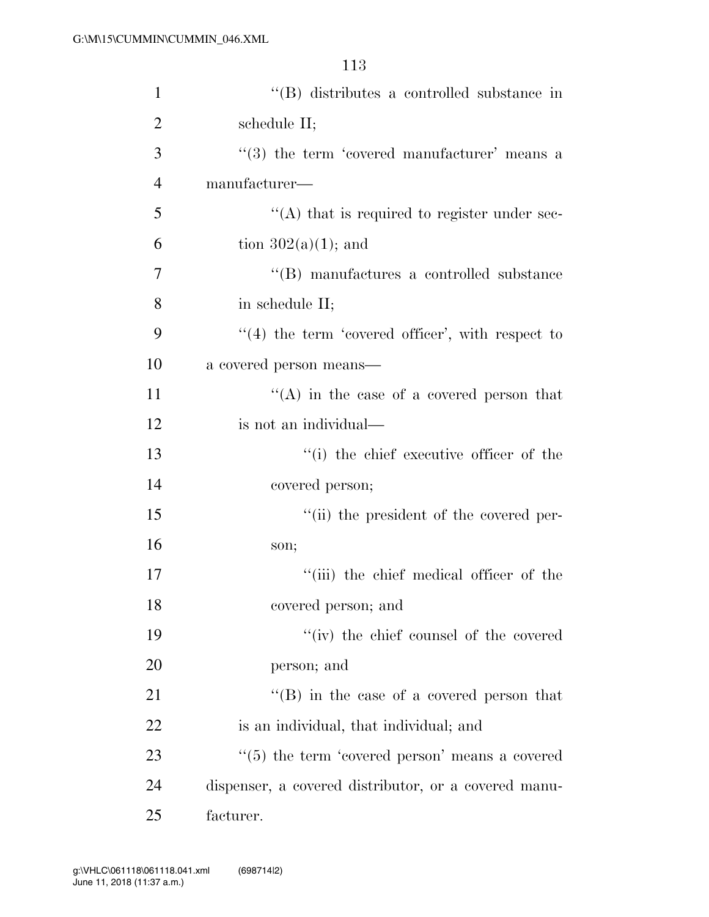''(B) distributes a controlled substance in schedule II;

''(3) the term 'covered manufacturer' means a manufacturer—

''(A) that is required to register under section 302(a)(1); and

''(B) manufactures a controlled substance in schedule II;

''(4) the term 'covered officer', with respect to a covered person means—

''(A) in the case of a covered person that is not an individual—

''(i) the chief executive officer of the covered person;

''(ii) the president of the covered person;

''(iii) the chief medical officer of the covered person; and

''(iv) the chief counsel of the covered person; and

''(B) in the case of a covered person that is an individual, that individual; and

''(5) the term 'covered person' means a covered dispenser, a covered distributor, or a covered manufacturer.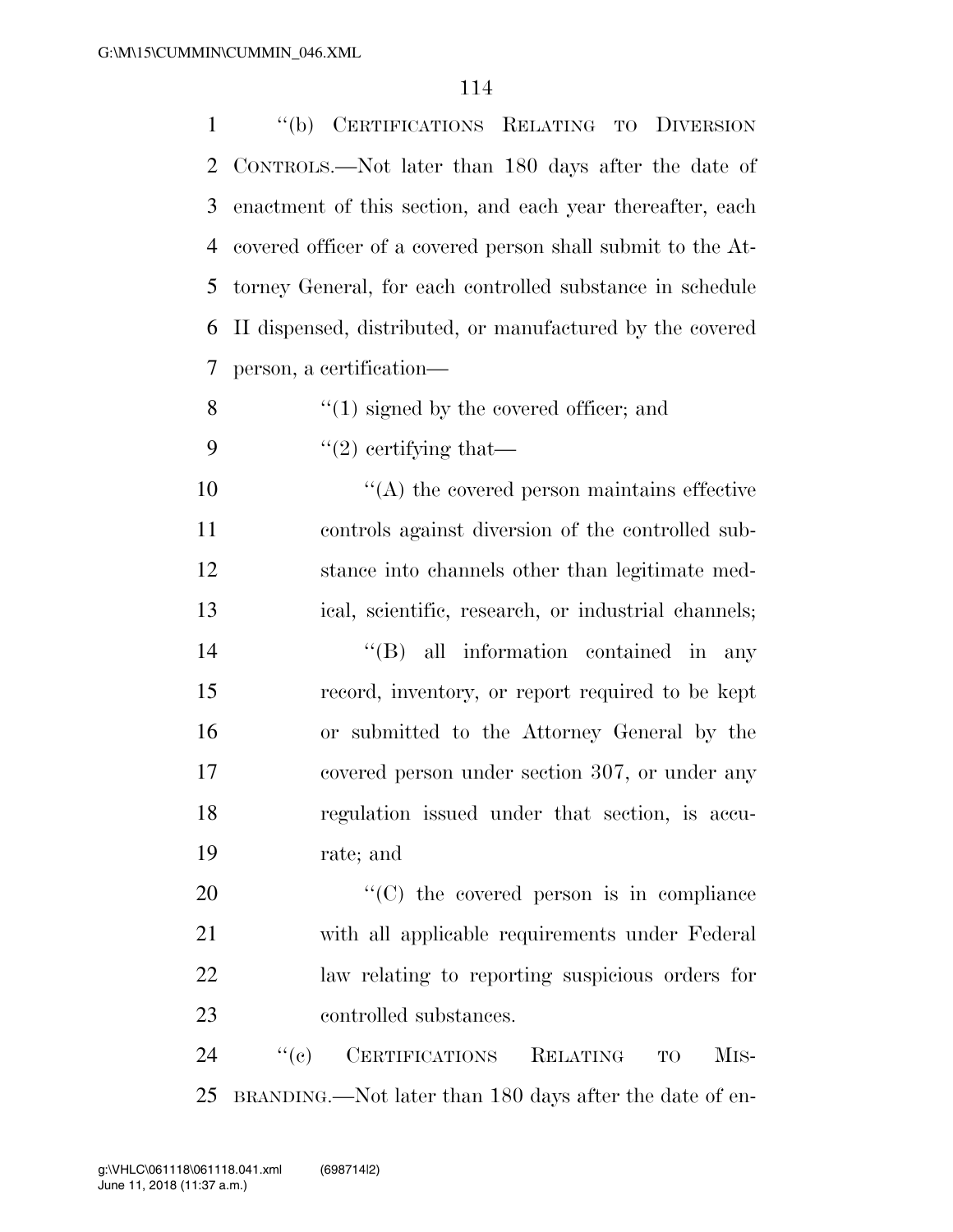"(b) CERTIFICATIONS RELATING TO DIVERSION CONTROLS.—Not later than 180 days after the date of enactment of this section, and each year thereafter, each covered officer of a covered person shall submit to the Attorney General, for each controlled substance in schedule II dispensed, distributed, or manufactured by the covered person, a certification—

"(1) signed by the covered officer; and

"(2) certifying that—

"(A) the covered person maintains effective controls against diversion of the controlled substance into channels other than legitimate medical, scientific, research, or industrial channels;

"(B) all information contained in any record, inventory, or report required to be kept or submitted to the Attorney General by the covered person under section 307, or under any regulation issued under that section, is accurate; and

"(C) the covered person is in compliance with all applicable requirements under Federal law relating to reporting suspicious orders for controlled substances.

"(c) CERTIFICATIONS RELATING TO MISBRANDING.—Not later than 180 days after the date of en-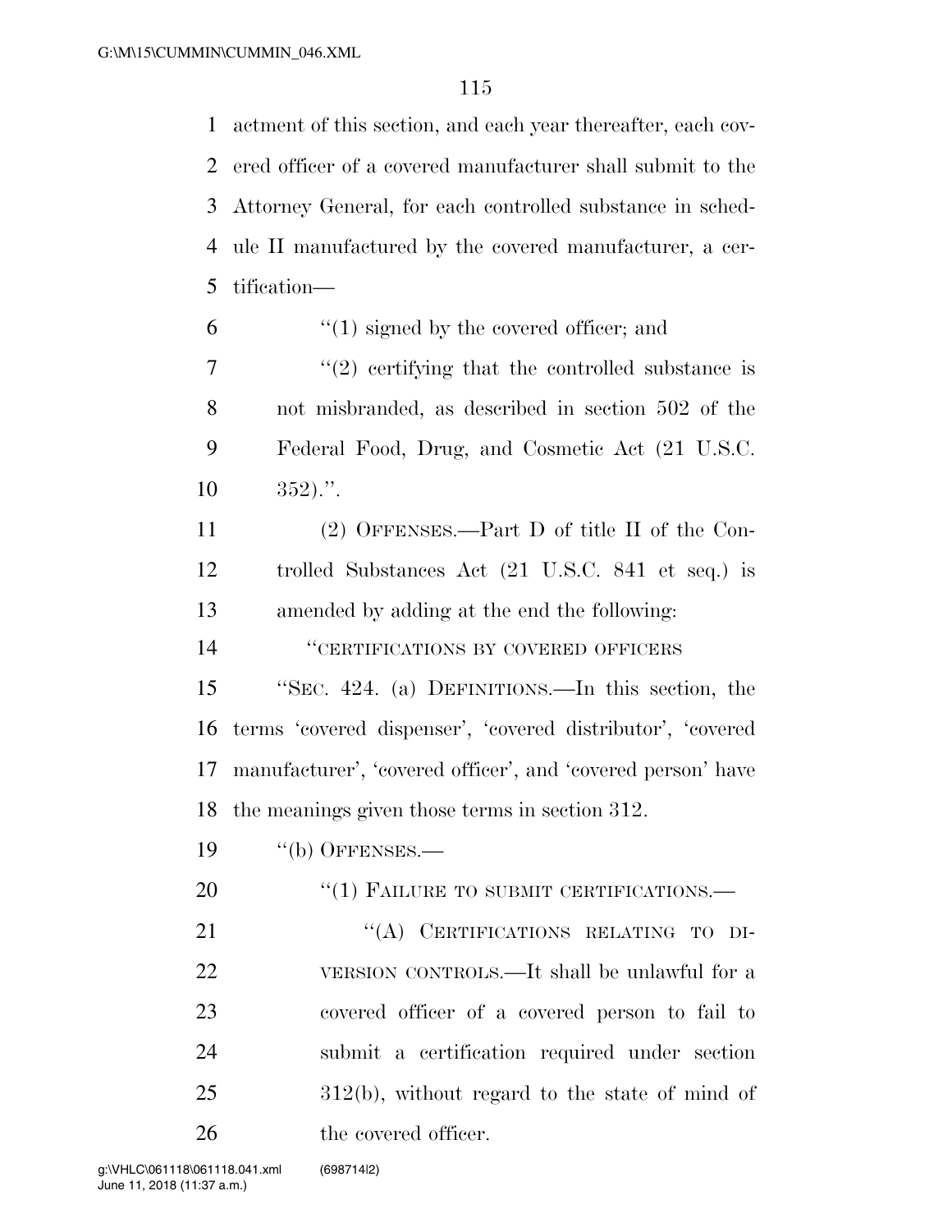actment of this section, and each year thereafter, each covered officer of a covered manufacturer shall submit to the Attorney General, for each controlled substance in schedule II manufactured by the covered manufacturer, a certification—

"(1) signed by the covered officer; and

"(2) certifying that the controlled substance is not misbranded, as described in section 502 of the Federal Food, Drug, and Cosmetic Act (21 U.S.C. 352).".

(2) OFFENSES.—Part D of title II of the Controlled Substances Act (21 U.S.C. 841 et seq.) is amended by adding at the end the following:

"CERTIFICATIONS BY COVERED OFFICERS

"SEC. 424. (a) DEFINITIONS.—In this section, the terms 'covered dispenser', 'covered distributor', 'covered manufacturer', 'covered officer', and 'covered person' have the meanings given those terms in section 312.

"(b) OFFENSES.—

"(1) FAILURE TO SUBMIT CERTIFICATIONS.—

"(A) CERTIFICATIONS RELATING TO DIVERSION CONTROLS.—It shall be unlawful for a covered officer of a covered person to fail to submit a certification required under section 312(b), without regard to the state of mind of the covered officer.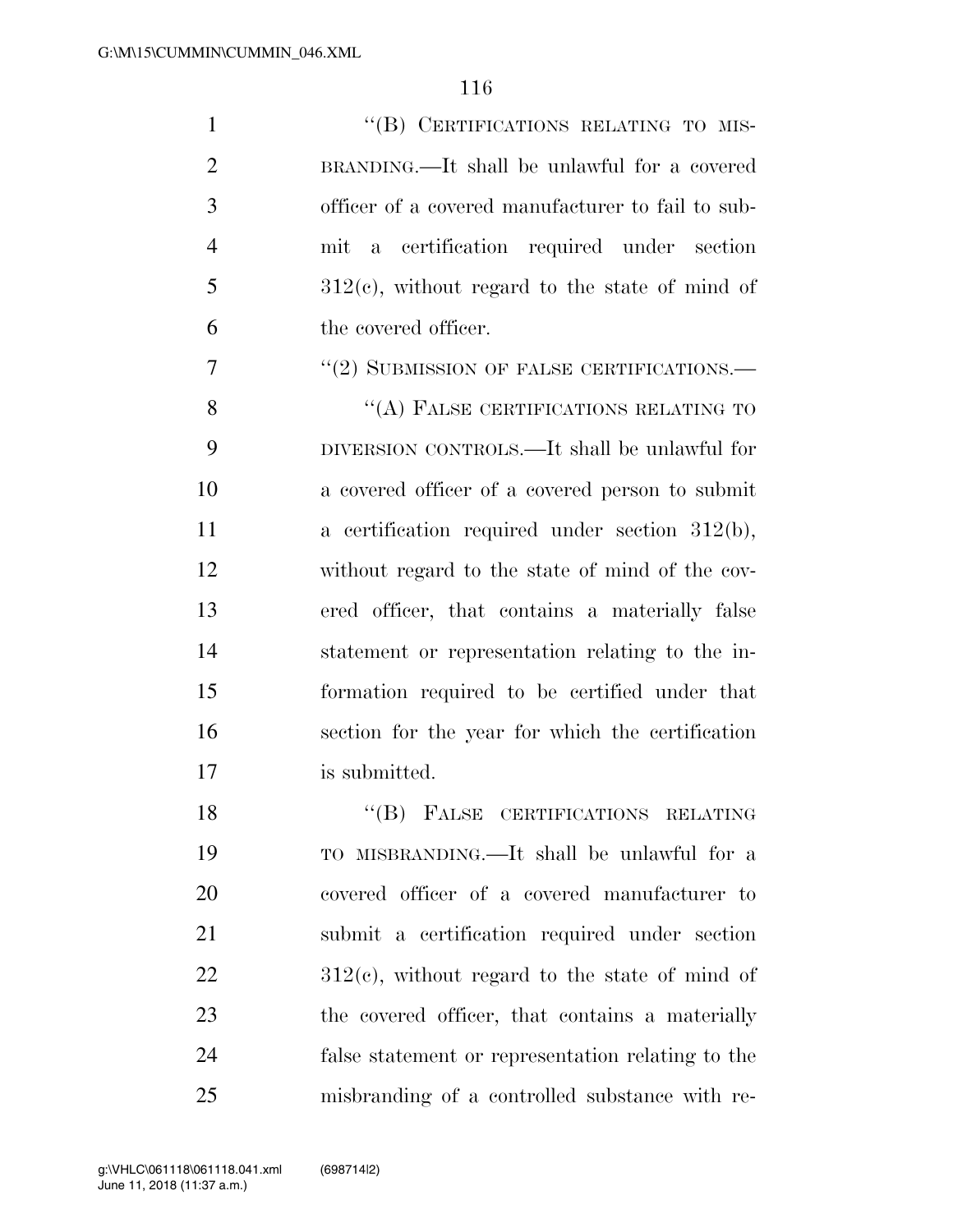"(B) CERTIFICATIONS RELATING TO MISBRANDING.—It shall be unlawful for a covered officer of a covered manufacturer to fail to submit a certification required under section 312(c), without regard to the state of mind of the covered officer.

"(2) SUBMISSION OF FALSE CERTIFICATIONS.—

"(A) FALSE CERTIFICATIONS RELATING TO DIVERSION CONTROLS.—It shall be unlawful for a covered officer of a covered person to submit a certification required under section 312(b), without regard to the state of mind of the covered officer, that contains a materially false statement or representation relating to the information required to be certified under that section for the year for which the certification is submitted.

"(B) FALSE CERTIFICATIONS RELATING TO MISBRANDING.—It shall be unlawful for a covered officer of a covered manufacturer to submit a certification required under section 312(c), without regard to the state of mind of the covered officer, that contains a materially false statement or representation relating to the misbranding of a controlled substance with re-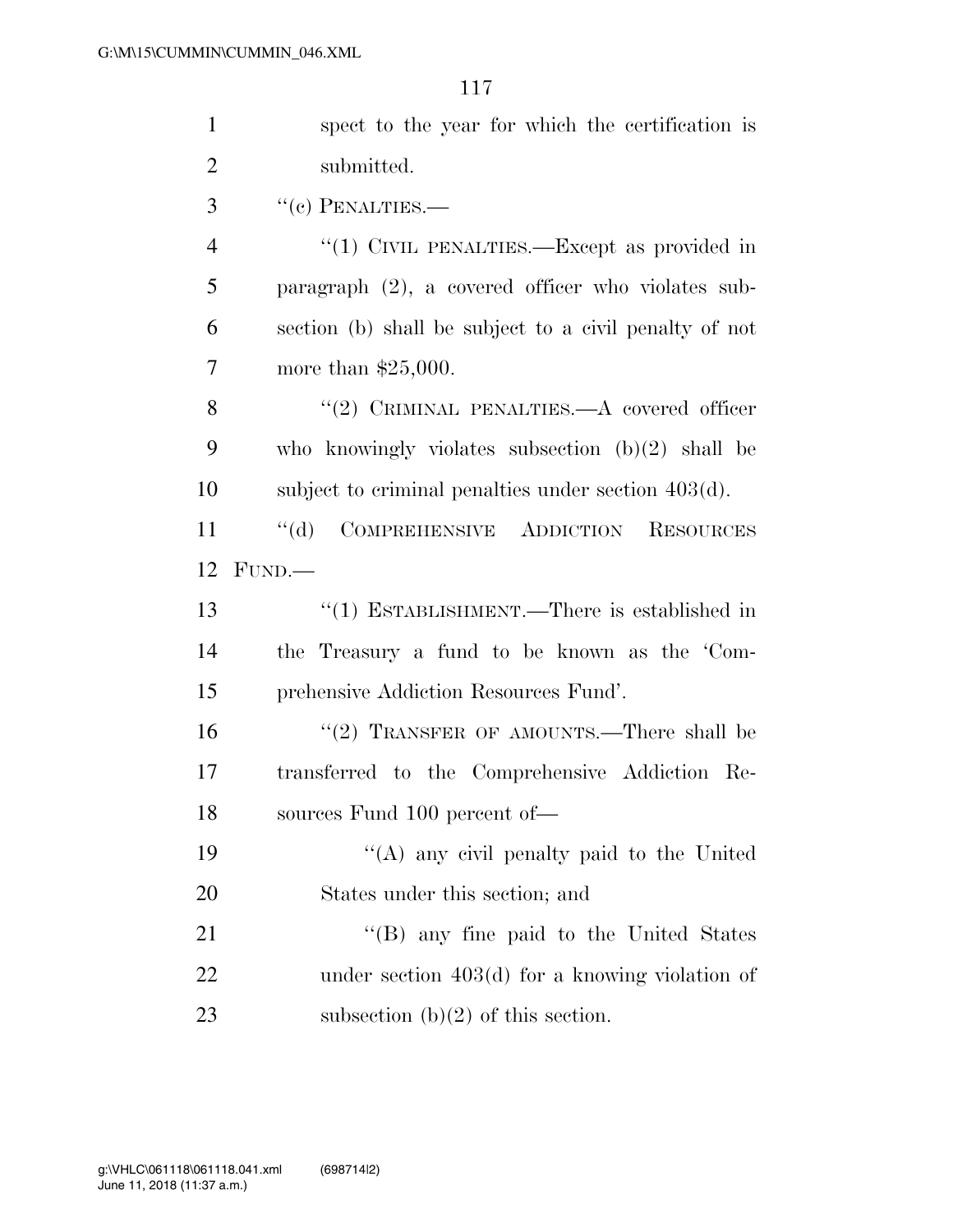spect to the year for which the certification is submitted.

''(c) PENALTIES.—

''(1) CIVIL PENALTIES.—Except as provided in paragraph (2), a covered officer who violates subsection (b) shall be subject to a civil penalty of not more than $25,000.

''(2) CRIMINAL PENALTIES.—A covered officer who knowingly violates subsection (b)(2) shall be subject to criminal penalties under section 403(d).

''(d) COMPREHENSIVE ADDICTION RESOURCES FUND.—

''(1) ESTABLISHMENT.—There is established in the Treasury a fund to be known as the 'Comprehensive Addiction Resources Fund'.

''(2) TRANSFER OF AMOUNTS.—There shall be transferred to the Comprehensive Addiction Resources Fund 100 percent of—

''(A) any civil penalty paid to the United States under this section; and

''(B) any fine paid to the United States under section 403(d) for a knowing violation of subsection (b)(2) of this section.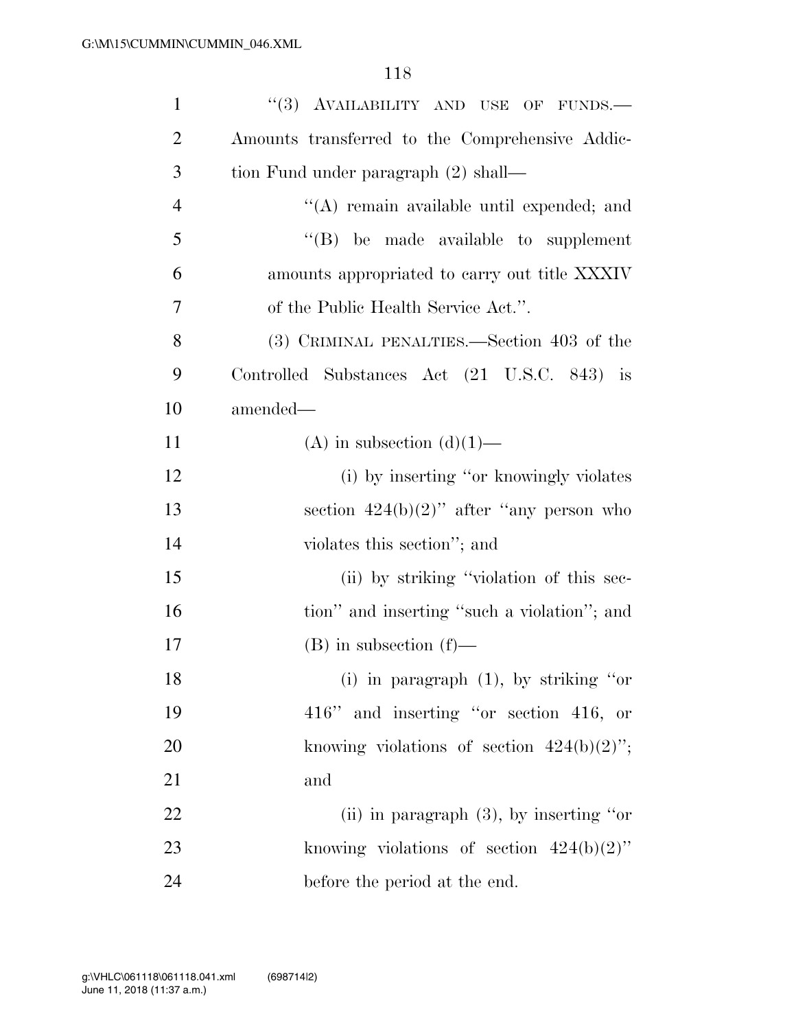"(3) AVAILABILITY AND USE OF FUNDS.—Amounts transferred to the Comprehensive Addiction Fund under paragraph (2) shall—

"(A) remain available until expended; and

"(B) be made available to supplement amounts appropriated to carry out title XXXIV of the Public Health Service Act.".

(3) CRIMINAL PENALTIES.—Section 403 of the Controlled Substances Act (21 U.S.C. 843) is amended—

(A) in subsection (d)(1)—

(i) by inserting "or knowingly violates section 424(b)(2)" after "any person who violates this section"; and

(ii) by striking "violation of this section" and inserting "such a violation"; and

(B) in subsection (f)—

(i) in paragraph (1), by striking "or 416" and inserting "or section 416, or knowing violations of section 424(b)(2)"; and

(ii) in paragraph (3), by inserting "or knowing violations of section 424(b)(2)" before the period at the end.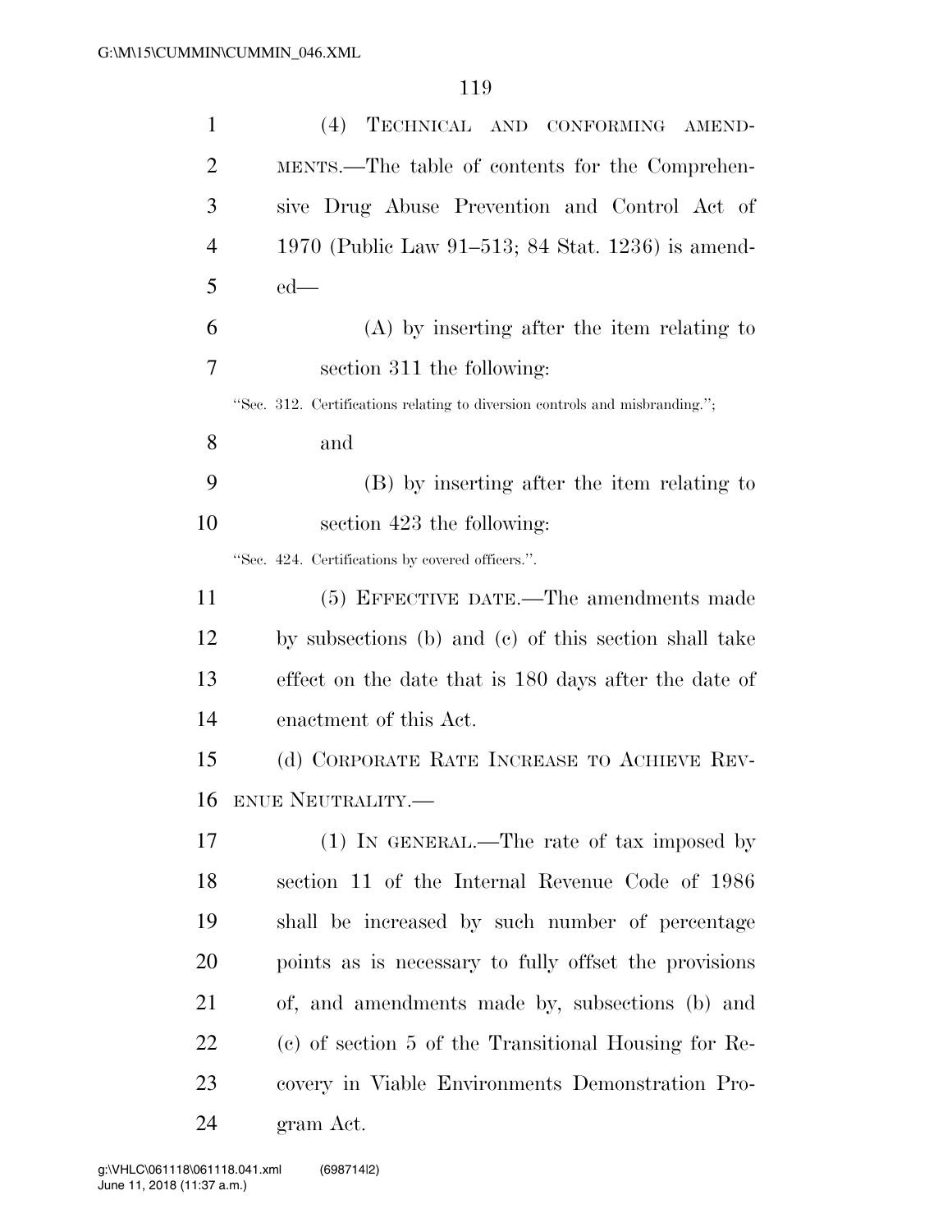(4) TECHNICAL AND CONFORMING AMENDMENTS.—The table of contents for the Comprehensive Drug Abuse Prevention and Control Act of 1970 (Public Law 91–513; 84 Stat. 1236) is amended—

(A) by inserting after the item relating to section 311 the following:

"Sec. 312. Certifications relating to diversion controls and misbranding.";

and

(B) by inserting after the item relating to section 423 the following:

"Sec. 424. Certifications by covered officers.".

(5) EFFECTIVE DATE.—The amendments made by subsections (b) and (c) of this section shall take effect on the date that is 180 days after the date of enactment of this Act.

(d) CORPORATE RATE INCREASE TO ACHIEVE REVENUE NEUTRALITY.—

(1) IN GENERAL.—The rate of tax imposed by section 11 of the Internal Revenue Code of 1986 shall be increased by such number of percentage points as is necessary to fully offset the provisions of, and amendments made by, subsections (b) and (c) of section 5 of the Transitional Housing for Recovery in Viable Environments Demonstration Program Act.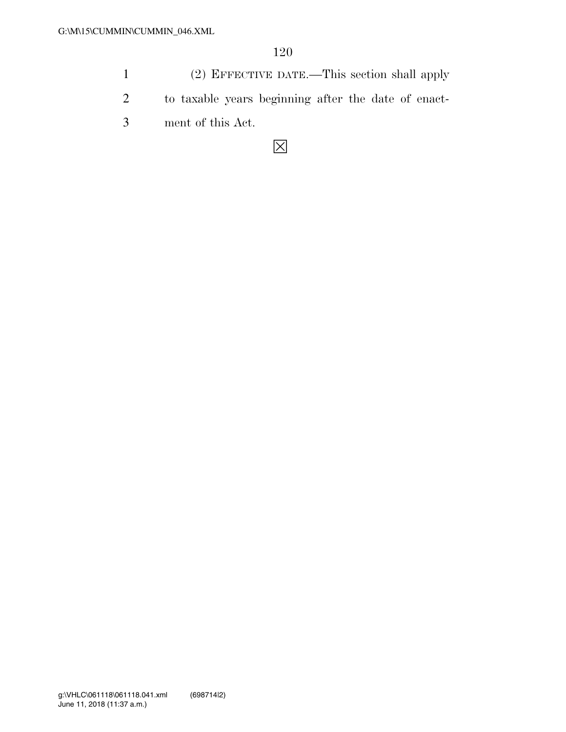(2) EFFECTIVE DATE.—This section shall apply to taxable years beginning after the date of enactment of this Act.